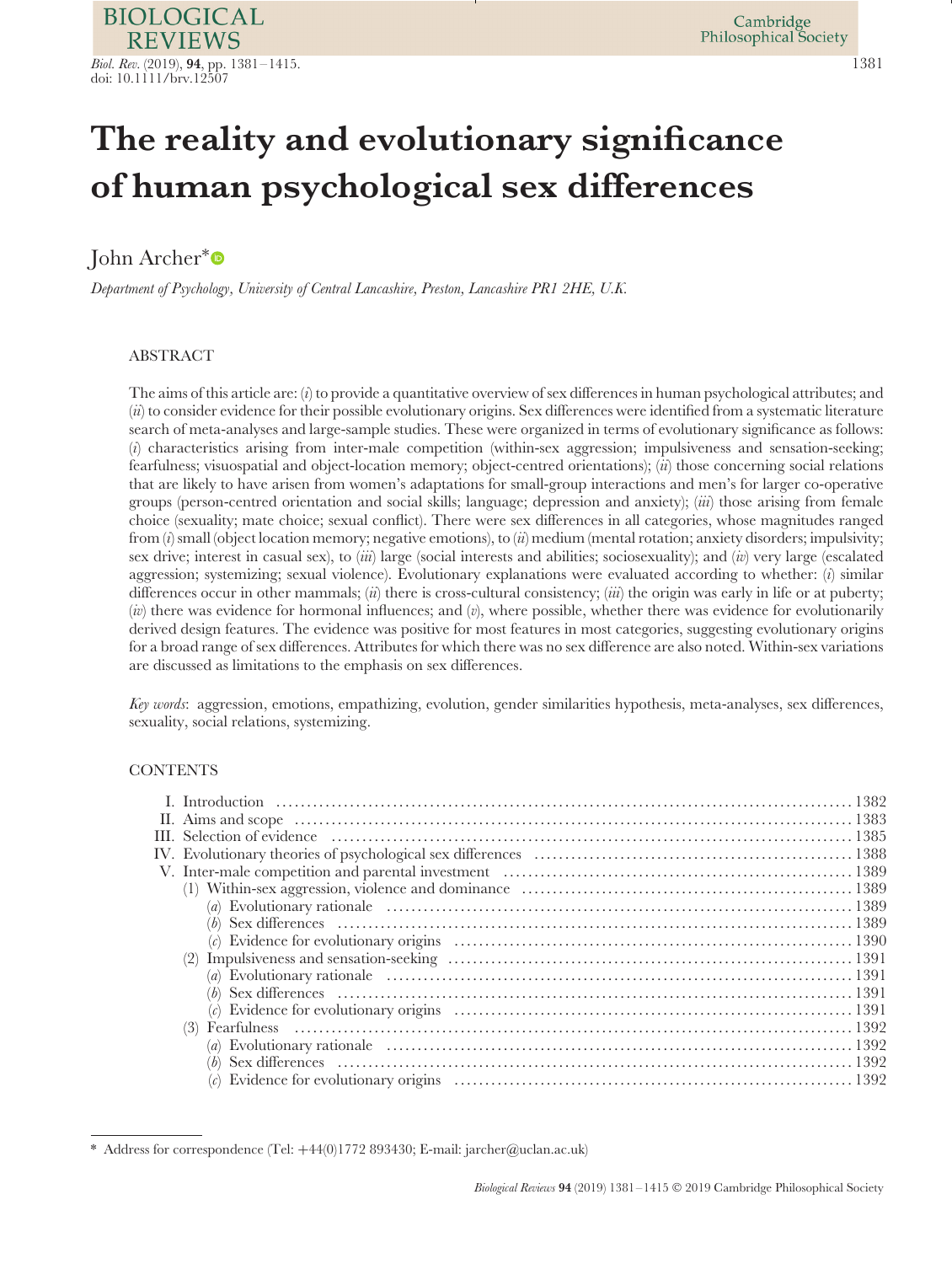# The reality and evolutionary significance of human psychological sex differences

John Archer*

*Department of Psychology, University of Central Lancashire, Preston, Lancashire PR1 2HE, U.K.*

## ABSTRACT

The aims of this article are: (*i*) to provide a quantitative overview of sex differences in human psychological attributes; and (*ii*) to consider evidence for their possible evolutionary origins. Sex differences were identified from a systematic literature search of meta-analyses and large-sample studies. These were organized in terms of evolutionary significance as follows: (*i*) characteristics arising from inter-male competition (within-sex aggression; impulsiveness and sensation-seeking; fearfulness; visuospatial and object-location memory; object-centred orientations); (*ii*) those concerning social relations that are likely to have arisen from women's adaptations for small-group interactions and men's for larger co-operative groups (person-centred orientation and social skills; language; depression and anxiety); (*iii*) those arising from female choice (sexuality; mate choice; sexual conflict). There were sex differences in all categories, whose magnitudes ranged from (*i*) small (object location memory; negative emotions), to (*ii*) medium (mental rotation; anxiety disorders; impulsivity; sex drive; interest in casual sex), to (*iii*) large (social interests and abilities; sociosexuality); and (*iv*) very large (escalated aggression; systemizing; sexual violence). Evolutionary explanations were evaluated according to whether: (*i*) similar differences occur in other mammals; (*ii*) there is cross-cultural consistency; (*iii*) the origin was early in life or at puberty; (*iv*) there was evidence for hormonal influences; and (*v*), where possible, whether there was evidence for evolutionarily derived design features. The evidence was positive for most features in most categories, suggesting evolutionary origins for a broad range of sex differences. Attributes for which there was no sex difference are also noted. Within-sex variations are discussed as limitations to the emphasis on sex differences.

*Key words*: aggression, emotions, empathizing, evolution, gender similarities hypothesis, meta-analyses, sex differences, sexuality, social relations, systemizing.

## CONTENTS

- I. Introduction .......... 1382
- II. Aims and scope .......... 1383
- III. Selection of evidence .......... 1385
- IV. Evolutionary theories of psychological sex differences .......... 1388
- V. Inter-male competition and parental investment .......... 1389
  - (1) Within-sex aggression, violence and dominance .......... 1389
    - (*a*) Evolutionary rationale .......... 1389
    - (*b*) Sex differences .......... 1389
    - (*c*) Evidence for evolutionary origins .......... 1390
  - (2) Impulsiveness and sensation-seeking .......... 1391
    - (*a*) Evolutionary rationale .......... 1391
    - (*b*) Sex differences .......... 1391
    - (*c*) Evidence for evolutionary origins .......... 1391
  - (3) Fearfulness .......... 1392
    - (*a*) Evolutionary rationale .......... 1392
    - (*b*) Sex differences .......... 1392
    - (*c*) Evidence for evolutionary origins .......... 1392

---

\* Address for correspondence (Tel: +44(0)1772 893430; E-mail: jarcher@uclan.ac.uk)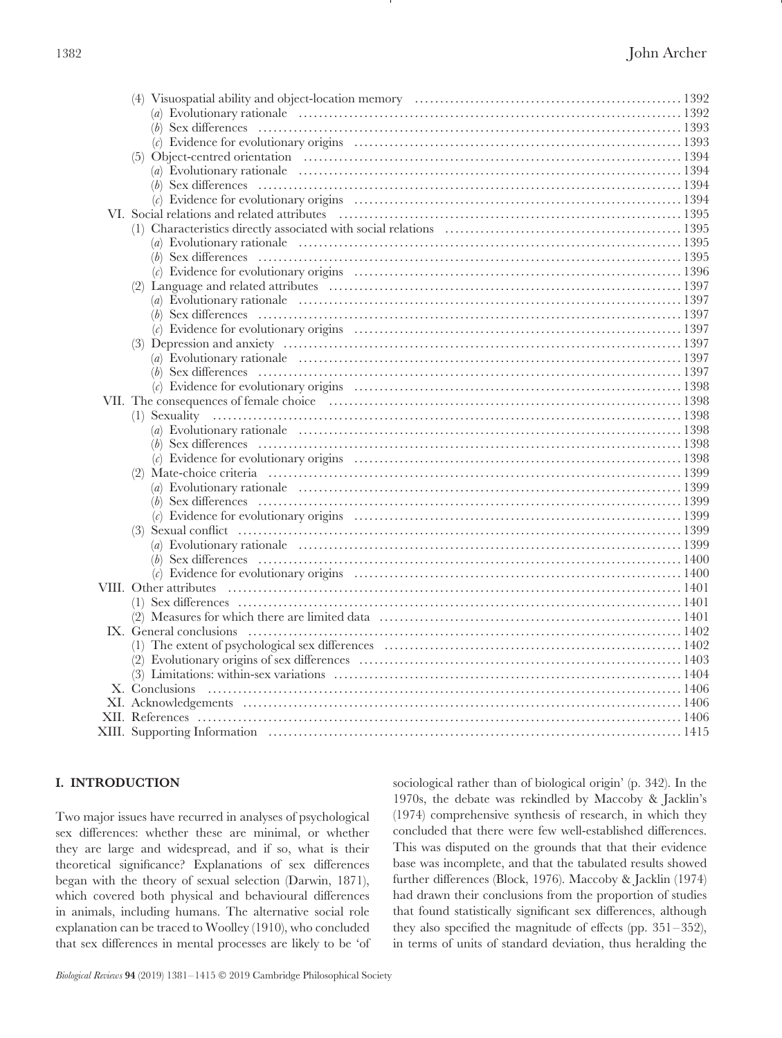(4) Visuospatial ability and object-location memory ..... 1392
  (a) Evolutionary rationale ..... 1392
  (b) Sex differences ..... 1393
  (c) Evidence for evolutionary origins ..... 1393
(5) Object-centred orientation ..... 1394
  (a) Evolutionary rationale ..... 1394
  (b) Sex differences ..... 1394
  (c) Evidence for evolutionary origins ..... 1394

VI. Social relations and related attributes ..... 1395
(1) Characteristics directly associated with social relations ..... 1395
  (a) Evolutionary rationale ..... 1395
  (b) Sex differences ..... 1395
  (c) Evidence for evolutionary origins ..... 1396
(2) Language and related attributes ..... 1397
  (a) Evolutionary rationale ..... 1397
  (b) Sex differences ..... 1397
  (c) Evidence for evolutionary origins ..... 1397
(3) Depression and anxiety ..... 1397
  (a) Evolutionary rationale ..... 1397
  (b) Sex differences ..... 1397
  (c) Evidence for evolutionary origins ..... 1398

VII. The consequences of female choice ..... 1398
(1) Sexuality ..... 1398
  (a) Evolutionary rationale ..... 1398
  (b) Sex differences ..... 1398
  (c) Evidence for evolutionary origins ..... 1398
(2) Mate-choice criteria ..... 1399
  (a) Evolutionary rationale ..... 1399
  (b) Sex differences ..... 1399
  (c) Evidence for evolutionary origins ..... 1399
(3) Sexual conflict ..... 1399
  (a) Evolutionary rationale ..... 1399
  (b) Sex differences ..... 1400
  (c) Evidence for evolutionary origins ..... 1400

VIII. Other attributes ..... 1401
(1) Sex differences ..... 1401
(2) Measures for which there are limited data ..... 1401

IX. General conclusions ..... 1402
(1) The extent of psychological sex differences ..... 1402
(2) Evolutionary origins of sex differences ..... 1403
(3) Limitations: within-sex variations ..... 1404

X. Conclusions ..... 1406

XI. Acknowledgements ..... 1406

XII. References ..... 1406

XIII. Supporting Information ..... 1415

## I. INTRODUCTION

Two major issues have recurred in analyses of psychological sex differences: whether these are minimal, or whether they are large and widespread, and if so, what is their theoretical significance? Explanations of sex differences began with the theory of sexual selection (Darwin, 1871), which covered both physical and behavioural differences in animals, including humans. The alternative social role explanation can be traced to Woolley (1910), who concluded that sex differences in mental processes are likely to be 'of sociological rather than of biological origin' (p. 342). In the 1970s, the debate was rekindled by Maccoby & Jacklin's (1974) comprehensive synthesis of research, in which they concluded that there were few well-established differences. This was disputed on the grounds that that their evidence base was incomplete, and that the tabulated results showed further differences (Block, 1976). Maccoby & Jacklin (1974) had drawn their conclusions from the proportion of studies that found statistically significant sex differences, although they also specified the magnitude of effects (pp. 351–352), in terms of units of standard deviation, thus heralding the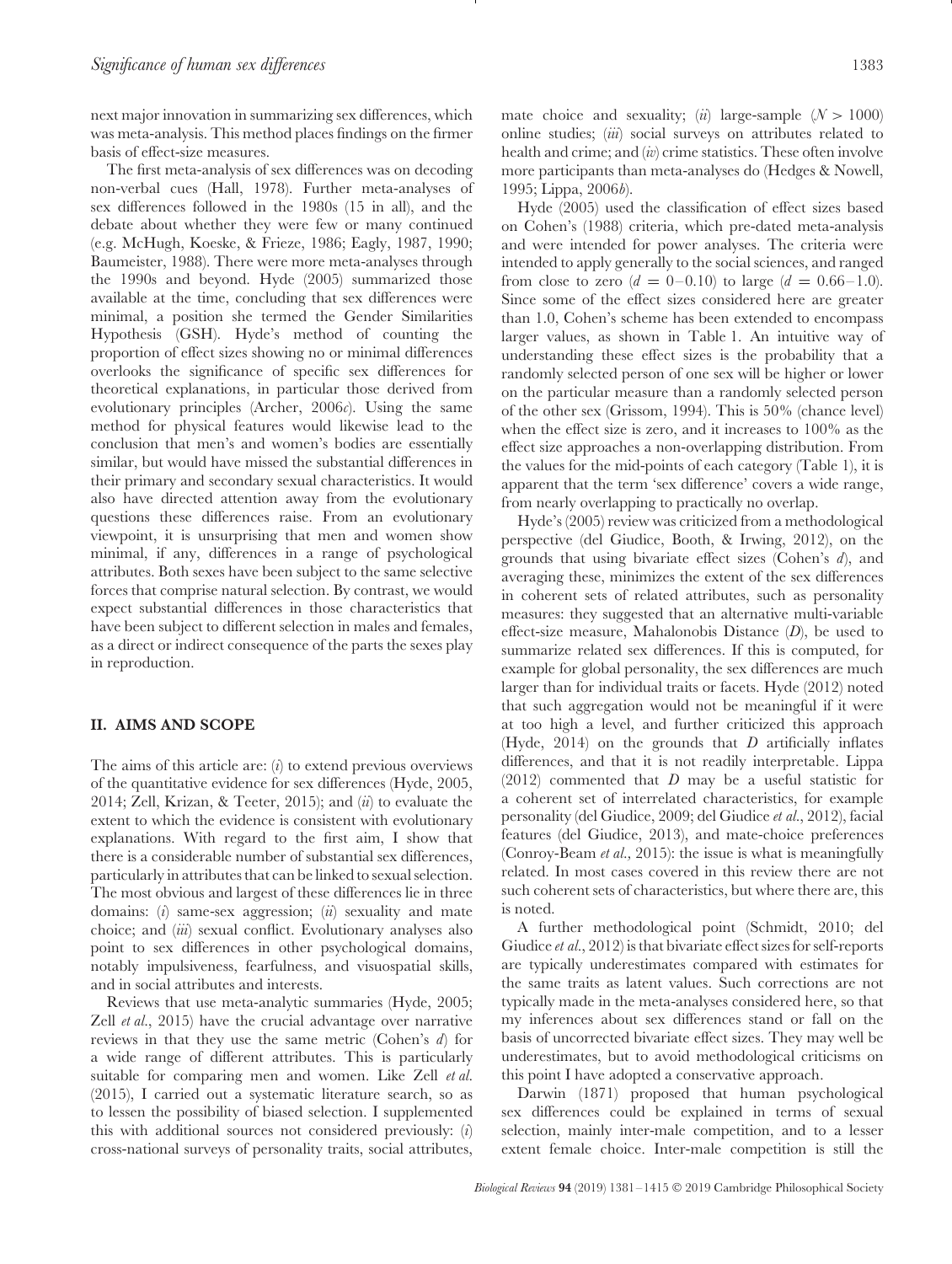next major innovation in summarizing sex differences, which was meta-analysis. This method places findings on the firmer basis of effect-size measures.

The first meta-analysis of sex differences was on decoding non-verbal cues (Hall, 1978). Further meta-analyses of sex differences followed in the 1980s (15 in all), and the debate about whether they were few or many continued (e.g. McHugh, Koeske, & Frieze, 1986; Eagly, 1987, 1990; Baumeister, 1988). There were more meta-analyses through the 1990s and beyond. Hyde (2005) summarized those available at the time, concluding that sex differences were minimal, a position she termed the Gender Similarities Hypothesis (GSH). Hyde's method of counting the proportion of effect sizes showing no or minimal differences overlooks the significance of specific sex differences for theoretical explanations, in particular those derived from evolutionary principles (Archer, 2006*c*). Using the same method for physical features would likewise lead to the conclusion that men's and women's bodies are essentially similar, but would have missed the substantial differences in their primary and secondary sexual characteristics. It would also have directed attention away from the evolutionary questions these differences raise. From an evolutionary viewpoint, it is unsurprising that men and women show minimal, if any, differences in a range of psychological attributes. Both sexes have been subject to the same selective forces that comprise natural selection. By contrast, we would expect substantial differences in those characteristics that have been subject to different selection in males and females, as a direct or indirect consequence of the parts the sexes play in reproduction.

## II. AIMS AND SCOPE

The aims of this article are: (*i*) to extend previous overviews of the quantitative evidence for sex differences (Hyde, 2005, 2014; Zell, Krizan, & Teeter, 2015); and (*ii*) to evaluate the extent to which the evidence is consistent with evolutionary explanations. With regard to the first aim, I show that there is a considerable number of substantial sex differences, particularly in attributes that can be linked to sexual selection. The most obvious and largest of these differences lie in three domains: (*i*) same-sex aggression; (*ii*) sexuality and mate choice; and (*iii*) sexual conflict. Evolutionary analyses also point to sex differences in other psychological domains, notably impulsiveness, fearfulness, and visuospatial skills, and in social attributes and interests.

Reviews that use meta-analytic summaries (Hyde, 2005; Zell *et al.*, 2015) have the crucial advantage over narrative reviews in that they use the same metric (Cohen's *d*) for a wide range of different attributes. This is particularly suitable for comparing men and women. Like Zell *et al.* (2015), I carried out a systematic literature search, so as to lessen the possibility of biased selection. I supplemented this with additional sources not considered previously: (*i*) cross-national surveys of personality traits, social attributes, mate choice and sexuality; (*ii*) large-sample ($N > 1000$) online studies; (*iii*) social surveys on attributes related to health and crime; and (*iv*) crime statistics. These often involve more participants than meta-analyses do (Hedges & Nowell, 1995; Lippa, 2006*b*).

Hyde (2005) used the classification of effect sizes based on Cohen's (1988) criteria, which pre-dated meta-analysis and were intended for power analyses. The criteria were intended to apply generally to the social sciences, and ranged from close to zero ($d = 0$–$0.10$) to large ($d = 0.66$–$1.0$). Since some of the effect sizes considered here are greater than 1.0, Cohen's scheme has been extended to encompass larger values, as shown in Table 1. An intuitive way of understanding these effect sizes is the probability that a randomly selected person of one sex will be higher or lower on the particular measure than a randomly selected person of the other sex (Grissom, 1994). This is 50% (chance level) when the effect size is zero, and it increases to 100% as the effect size approaches a non-overlapping distribution. From the values for the mid-points of each category (Table 1), it is apparent that the term 'sex difference' covers a wide range, from nearly overlapping to practically no overlap.

Hyde's (2005) review was criticized from a methodological perspective (del Giudice, Booth, & Irwing, 2012), on the grounds that using bivariate effect sizes (Cohen's *d*), and averaging these, minimizes the extent of the sex differences in coherent sets of related attributes, such as personality measures: they suggested that an alternative multi-variable effect-size measure, Mahalonobis Distance (*D*), be used to summarize related sex differences. If this is computed, for example for global personality, the sex differences are much larger than for individual traits or facets. Hyde (2012) noted that such aggregation would not be meaningful if it were at too high a level, and further criticized this approach (Hyde, 2014) on the grounds that *D* artificially inflates differences, and that it is not readily interpretable. Lippa (2012) commented that *D* may be a useful statistic for a coherent set of interrelated characteristics, for example personality (del Giudice, 2009; del Giudice *et al.*, 2012), facial features (del Giudice, 2013), and mate-choice preferences (Conroy-Beam *et al.*, 2015): the issue is what is meaningfully related. In most cases covered in this review there are not such coherent sets of characteristics, but where there are, this is noted.

A further methodological point (Schmidt, 2010; del Giudice *et al.*, 2012) is that bivariate effect sizes for self-reports are typically underestimates compared with estimates for the same traits as latent values. Such corrections are not typically made in the meta-analyses considered here, so that my inferences about sex differences stand or fall on the basis of uncorrected bivariate effect sizes. They may well be underestimates, but to avoid methodological criticisms on this point I have adopted a conservative approach.

Darwin (1871) proposed that human psychological sex differences could be explained in terms of sexual selection, mainly inter-male competition, and to a lesser extent female choice. Inter-male competition is still the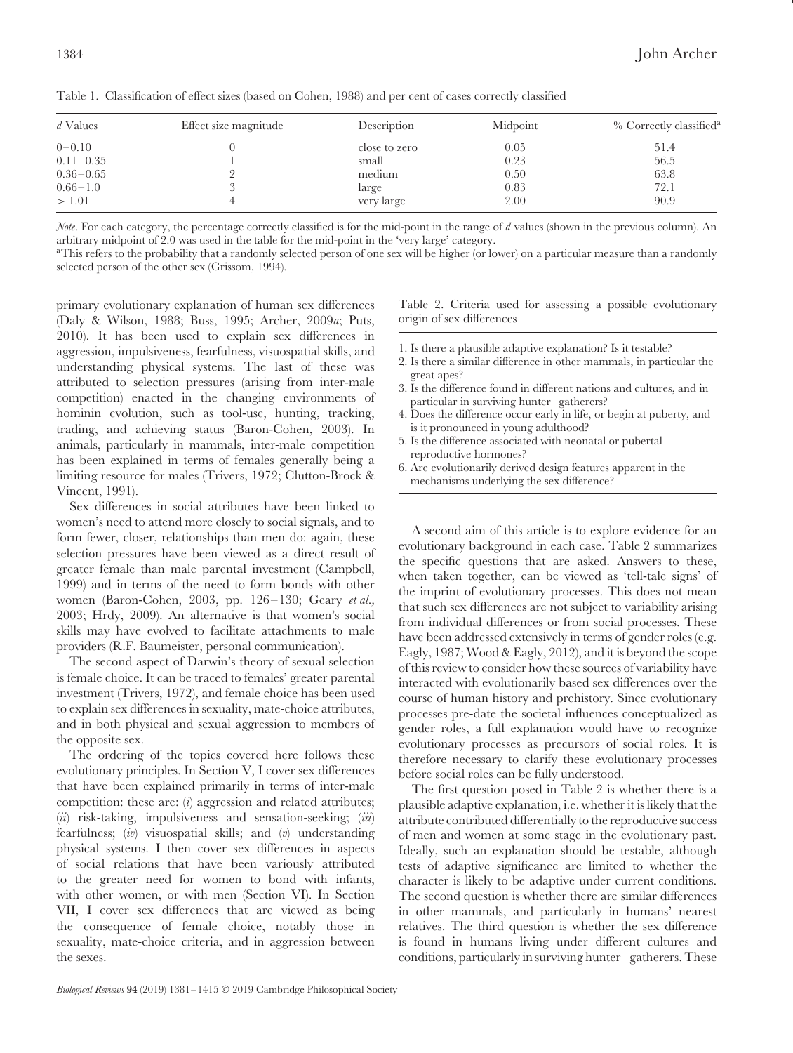Table 1. Classification of effect sizes (based on Cohen, 1988) and per cent of cases correctly classified

| *d* Values | Effect size magnitude | Description | Midpoint | % Correctly classified[a] |
|---|---|---|---|---|
| 0–0.10 | 0 | close to zero | 0.05 | 51.4 |
| 0.11–0.35 | 1 | small | 0.23 | 56.5 |
| 0.36–0.65 | 2 | medium | 0.50 | 63.8 |
| 0.66–1.0 | 3 | large | 0.83 | 72.1 |
| > 1.01 | 4 | very large | 2.00 | 90.9 |

*Note*. For each category, the percentage correctly classified is for the mid-point in the range of *d* values (shown in the previous column). An arbitrary midpoint of 2.0 was used in the table for the mid-point in the 'very large' category.

[a]This refers to the probability that a randomly selected person of one sex will be higher (or lower) on a particular measure than a randomly selected person of the other sex (Grissom, 1994).

primary evolutionary explanation of human sex differences (Daly & Wilson, 1988; Buss, 1995; Archer, 2009*a*; Puts, 2010). It has been used to explain sex differences in aggression, impulsiveness, fearfulness, visuospatial skills, and understanding physical systems. The last of these was attributed to selection pressures (arising from inter-male competition) enacted in the changing environments of hominin evolution, such as tool-use, hunting, tracking, trading, and achieving status (Baron-Cohen, 2003). In animals, particularly in mammals, inter-male competition has been explained in terms of females generally being a limiting resource for males (Trivers, 1972; Clutton-Brock & Vincent, 1991).

Sex differences in social attributes have been linked to women's need to attend more closely to social signals, and to form fewer, closer, relationships than men do: again, these selection pressures have been viewed as a direct result of greater female than male parental investment (Campbell, 1999) and in terms of the need to form bonds with other women (Baron-Cohen, 2003, pp. 126–130; Geary *et al.*, 2003; Hrdy, 2009). An alternative is that women's social skills may have evolved to facilitate attachments to male providers (R.F. Baumeister, personal communication).

The second aspect of Darwin's theory of sexual selection is female choice. It can be traced to females' greater parental investment (Trivers, 1972), and female choice has been used to explain sex differences in sexuality, mate-choice attributes, and in both physical and sexual aggression to members of the opposite sex.

The ordering of the topics covered here follows these evolutionary principles. In Section V, I cover sex differences that have been explained primarily in terms of inter-male competition: these are: (*i*) aggression and related attributes; (*ii*) risk-taking, impulsiveness and sensation-seeking; (*iii*) fearfulness; (*iv*) visuospatial skills; and (*v*) understanding physical systems. I then cover sex differences in aspects of social relations that have been variously attributed to the greater need for women to bond with infants, with other women, or with men (Section VI). In Section VII, I cover sex differences that are viewed as being the consequence of female choice, notably those in sexuality, mate-choice criteria, and in aggression between the sexes.

Table 2. Criteria used for assessing a possible evolutionary origin of sex differences

1. Is there a plausible adaptive explanation? Is it testable?
2. Is there a similar difference in other mammals, in particular the great apes?
3. Is the difference found in different nations and cultures, and in particular in surviving hunter–gatherers?
4. Does the difference occur early in life, or begin at puberty, and is it pronounced in young adulthood?
5. Is the difference associated with neonatal or pubertal reproductive hormones?
6. Are evolutionarily derived design features apparent in the mechanisms underlying the sex difference?

A second aim of this article is to explore evidence for an evolutionary background in each case. Table 2 summarizes the specific questions that are asked. Answers to these, when taken together, can be viewed as 'tell-tale signs' of the imprint of evolutionary processes. This does not mean that such sex differences are not subject to variability arising from individual differences or from social processes. These have been addressed extensively in terms of gender roles (e.g. Eagly, 1987; Wood & Eagly, 2012), and it is beyond the scope of this review to consider how these sources of variability have interacted with evolutionarily based sex differences over the course of human history and prehistory. Since evolutionary processes pre-date the societal influences conceptualized as gender roles, a full explanation would have to recognize evolutionary processes as precursors of social roles. It is therefore necessary to clarify these evolutionary processes before social roles can be fully understood.

The first question posed in Table 2 is whether there is a plausible adaptive explanation, i.e. whether it is likely that the attribute contributed differentially to the reproductive success of men and women at some stage in the evolutionary past. Ideally, such an explanation should be testable, although tests of adaptive significance are limited to whether the character is likely to be adaptive under current conditions. The second question is whether there are similar differences in other mammals, and particularly in humans' nearest relatives. The third question is whether the sex difference is found in humans living under different cultures and conditions, particularly in surviving hunter–gatherers. These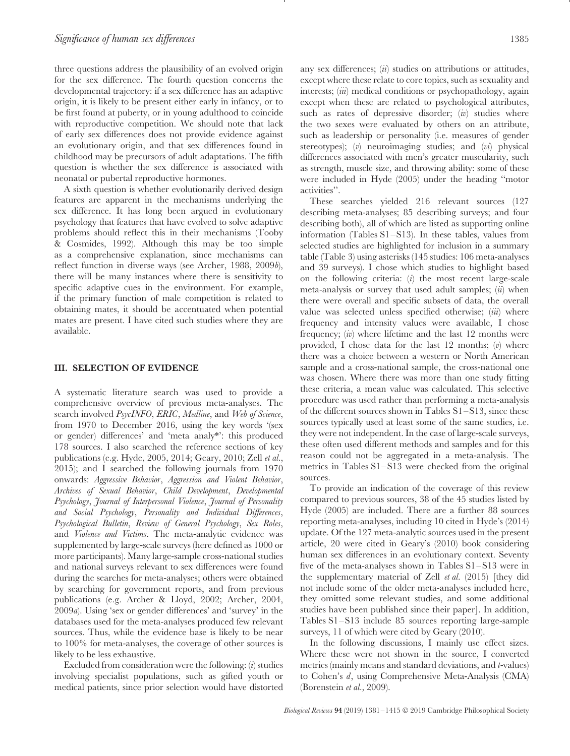three questions address the plausibility of an evolved origin for the sex difference. The fourth question concerns the developmental trajectory: if a sex difference has an adaptive origin, it is likely to be present either early in infancy, or to be first found at puberty, or in young adulthood to coincide with reproductive competition. We should note that lack of early sex differences does not provide evidence against an evolutionary origin, and that sex differences found in childhood may be precursors of adult adaptations. The fifth question is whether the sex difference is associated with neonatal or pubertal reproductive hormones.

A sixth question is whether evolutionarily derived design features are apparent in the mechanisms underlying the sex difference. It has long been argued in evolutionary psychology that features that have evolved to solve adaptive problems should reflect this in their mechanisms (Tooby & Cosmides, 1992). Although this may be too simple as a comprehensive explanation, since mechanisms can reflect function in diverse ways (see Archer, 1988, 2009*b*), there will be many instances where there is sensitivity to specific adaptive cues in the environment. For example, if the primary function of male competition is related to obtaining mates, it should be accentuated when potential mates are present. I have cited such studies where they are available.

## III. SELECTION OF EVIDENCE

A systematic literature search was used to provide a comprehensive overview of previous meta-analyses. The search involved *PsycINFO*, *ERIC*, *Medline*, and *Web of Science*, from 1970 to December 2016, using the key words '(sex or gender) differences' and 'meta analy*': this produced 178 sources. I also searched the reference sections of key publications (e.g. Hyde, 2005, 2014; Geary, 2010; Zell *et al.*, 2015); and I searched the following journals from 1970 onwards: *Aggressive Behavior*, *Aggression and Violent Behavior*, *Archives of Sexual Behavior*, *Child Development*, *Developmental Psychology*, *Journal of Interpersonal Violence*, *Journal of Personality and Social Psychology*, *Personality and Individual Differences*, *Psychological Bulletin*, *Review of General Psychology*, *Sex Roles*, and *Violence and Victims*. The meta-analytic evidence was supplemented by large-scale surveys (here defined as 1000 or more participants). Many large-sample cross-national studies and national surveys relevant to sex differences were found during the searches for meta-analyses; others were obtained by searching for government reports, and from previous publications (e.g. Archer & Lloyd, 2002; Archer, 2004, 2009*a*). Using 'sex or gender differences' and 'survey' in the databases used for the meta-analyses produced few relevant sources. Thus, while the evidence base is likely to be near to 100% for meta-analyses, the coverage of other sources is likely to be less exhaustive.

Excluded from consideration were the following: (*i*) studies involving specialist populations, such as gifted youth or medical patients, since prior selection would have distorted any sex differences; (*ii*) studies on attributions or attitudes, except where these relate to core topics, such as sexuality and interests; (*iii*) medical conditions or psychopathology, again except when these are related to psychological attributes, such as rates of depressive disorder; (*iv*) studies where the two sexes were evaluated by others on an attribute, such as leadership or personality (i.e. measures of gender stereotypes); (*v*) neuroimaging studies; and (*vi*) physical differences associated with men's greater muscularity, such as strength, muscle size, and throwing ability: some of these were included in Hyde (2005) under the heading "motor activities".

These searches yielded 216 relevant sources (127 describing meta-analyses; 85 describing surveys; and four describing both), all of which are listed as supporting online information (Tables S1–S13). In these tables, values from selected studies are highlighted for inclusion in a summary table (Table 3) using asterisks (145 studies: 106 meta-analyses and 39 surveys). I chose which studies to highlight based on the following criteria: (*i*) the most recent large-scale meta-analysis or survey that used adult samples; (*ii*) when there were overall and specific subsets of data, the overall value was selected unless specified otherwise; (*iii*) where frequency and intensity values were available, I chose frequency; (*iv*) where lifetime and the last 12 months were provided, I chose data for the last 12 months; (*v*) where there was a choice between a western or North American sample and a cross-national sample, the cross-national one was chosen. Where there was more than one study fitting these criteria, a mean value was calculated. This selective procedure was used rather than performing a meta-analysis of the different sources shown in Tables S1–S13, since these sources typically used at least some of the same studies, i.e. they were not independent. In the case of large-scale surveys, these often used different methods and samples and for this reason could not be aggregated in a meta-analysis. The metrics in Tables S1–S13 were checked from the original sources.

To provide an indication of the coverage of this review compared to previous sources, 38 of the 45 studies listed by Hyde (2005) are included. There are a further 88 sources reporting meta-analyses, including 10 cited in Hyde's (2014) update. Of the 127 meta-analytic sources used in the present article, 20 were cited in Geary's (2010) book considering human sex differences in an evolutionary context. Seventy five of the meta-analyses shown in Tables S1–S13 were in the supplementary material of Zell *et al.* (2015) [they did not include some of the older meta-analyses included here, they omitted some relevant studies, and some additional studies have been published since their paper]. In addition, Tables S1–S13 include 85 sources reporting large-sample surveys, 11 of which were cited by Geary (2010).

In the following discussions, I mainly use effect sizes. Where these were not shown in the source, I converted metrics (mainly means and standard deviations, and *t*-values) to Cohen's *d*, using Comprehensive Meta-Analysis (CMA) (Borenstein *et al.*, 2009).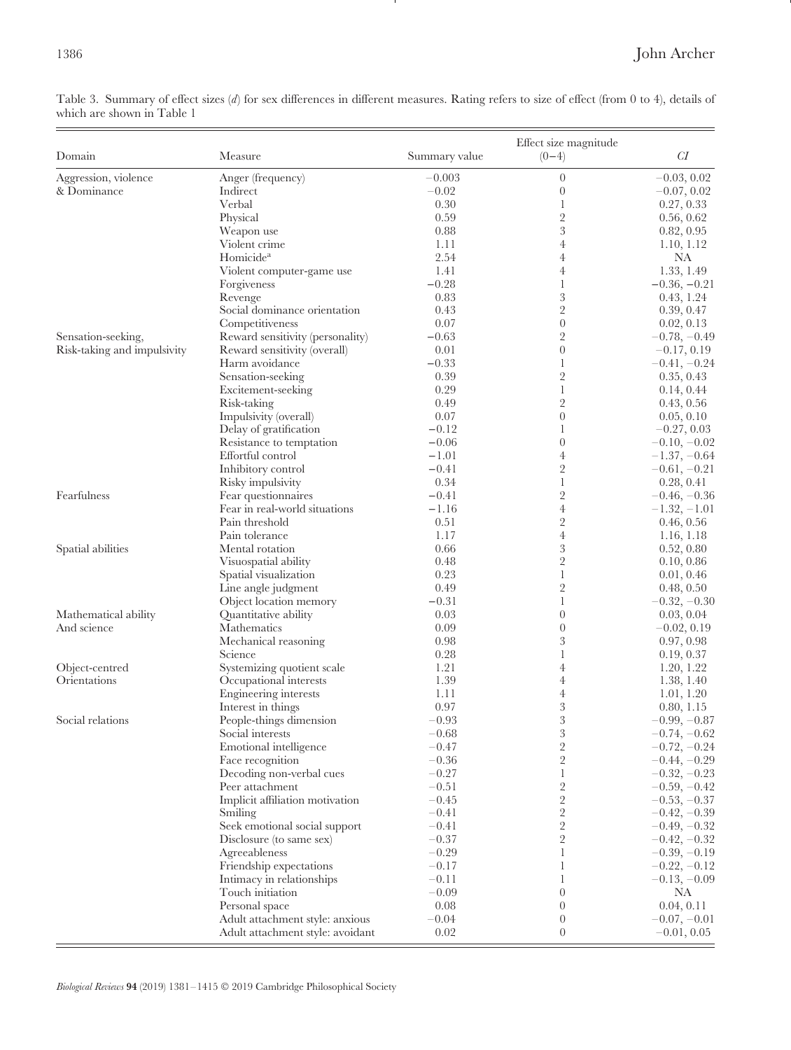Table 3. Summary of effect sizes (*d*) for sex differences in different measures. Rating refers to size of effect (from 0 to 4), details of which are shown in Table 1

| Domain | Measure | Summary value | Effect size magnitude (0–4) | *CI* |
|---|---|---|---|---|
| Aggression, violence & Dominance | Anger (frequency) | −0.003 | 0 | −0.03, 0.02 |
| | Indirect | −0.02 | 0 | −0.07, 0.02 |
| | Verbal | 0.30 | 1 | 0.27, 0.33 |
| | Physical | 0.59 | 2 | 0.56, 0.62 |
| | Weapon use | 0.88 | 3 | 0.82, 0.95 |
| | Violent crime | 1.11 | 4 | 1.10, 1.12 |
| | Homicide[a] | 2.54 | 4 | NA |
| | Violent computer-game use | 1.41 | 4 | 1.33, 1.49 |
| | Forgiveness | −0.28 | 1 | −0.36, −0.21 |
| | Revenge | 0.83 | 3 | 0.43, 1.24 |
| | Social dominance orientation | 0.43 | 2 | 0.39, 0.47 |
| | Competitiveness | 0.07 | 0 | 0.02, 0.13 |
| Sensation-seeking, Risk-taking and impulsivity | Reward sensitivity (personality) | −0.63 | 2 | −0.78, −0.49 |
| | Reward sensitivity (overall) | 0.01 | 0 | −0.17, 0.19 |
| | Harm avoidance | −0.33 | 1 | −0.41, −0.24 |
| | Sensation-seeking | 0.39 | 2 | 0.35, 0.43 |
| | Excitement-seeking | 0.29 | 1 | 0.14, 0.44 |
| | Risk-taking | 0.49 | 2 | 0.43, 0.56 |
| | Impulsivity (overall) | 0.07 | 0 | 0.05, 0.10 |
| | Delay of gratification | −0.12 | 1 | −0.27, 0.03 |
| | Resistance to temptation | −0.06 | 0 | −0.10, −0.02 |
| | Effortful control | −1.01 | 4 | −1.37, −0.64 |
| | Inhibitory control | −0.41 | 2 | −0.61, −0.21 |
| | Risky impulsivity | 0.34 | 1 | 0.28, 0.41 |
| Fearfulness | Fear questionnaires | −0.41 | 2 | −0.46, −0.36 |
| | Fear in real-world situations | −1.16 | 4 | −1.32, −1.01 |
| | Pain threshold | 0.51 | 2 | 0.46, 0.56 |
| | Pain tolerance | 1.17 | 4 | 1.16, 1.18 |
| Spatial abilities | Mental rotation | 0.66 | 3 | 0.52, 0.80 |
| | Visuospatial ability | 0.48 | 2 | 0.10, 0.86 |
| | Spatial visualization | 0.23 | 1 | 0.01, 0.46 |
| | Line angle judgment | 0.49 | 2 | 0.48, 0.50 |
| | Object location memory | −0.31 | 1 | −0.32, −0.30 |
| Mathematical ability And science | Quantitative ability | 0.03 | 0 | 0.03, 0.04 |
| | Mathematics | 0.09 | 0 | −0.02, 0.19 |
| | Mechanical reasoning | 0.98 | 3 | 0.97, 0.98 |
| | Science | 0.28 | 1 | 0.19, 0.37 |
| Object-centred Orientations | Systemizing quotient scale | 1.21 | 4 | 1.20, 1.22 |
| | Occupational interests | 1.39 | 4 | 1.38, 1.40 |
| | Engineering interests | 1.11 | 4 | 1.01, 1.20 |
| | Interest in things | 0.97 | 3 | 0.80, 1.15 |
| Social relations | People-things dimension | −0.93 | 3 | −0.99, −0.87 |
| | Social interests | −0.68 | 3 | −0.74, −0.62 |
| | Emotional intelligence | −0.47 | 2 | −0.72, −0.24 |
| | Face recognition | −0.36 | 2 | −0.44, −0.29 |
| | Decoding non-verbal cues | −0.27 | 1 | −0.32, −0.23 |
| | Peer attachment | −0.51 | 2 | −0.59, −0.42 |
| | Implicit affiliation motivation | −0.45 | 2 | −0.53, −0.37 |
| | Smiling | −0.41 | 2 | −0.42, −0.39 |
| | Seek emotional social support | −0.41 | 2 | −0.49, −0.32 |
| | Disclosure (to same sex) | −0.37 | 2 | −0.42, −0.32 |
| | Agreeableness | −0.29 | 1 | −0.39, −0.19 |
| | Friendship expectations | −0.17 | 1 | −0.22, −0.12 |
| | Intimacy in relationships | −0.11 | 1 | −0.13, −0.09 |
| | Touch initiation | −0.09 | 0 | NA |
| | Personal space | 0.08 | 0 | 0.04, 0.11 |
| | Adult attachment style: anxious | −0.04 | 0 | −0.07, −0.01 |
| | Adult attachment style: avoidant | 0.02 | 0 | −0.01, 0.05 |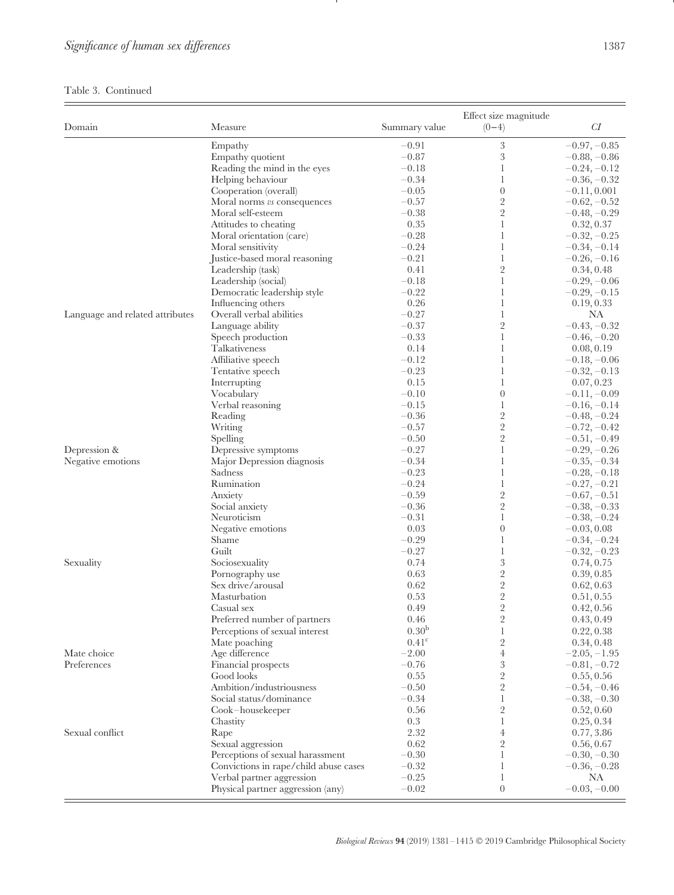Table 3. Continued

| Domain | Measure | Summary value | Effect size magnitude (0–4) | *CI* |
|---|---|---|---|---|
| | Empathy | −0.91 | 3 | −0.97, −0.85 |
| | Empathy quotient | −0.87 | 3 | −0.88, −0.86 |
| | Reading the mind in the eyes | −0.18 | 1 | −0.24, −0.12 |
| | Helping behaviour | −0.34 | 1 | −0.36, −0.32 |
| | Cooperation (overall) | −0.05 | 0 | −0.11, 0.001 |
| | Moral norms *vs* consequences | −0.57 | 2 | −0.62, −0.52 |
| | Moral self-esteem | −0.38 | 2 | −0.48, −0.29 |
| | Attitudes to cheating | 0.35 | 1 | 0.32, 0.37 |
| | Moral orientation (care) | −0.28 | 1 | −0.32, −0.25 |
| | Moral sensitivity | −0.24 | 1 | −0.34, −0.14 |
| | Justice-based moral reasoning | −0.21 | 1 | −0.26, −0.16 |
| | Leadership (task) | 0.41 | 2 | 0.34, 0.48 |
| | Leadership (social) | −0.18 | 1 | −0.29, −0.06 |
| | Democratic leadership style | −0.22 | 1 | −0.29, −0.15 |
| | Influencing others | 0.26 | 1 | 0.19, 0.33 |
| Language and related attributes | Overall verbal abilities | −0.27 | 1 | NA |
| | Language ability | −0.37 | 2 | −0.43, −0.32 |
| | Speech production | −0.33 | 1 | −0.46, −0.20 |
| | Talkativeness | 0.14 | 1 | 0.08, 0.19 |
| | Affiliative speech | −0.12 | 1 | −0.18, −0.06 |
| | Tentative speech | −0.23 | 1 | −0.32, −0.13 |
| | Interrupting | 0.15 | 1 | 0.07, 0.23 |
| | Vocabulary | −0.10 | 0 | −0.11, −0.09 |
| | Verbal reasoning | −0.15 | 1 | −0.16, −0.14 |
| | Reading | −0.36 | 2 | −0.48, −0.24 |
| | Writing | −0.57 | 2 | −0.72, −0.42 |
| | Spelling | −0.50 | 2 | −0.51, −0.49 |
| Depression & Negative emotions | Depressive symptoms | −0.27 | 1 | −0.29, −0.26 |
| | Major Depression diagnosis | −0.34 | 1 | −0.35, −0.34 |
| | Sadness | −0.23 | 1 | −0.28, −0.18 |
| | Rumination | −0.24 | 1 | −0.27, −0.21 |
| | Anxiety | −0.59 | 2 | −0.67, −0.51 |
| | Social anxiety | −0.36 | 2 | −0.38, −0.33 |
| | Neuroticism | −0.31 | 1 | −0.38, −0.24 |
| | Negative emotions | 0.03 | 0 | −0.03, 0.08 |
| | Shame | −0.29 | 1 | −0.34, −0.24 |
| | Guilt | −0.27 | 1 | −0.32, −0.23 |
| Sexuality | Sociosexuality | 0.74 | 3 | 0.74, 0.75 |
| | Pornography use | 0.63 | 2 | 0.39, 0.85 |
| | Sex drive/arousal | 0.62 | 2 | 0.62, 0.63 |
| | Masturbation | 0.53 | 2 | 0.51, 0.55 |
| | Casual sex | 0.49 | 2 | 0.42, 0.56 |
| | Preferred number of partners | 0.46 | 2 | 0.43, 0.49 |
| | Perceptions of sexual interest | 0.30[b] | 1 | 0.22, 0.38 |
| | Mate poaching | 0.41[c] | 2 | 0.34, 0.48 |
| Mate choice Preferences | Age difference | −2.00 | 4 | −2.05, −1.95 |
| | Financial prospects | −0.76 | 3 | −0.81, −0.72 |
| | Good looks | 0.55 | 2 | 0.55, 0.56 |
| | Ambition/industriousness | −0.50 | 2 | −0.54, −0.46 |
| | Social status/dominance | −0.34 | 1 | −0.38, −0.30 |
| | Cook–housekeeper | 0.56 | 2 | 0.52, 0.60 |
| | Chastity | 0.3 | 1 | 0.25, 0.34 |
| Sexual conflict | Rape | 2.32 | 4 | 0.77, 3.86 |
| | Sexual aggression | 0.62 | 2 | 0.56, 0.67 |
| | Perceptions of sexual harassment | −0.30 | 1 | −0.30, −0.30 |
| | Convictions in rape/child abuse cases | −0.32 | 1 | −0.36, −0.28 |
| | Verbal partner aggression | −0.25 | 1 | NA |
| | Physical partner aggression (any) | −0.02 | 0 | −0.03, −0.00 |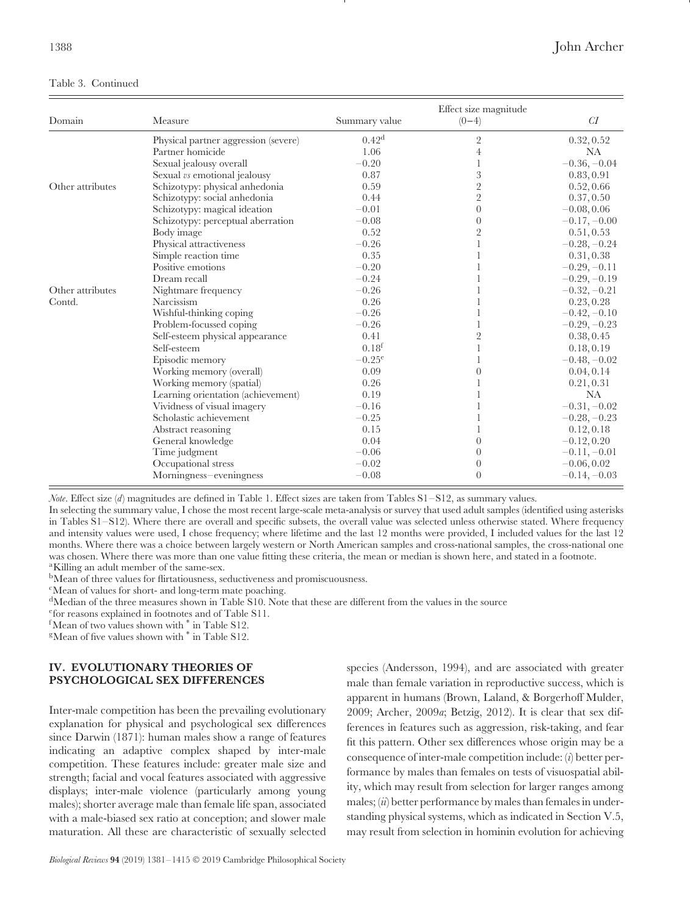Table 3. Continued

| Domain | Measure | Summary value | Effect size magnitude (0–4) | *CI* |
|---|---|---|---|---|
| | Physical partner aggression (severe) | 0.42[d] | 2 | 0.32, 0.52 |
| | Partner homicide | 1.06 | 4 | NA |
| | Sexual jealousy overall | −0.20 | 1 | −0.36, −0.04 |
| | Sexual *vs* emotional jealousy | 0.87 | 3 | 0.83, 0.91 |
| Other attributes | Schizotypy: physical anhedonia | 0.59 | 2 | 0.52, 0.66 |
| | Schizotypy: social anhedonia | 0.44 | 2 | 0.37, 0.50 |
| | Schizotypy: magical ideation | −0.01 | 0 | −0.08, 0.06 |
| | Schizotypy: perceptual aberration | −0.08 | 0 | −0.17, −0.00 |
| | Body image | 0.52 | 2 | 0.51, 0.53 |
| | Physical attractiveness | −0.26 | 1 | −0.28, −0.24 |
| | Simple reaction time | 0.35 | 1 | 0.31, 0.38 |
| | Positive emotions | −0.20 | 1 | −0.29, −0.11 |
| | Dream recall | −0.24 | 1 | −0.29, −0.19 |
| Other attributes Contd. | Nightmare frequency | −0.26 | 1 | −0.32, −0.21 |
| | Narcissism | 0.26 | 1 | 0.23, 0.28 |
| | Wishful-thinking coping | −0.26 | 1 | −0.42, −0.10 |
| | Problem-focussed coping | −0.26 | 1 | −0.29, −0.23 |
| | Self-esteem physical appearance | 0.41 | 2 | 0.38, 0.45 |
| | Self-esteem | 0.18[f] | 1 | 0.18, 0.19 |
| | Episodic memory | −0.25[e] | 1 | −0.48, −0.02 |
| | Working memory (overall) | 0.09 | 0 | 0.04, 0.14 |
| | Working memory (spatial) | 0.26 | 1 | 0.21, 0.31 |
| | Learning orientation (achievement) | 0.19 | 1 | NA |
| | Vividness of visual imagery | −0.16 | 1 | −0.31, −0.02 |
| | Scholastic achievement | −0.25 | 1 | −0.28, −0.23 |
| | Abstract reasoning | 0.15 | 1 | 0.12, 0.18 |
| | General knowledge | 0.04 | 0 | −0.12, 0.20 |
| | Time judgment | −0.06 | 0 | −0.11, −0.01 |
| | Occupational stress | −0.02 | 0 | −0.06, 0.02 |
| | Morningness–eveningness | −0.08 | 0 | −0.14, −0.03 |

*Note*. Effect size (*d*) magnitudes are defined in Table 1. Effect sizes are taken from Tables S1–S12, as summary values.
In selecting the summary value, I chose the most recent large-scale meta-analysis or survey that used adult samples (identified using asterisks in Tables S1–S12). Where there are overall and specific subsets, the overall value was selected unless otherwise stated. Where frequency and intensity values were used, I chose frequency; where lifetime and the last 12 months were provided, I included values for the last 12 months. Where there was a choice between largely western or North American samples and cross-national samples, the cross-national one was chosen. Where there was more than one value fitting these criteria, the mean or median is shown here, and stated in a footnote.
[a]Killing an adult member of the same-sex.
[b]Mean of three values for flirtatiousness, seductiveness and promiscuousness.
[c]Mean of values for short- and long-term mate poaching.
[d]Median of the three measures shown in Table S10. Note that these are different from the values in the source
[e]for reasons explained in footnotes and of Table S11.
[f]Mean of two values shown with * in Table S12.
[g]Mean of five values shown with * in Table S12.

## IV. EVOLUTIONARY THEORIES OF PSYCHOLOGICAL SEX DIFFERENCES

Inter-male competition has been the prevailing evolutionary explanation for physical and psychological sex differences since Darwin (1871): human males show a range of features indicating an adaptive complex shaped by inter-male competition. These features include: greater male size and strength; facial and vocal features associated with aggressive displays; inter-male violence (particularly among young males); shorter average male than female life span, associated with a male-biased sex ratio at conception; and slower male maturation. All these are characteristic of sexually selected species (Andersson, 1994), and are associated with greater male than female variation in reproductive success, which is apparent in humans (Brown, Laland, & Borgerhoff Mulder, 2009; Archer, 2009*a*; Betzig, 2012). It is clear that sex differences in features such as aggression, risk-taking, and fear fit this pattern. Other sex differences whose origin may be a consequence of inter-male competition include: (*i*) better performance by males than females on tests of visuospatial ability, which may result from selection for larger ranges among males; (*ii*) better performance by males than females in understanding physical systems, which as indicated in Section V.5, may result from selection in hominin evolution for achieving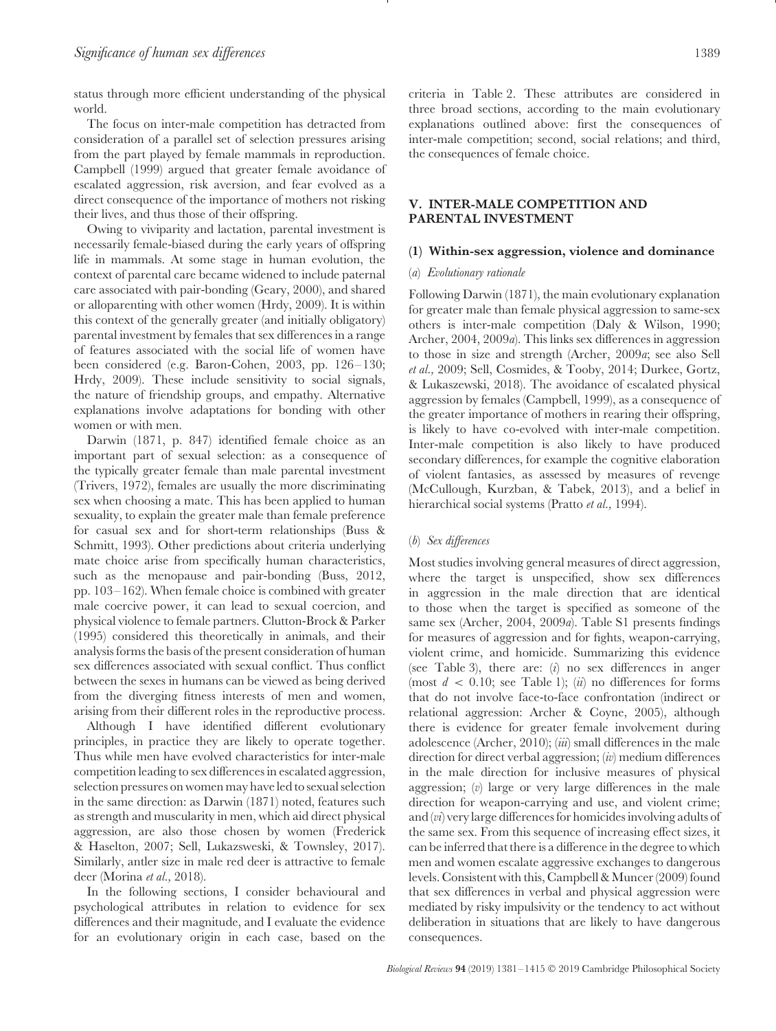status through more efficient understanding of the physical world.

The focus on inter-male competition has detracted from consideration of a parallel set of selection pressures arising from the part played by female mammals in reproduction. Campbell (1999) argued that greater female avoidance of escalated aggression, risk aversion, and fear evolved as a direct consequence of the importance of mothers not risking their lives, and thus those of their offspring.

Owing to viviparity and lactation, parental investment is necessarily female-biased during the early years of offspring life in mammals. At some stage in human evolution, the context of parental care became widened to include paternal care associated with pair-bonding (Geary, 2000), and shared or alloparenting with other women (Hrdy, 2009). It is within this context of the generally greater (and initially obligatory) parental investment by females that sex differences in a range of features associated with the social life of women have been considered (e.g. Baron-Cohen, 2003, pp. 126–130; Hrdy, 2009). These include sensitivity to social signals, the nature of friendship groups, and empathy. Alternative explanations involve adaptations for bonding with other women or with men.

Darwin (1871, p. 847) identified female choice as an important part of sexual selection: as a consequence of the typically greater female than male parental investment (Trivers, 1972), females are usually the more discriminating sex when choosing a mate. This has been applied to human sexuality, to explain the greater male than female preference for casual sex and for short-term relationships (Buss & Schmitt, 1993). Other predictions about criteria underlying mate choice arise from specifically human characteristics, such as the menopause and pair-bonding (Buss, 2012, pp. 103–162). When female choice is combined with greater male coercive power, it can lead to sexual coercion, and physical violence to female partners. Clutton-Brock & Parker (1995) considered this theoretically in animals, and their analysis forms the basis of the present consideration of human sex differences associated with sexual conflict. Thus conflict between the sexes in humans can be viewed as being derived from the diverging fitness interests of men and women, arising from their different roles in the reproductive process.

Although I have identified different evolutionary principles, in practice they are likely to operate together. Thus while men have evolved characteristics for inter-male competition leading to sex differences in escalated aggression, selection pressures on women may have led to sexual selection in the same direction: as Darwin (1871) noted, features such as strength and muscularity in men, which aid direct physical aggression, are also those chosen by women (Frederick & Haselton, 2007; Sell, Lukazsweski, & Townsley, 2017). Similarly, antler size in male red deer is attractive to female deer (Morina *et al.,* 2018).

In the following sections, I consider behavioural and psychological attributes in relation to evidence for sex differences and their magnitude, and I evaluate the evidence for an evolutionary origin in each case, based on the criteria in Table 2. These attributes are considered in three broad sections, according to the main evolutionary explanations outlined above: first the consequences of inter-male competition; second, social relations; and third, the consequences of female choice.

## V. INTER-MALE COMPETITION AND PARENTAL INVESTMENT

### (1) Within-sex aggression, violence and dominance

#### (a) *Evolutionary rationale*

Following Darwin (1871), the main evolutionary explanation for greater male than female physical aggression to same-sex others is inter-male competition (Daly & Wilson, 1990; Archer, 2004, 2009*a*). This links sex differences in aggression to those in size and strength (Archer, 2009*a*; see also Sell *et al.,* 2009; Sell, Cosmides, & Tooby, 2014; Durkee, Gortz, & Lukaszewski, 2018). The avoidance of escalated physical aggression by females (Campbell, 1999), as a consequence of the greater importance of mothers in rearing their offspring, is likely to have co-evolved with inter-male competition. Inter-male competition is also likely to have produced secondary differences, for example the cognitive elaboration of violent fantasies, as assessed by measures of revenge (McCullough, Kurzban, & Tabek, 2013), and a belief in hierarchical social systems (Pratto *et al.,* 1994).

#### (b) *Sex differences*

Most studies involving general measures of direct aggression, where the target is unspecified, show sex differences in aggression in the male direction that are identical to those when the target is specified as someone of the same sex (Archer, 2004, 2009*a*). Table S1 presents findings for measures of aggression and for fights, weapon-carrying, violent crime, and homicide. Summarizing this evidence (see Table 3), there are: (*i*) no sex differences in anger (most $d < 0.10$; see Table 1); (*ii*) no differences for forms that do not involve face-to-face confrontation (indirect or relational aggression: Archer & Coyne, 2005), although there is evidence for greater female involvement during adolescence (Archer, 2010); (*iii*) small differences in the male direction for direct verbal aggression; (*iv*) medium differences in the male direction for inclusive measures of physical aggression; (*v*) large or very large differences in the male direction for weapon-carrying and use, and violent crime; and (*vi*) very large differences for homicides involving adults of the same sex. From this sequence of increasing effect sizes, it can be inferred that there is a difference in the degree to which men and women escalate aggressive exchanges to dangerous levels. Consistent with this, Campbell & Muncer (2009) found that sex differences in verbal and physical aggression were mediated by risky impulsivity or the tendency to act without deliberation in situations that are likely to have dangerous consequences.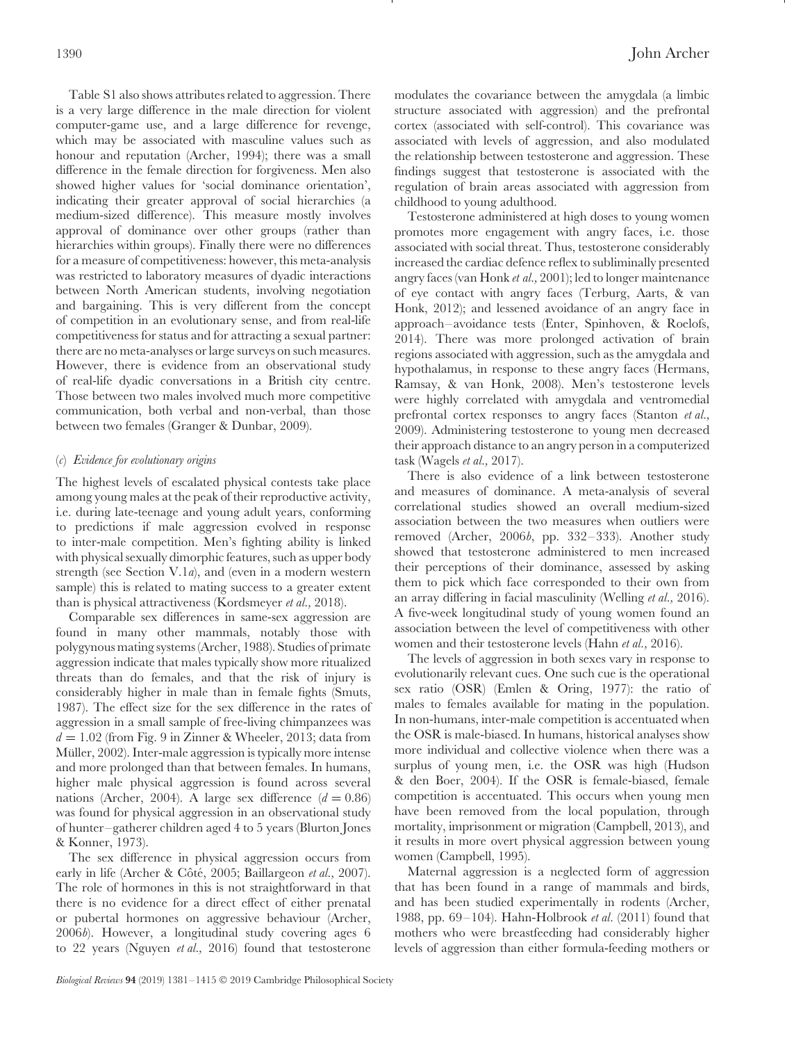Table S1 also shows attributes related to aggression. There is a very large difference in the male direction for violent computer-game use, and a large difference for revenge, which may be associated with masculine values such as honour and reputation (Archer, 1994); there was a small difference in the female direction for forgiveness. Men also showed higher values for 'social dominance orientation', indicating their greater approval of social hierarchies (a medium-sized difference). This measure mostly involves approval of dominance over other groups (rather than hierarchies within groups). Finally there were no differences for a measure of competitiveness: however, this meta-analysis was restricted to laboratory measures of dyadic interactions between North American students, involving negotiation and bargaining. This is very different from the concept of competition in an evolutionary sense, and from real-life competitiveness for status and for attracting a sexual partner: there are no meta-analyses or large surveys on such measures. However, there is evidence from an observational study of real-life dyadic conversations in a British city centre. Those between two males involved much more competitive communication, both verbal and non-verbal, than those between two females (Granger & Dunbar, 2009).

### (*c*) *Evidence for evolutionary origins*

The highest levels of escalated physical contests take place among young males at the peak of their reproductive activity, i.e. during late-teenage and young adult years, conforming to predictions if male aggression evolved in response to inter-male competition. Men's fighting ability is linked with physical sexually dimorphic features, such as upper body strength (see Section V.1*a*), and (even in a modern western sample) this is related to mating success to a greater extent than is physical attractiveness (Kordsmeyer *et al.,* 2018).

Comparable sex differences in same-sex aggression are found in many other mammals, notably those with polygynous mating systems (Archer, 1988). Studies of primate aggression indicate that males typically show more ritualized threats than do females, and that the risk of injury is considerably higher in male than in female fights (Smuts, 1987). The effect size for the sex difference in the rates of aggression in a small sample of free-living chimpanzees was $d = 1.02$ (from Fig. 9 in Zinner & Wheeler, 2013; data from Müller, 2002). Inter-male aggression is typically more intense and more prolonged than that between females. In humans, higher male physical aggression is found across several nations (Archer, 2004). A large sex difference ($d = 0.86$) was found for physical aggression in an observational study of hunter–gatherer children aged 4 to 5 years (Blurton Jones & Konner, 1973).

The sex difference in physical aggression occurs from early in life (Archer & Côté, 2005; Baillargeon *et al.,* 2007). The role of hormones in this is not straightforward in that there is no evidence for a direct effect of either prenatal or pubertal hormones on aggressive behaviour (Archer, 2006*b*). However, a longitudinal study covering ages 6 to 22 years (Nguyen *et al.,* 2016) found that testosterone modulates the covariance between the amygdala (a limbic structure associated with aggression) and the prefrontal cortex (associated with self-control). This covariance was associated with levels of aggression, and also modulated the relationship between testosterone and aggression. These findings suggest that testosterone is associated with the regulation of brain areas associated with aggression from childhood to young adulthood.

Testosterone administered at high doses to young women promotes more engagement with angry faces, i.e. those associated with social threat. Thus, testosterone considerably increased the cardiac defence reflex to subliminally presented angry faces (van Honk *et al.,* 2001); led to longer maintenance of eye contact with angry faces (Terburg, Aarts, & van Honk, 2012); and lessened avoidance of an angry face in approach–avoidance tests (Enter, Spinhoven, & Roelofs, 2014). There was more prolonged activation of brain regions associated with aggression, such as the amygdala and hypothalamus, in response to these angry faces (Hermans, Ramsay, & van Honk, 2008). Men's testosterone levels were highly correlated with amygdala and ventromedial prefrontal cortex responses to angry faces (Stanton *et al.,* 2009). Administering testosterone to young men decreased their approach distance to an angry person in a computerized task (Wagels *et al.,* 2017).

There is also evidence of a link between testosterone and measures of dominance. A meta-analysis of several correlational studies showed an overall medium-sized association between the two measures when outliers were removed (Archer, 2006*b*, pp. 332–333). Another study showed that testosterone administered to men increased their perceptions of their dominance, assessed by asking them to pick which face corresponded to their own from an array differing in facial masculinity (Welling *et al.,* 2016). A five-week longitudinal study of young women found an association between the level of competitiveness with other women and their testosterone levels (Hahn *et al.,* 2016).

The levels of aggression in both sexes vary in response to evolutionarily relevant cues. One such cue is the operational sex ratio (OSR) (Emlen & Oring, 1977): the ratio of males to females available for mating in the population. In non-humans, inter-male competition is accentuated when the OSR is male-biased. In humans, historical analyses show more individual and collective violence when there was a surplus of young men, i.e. the OSR was high (Hudson & den Boer, 2004). If the OSR is female-biased, female competition is accentuated. This occurs when young men have been removed from the local population, through mortality, imprisonment or migration (Campbell, 2013), and it results in more overt physical aggression between young women (Campbell, 1995).

Maternal aggression is a neglected form of aggression that has been found in a range of mammals and birds, and has been studied experimentally in rodents (Archer, 1988, pp. 69–104). Hahn-Holbrook *et al.* (2011) found that mothers who were breastfeeding had considerably higher levels of aggression than either formula-feeding mothers or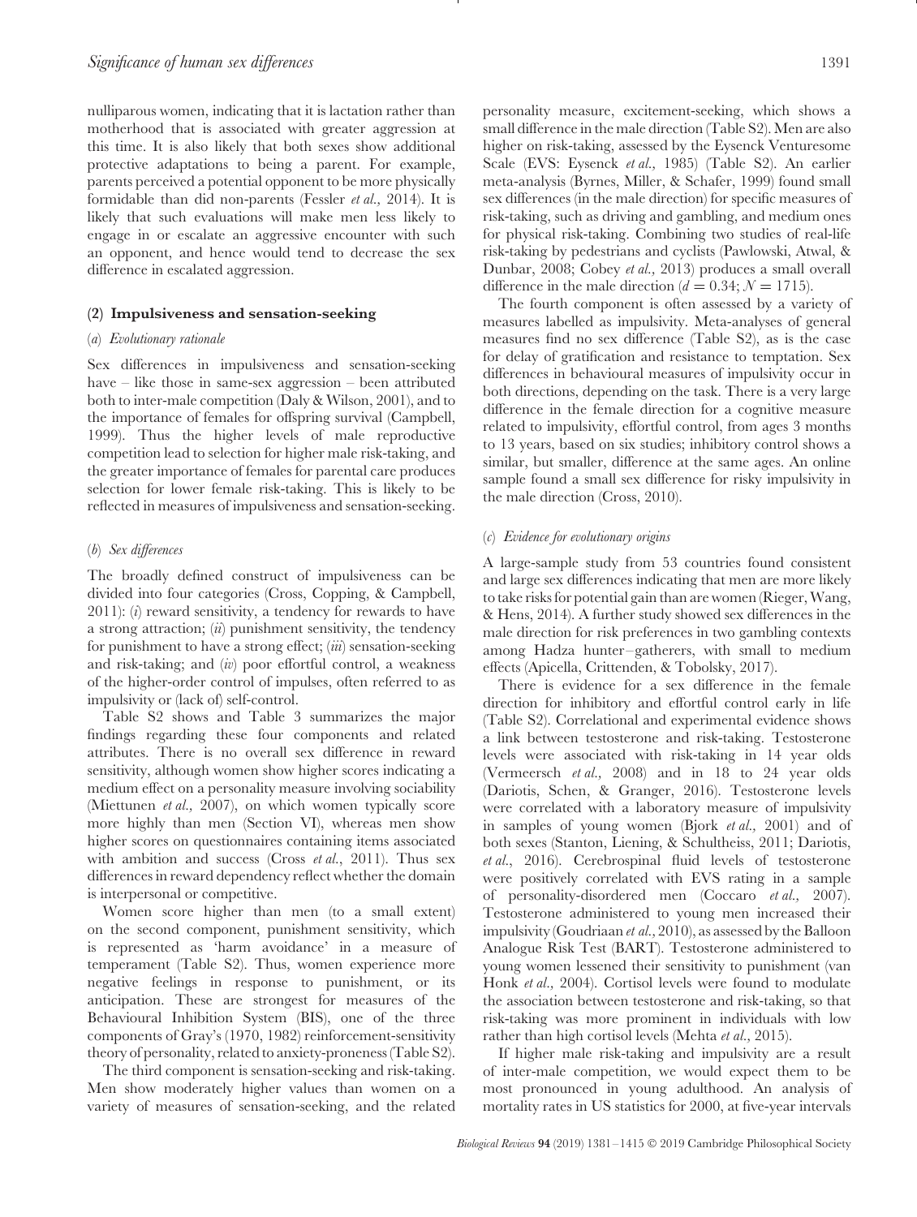nulliparous women, indicating that it is lactation rather than motherhood that is associated with greater aggression at this time. It is also likely that both sexes show additional protective adaptations to being a parent. For example, parents perceived a potential opponent to be more physically formidable than did non-parents (Fessler *et al.*, 2014). It is likely that such evaluations will make men less likely to engage in or escalate an aggressive encounter with such an opponent, and hence would tend to decrease the sex difference in escalated aggression.

### (2) Impulsiveness and sensation-seeking

#### (*a*) *Evolutionary rationale*

Sex differences in impulsiveness and sensation-seeking have – like those in same-sex aggression – been attributed both to inter-male competition (Daly & Wilson, 2001), and to the importance of females for offspring survival (Campbell, 1999). Thus the higher levels of male reproductive competition lead to selection for higher male risk-taking, and the greater importance of females for parental care produces selection for lower female risk-taking. This is likely to be reflected in measures of impulsiveness and sensation-seeking.

#### (*b*) *Sex differences*

The broadly defined construct of impulsiveness can be divided into four categories (Cross, Copping, & Campbell, 2011): (*i*) reward sensitivity, a tendency for rewards to have a strong attraction; (*ii*) punishment sensitivity, the tendency for punishment to have a strong effect; (*iii*) sensation-seeking and risk-taking; and (*iv*) poor effortful control, a weakness of the higher-order control of impulses, often referred to as impulsivity or (lack of) self-control.

Table S2 shows and Table 3 summarizes the major findings regarding these four components and related attributes. There is no overall sex difference in reward sensitivity, although women show higher scores indicating a medium effect on a personality measure involving sociability (Miettunen *et al.*, 2007), on which women typically score more highly than men (Section VI), whereas men show higher scores on questionnaires containing items associated with ambition and success (Cross *et al.*, 2011). Thus sex differences in reward dependency reflect whether the domain is interpersonal or competitive.

Women score higher than men (to a small extent) on the second component, punishment sensitivity, which is represented as 'harm avoidance' in a measure of temperament (Table S2). Thus, women experience more negative feelings in response to punishment, or its anticipation. These are strongest for measures of the Behavioural Inhibition System (BIS), one of the three components of Gray's (1970, 1982) reinforcement-sensitivity theory of personality, related to anxiety-proneness (Table S2).

The third component is sensation-seeking and risk-taking. Men show moderately higher values than women on a variety of measures of sensation-seeking, and the related personality measure, excitement-seeking, which shows a small difference in the male direction (Table S2). Men are also higher on risk-taking, assessed by the Eysenck Venturesome Scale (EVS: Eysenck *et al.*, 1985) (Table S2). An earlier meta-analysis (Byrnes, Miller, & Schafer, 1999) found small sex differences (in the male direction) for specific measures of risk-taking, such as driving and gambling, and medium ones for physical risk-taking. Combining two studies of real-life risk-taking by pedestrians and cyclists (Pawlowski, Atwal, & Dunbar, 2008; Cobey *et al.*, 2013) produces a small overall difference in the male direction ($d = 0.34$; $N = 1715$).

The fourth component is often assessed by a variety of measures labelled as impulsivity. Meta-analyses of general measures find no sex difference (Table S2), as is the case for delay of gratification and resistance to temptation. Sex differences in behavioural measures of impulsivity occur in both directions, depending on the task. There is a very large difference in the female direction for a cognitive measure related to impulsivity, effortful control, from ages 3 months to 13 years, based on six studies; inhibitory control shows a similar, but smaller, difference at the same ages. An online sample found a small sex difference for risky impulsivity in the male direction (Cross, 2010).

#### (*c*) *Evidence for evolutionary origins*

A large-sample study from 53 countries found consistent and large sex differences indicating that men are more likely to take risks for potential gain than are women (Rieger, Wang, & Hens, 2014). A further study showed sex differences in the male direction for risk preferences in two gambling contexts among Hadza hunter–gatherers, with small to medium effects (Apicella, Crittenden, & Tobolsky, 2017).

There is evidence for a sex difference in the female direction for inhibitory and effortful control early in life (Table S2). Correlational and experimental evidence shows a link between testosterone and risk-taking. Testosterone levels were associated with risk-taking in 14 year olds (Vermeersch *et al.*, 2008) and in 18 to 24 year olds (Dariotis, Schen, & Granger, 2016). Testosterone levels were correlated with a laboratory measure of impulsivity in samples of young women (Bjork *et al.*, 2001) and of both sexes (Stanton, Liening, & Schultheiss, 2011; Dariotis, *et al.*, 2016). Cerebrospinal fluid levels of testosterone were positively correlated with EVS rating in a sample of personality-disordered men (Coccaro *et al.*, 2007). Testosterone administered to young men increased their impulsivity (Goudriaan *et al.*, 2010), as assessed by the Balloon Analogue Risk Test (BART). Testosterone administered to young women lessened their sensitivity to punishment (van Honk *et al.*, 2004). Cortisol levels were found to modulate the association between testosterone and risk-taking, so that risk-taking was more prominent in individuals with low rather than high cortisol levels (Mehta *et al.*, 2015).

If higher male risk-taking and impulsivity are a result of inter-male competition, we would expect them to be most pronounced in young adulthood. An analysis of mortality rates in US statistics for 2000, at five-year intervals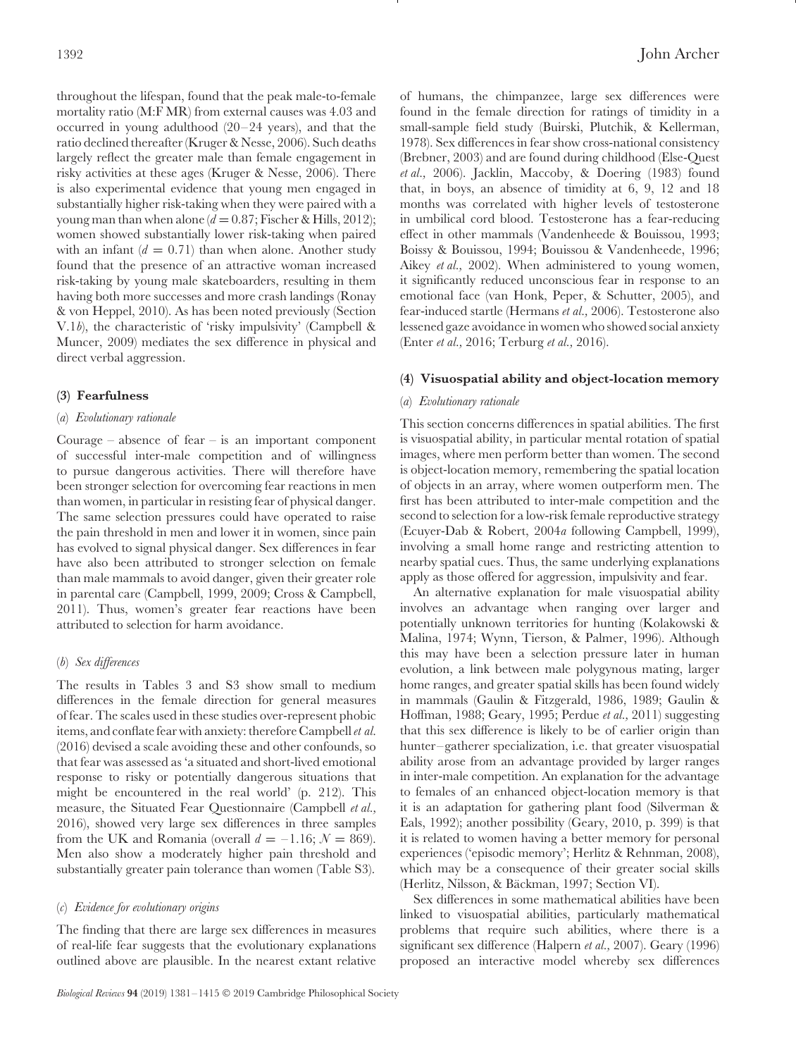throughout the lifespan, found that the peak male-to-female mortality ratio (M:F MR) from external causes was 4.03 and occurred in young adulthood (20–24 years), and that the ratio declined thereafter (Kruger & Nesse, 2006). Such deaths largely reflect the greater male than female engagement in risky activities at these ages (Kruger & Nesse, 2006). There is also experimental evidence that young men engaged in substantially higher risk-taking when they were paired with a young man than when alone ($d = 0.87$; Fischer & Hills, 2012); women showed substantially lower risk-taking when paired with an infant ($d = 0.71$) than when alone. Another study found that the presence of an attractive woman increased risk-taking by young male skateboarders, resulting in them having both more successes and more crash landings (Ronay & von Heppel, 2010). As has been noted previously (Section V.1*b*), the characteristic of 'risky impulsivity' (Campbell & Muncer, 2009) mediates the sex difference in physical and direct verbal aggression.

### (3) Fearfulness

#### (*a*) *Evolutionary rationale*

Courage – absence of fear – is an important component of successful inter-male competition and of willingness to pursue dangerous activities. There will therefore have been stronger selection for overcoming fear reactions in men than women, in particular in resisting fear of physical danger. The same selection pressures could have operated to raise the pain threshold in men and lower it in women, since pain has evolved to signal physical danger. Sex differences in fear have also been attributed to stronger selection on female than male mammals to avoid danger, given their greater role in parental care (Campbell, 1999, 2009; Cross & Campbell, 2011). Thus, women's greater fear reactions have been attributed to selection for harm avoidance.

#### (*b*) *Sex differences*

The results in Tables 3 and S3 show small to medium differences in the female direction for general measures of fear. The scales used in these studies over-represent phobic items, and conflate fear with anxiety: therefore Campbell *et al.* (2016) devised a scale avoiding these and other confounds, so that fear was assessed as 'a situated and short-lived emotional response to risky or potentially dangerous situations that might be encountered in the real world' (p. 212). This measure, the Situated Fear Questionnaire (Campbell *et al.*, 2016), showed very large sex differences in three samples from the UK and Romania (overall $d = -1.16$; $N = 869$). Men also show a moderately higher pain threshold and substantially greater pain tolerance than women (Table S3).

#### (*c*) *Evidence for evolutionary origins*

The finding that there are large sex differences in measures of real-life fear suggests that the evolutionary explanations outlined above are plausible. In the nearest extant relative of humans, the chimpanzee, large sex differences were found in the female direction for ratings of timidity in a small-sample field study (Buirski, Plutchik, & Kellerman, 1978). Sex differences in fear show cross-national consistency (Brebner, 2003) and are found during childhood (Else-Quest *et al.*, 2006). Jacklin, Maccoby, & Doering (1983) found that, in boys, an absence of timidity at 6, 9, 12 and 18 months was correlated with higher levels of testosterone in umbilical cord blood. Testosterone has a fear-reducing effect in other mammals (Vandenheede & Bouissou, 1993; Boissy & Bouissou, 1994; Bouissou & Vandenheede, 1996; Aikey *et al.*, 2002). When administered to young women, it significantly reduced unconscious fear in response to an emotional face (van Honk, Peper, & Schutter, 2005), and fear-induced startle (Hermans *et al.*, 2006). Testosterone also lessened gaze avoidance in women who showed social anxiety (Enter *et al.*, 2016; Terburg *et al.*, 2016).

### (4) Visuospatial ability and object-location memory

#### (*a*) *Evolutionary rationale*

This section concerns differences in spatial abilities. The first is visuospatial ability, in particular mental rotation of spatial images, where men perform better than women. The second is object-location memory, remembering the spatial location of objects in an array, where women outperform men. The first has been attributed to inter-male competition and the second to selection for a low-risk female reproductive strategy (Ecuyer-Dab & Robert, 2004*a* following Campbell, 1999), involving a small home range and restricting attention to nearby spatial cues. Thus, the same underlying explanations apply as those offered for aggression, impulsivity and fear.

An alternative explanation for male visuospatial ability involves an advantage when ranging over larger and potentially unknown territories for hunting (Kolakowski & Malina, 1974; Wynn, Tierson, & Palmer, 1996). Although this may have been a selection pressure later in human evolution, a link between male polygynous mating, larger home ranges, and greater spatial skills has been found widely in mammals (Gaulin & Fitzgerald, 1986, 1989; Gaulin & Hoffman, 1988; Geary, 1995; Perdue *et al.*, 2011) suggesting that this sex difference is likely to be of earlier origin than hunter–gatherer specialization, i.e. that greater visuospatial ability arose from an advantage provided by larger ranges in inter-male competition. An explanation for the advantage to females of an enhanced object-location memory is that it is an adaptation for gathering plant food (Silverman & Eals, 1992); another possibility (Geary, 2010, p. 399) is that it is related to women having a better memory for personal experiences ('episodic memory'; Herlitz & Rehnman, 2008), which may be a consequence of their greater social skills (Herlitz, Nilsson, & Bäckman, 1997; Section VI).

Sex differences in some mathematical abilities have been linked to visuospatial abilities, particularly mathematical problems that require such abilities, where there is a significant sex difference (Halpern *et al.*, 2007). Geary (1996) proposed an interactive model whereby sex differences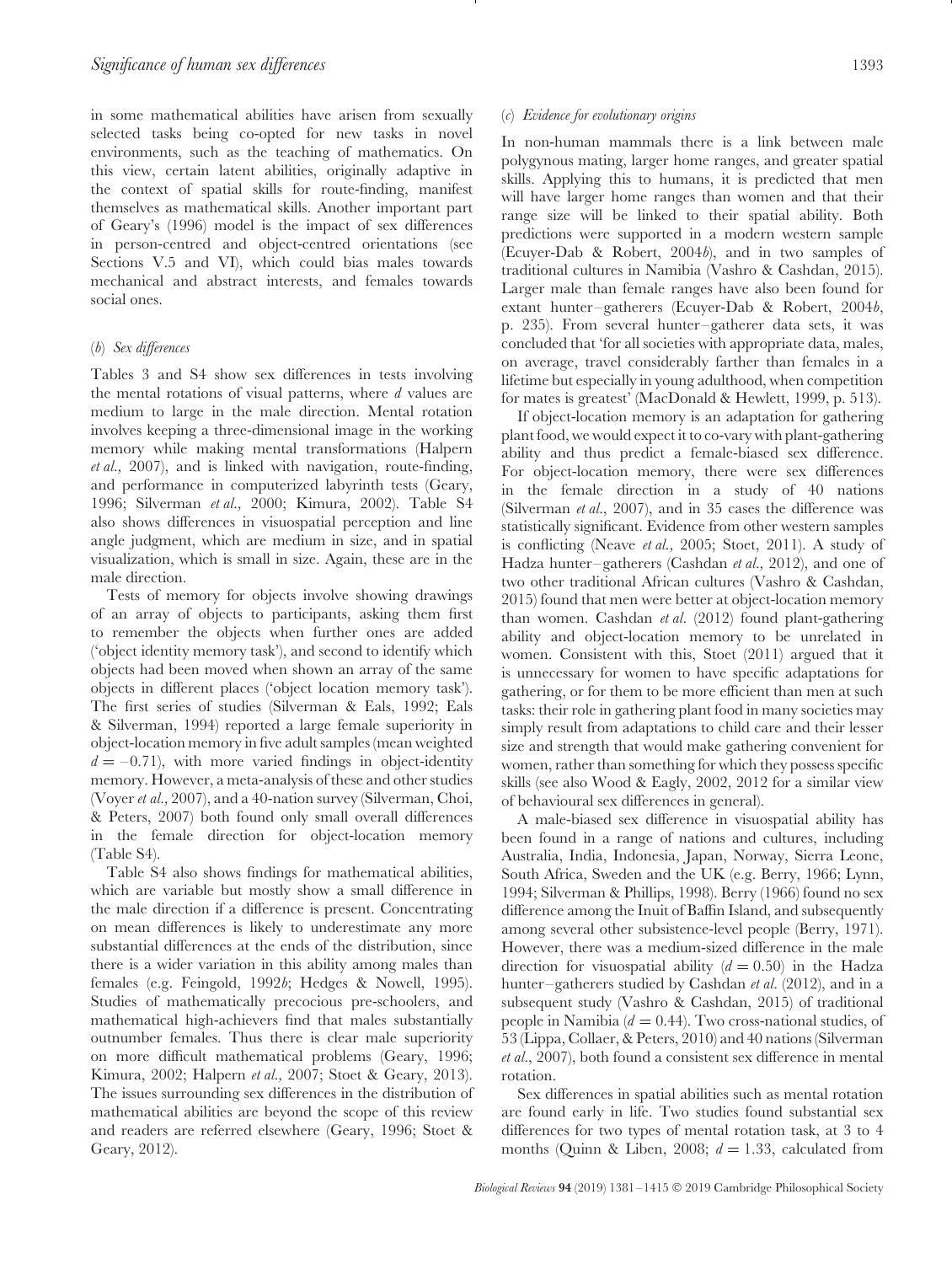in some mathematical abilities have arisen from sexually selected tasks being co-opted for new tasks in novel environments, such as the teaching of mathematics. On this view, certain latent abilities, originally adaptive in the context of spatial skills for route-finding, manifest themselves as mathematical skills. Another important part of Geary's (1996) model is the impact of sex differences in person-centred and object-centred orientations (see Sections V.5 and VI), which could bias males towards mechanical and abstract interests, and females towards social ones.

### (*b*) *Sex differences*

Tables 3 and S4 show sex differences in tests involving the mental rotations of visual patterns, where $d$ values are medium to large in the male direction. Mental rotation involves keeping a three-dimensional image in the working memory while making mental transformations (Halpern *et al.*, 2007), and is linked with navigation, route-finding, and performance in computerized labyrinth tests (Geary, 1996; Silverman *et al.*, 2000; Kimura, 2002). Table S4 also shows differences in visuospatial perception and line angle judgment, which are medium in size, and in spatial visualization, which is small in size. Again, these are in the male direction.

Tests of memory for objects involve showing drawings of an array of objects to participants, asking them first to remember the objects when further ones are added ('object identity memory task'), and second to identify which objects had been moved when shown an array of the same objects in different places ('object location memory task'). The first series of studies (Silverman & Eals, 1992; Eals & Silverman, 1994) reported a large female superiority in object-location memory in five adult samples (mean weighted $d = -0.71$), with more varied findings in object-identity memory. However, a meta-analysis of these and other studies (Voyer *et al.*, 2007), and a 40-nation survey (Silverman, Choi, & Peters, 2007) both found only small overall differences in the female direction for object-location memory (Table S4).

Table S4 also shows findings for mathematical abilities, which are variable but mostly show a small difference in the male direction if a difference is present. Concentrating on mean differences is likely to underestimate any more substantial differences at the ends of the distribution, since there is a wider variation in this ability among males than females (e.g. Feingold, 1992*b*; Hedges & Nowell, 1995). Studies of mathematically precocious pre-schoolers, and mathematical high-achievers find that males substantially outnumber females. Thus there is clear male superiority on more difficult mathematical problems (Geary, 1996; Kimura, 2002; Halpern *et al.*, 2007; Stoet & Geary, 2013). The issues surrounding sex differences in the distribution of mathematical abilities are beyond the scope of this review and readers are referred elsewhere (Geary, 1996; Stoet & Geary, 2012).

### (*c*) *Evidence for evolutionary origins*

In non-human mammals there is a link between male polygynous mating, larger home ranges, and greater spatial skills. Applying this to humans, it is predicted that men will have larger home ranges than women and that their range size will be linked to their spatial ability. Both predictions were supported in a modern western sample (Ecuyer-Dab & Robert, 2004*b*), and in two samples of traditional cultures in Namibia (Vashro & Cashdan, 2015). Larger male than female ranges have also been found for extant hunter–gatherers (Ecuyer-Dab & Robert, 2004*b*, p. 235). From several hunter–gatherer data sets, it was concluded that 'for all societies with appropriate data, males, on average, travel considerably farther than females in a lifetime but especially in young adulthood, when competition for mates is greatest' (MacDonald & Hewlett, 1999, p. 513).

If object-location memory is an adaptation for gathering plant food, we would expect it to co-vary with plant-gathering ability and thus predict a female-biased sex difference. For object-location memory, there were sex differences in the female direction in a study of 40 nations (Silverman *et al.*, 2007), and in 35 cases the difference was statistically significant. Evidence from other western samples is conflicting (Neave *et al.*, 2005; Stoet, 2011). A study of Hadza hunter–gatherers (Cashdan *et al.*, 2012), and one of two other traditional African cultures (Vashro & Cashdan, 2015) found that men were better at object-location memory than women. Cashdan *et al.* (2012) found plant-gathering ability and object-location memory to be unrelated in women. Consistent with this, Stoet (2011) argued that it is unnecessary for women to have specific adaptations for gathering, or for them to be more efficient than men at such tasks: their role in gathering plant food in many societies may simply result from adaptations to child care and their lesser size and strength that would make gathering convenient for women, rather than something for which they possess specific skills (see also Wood & Eagly, 2002, 2012 for a similar view of behavioural sex differences in general).

A male-biased sex difference in visuospatial ability has been found in a range of nations and cultures, including Australia, India, Indonesia, Japan, Norway, Sierra Leone, South Africa, Sweden and the UK (e.g. Berry, 1966; Lynn, 1994; Silverman & Phillips, 1998). Berry (1966) found no sex difference among the Inuit of Baffin Island, and subsequently among several other subsistence-level people (Berry, 1971). However, there was a medium-sized difference in the male direction for visuospatial ability ($d = 0.50$) in the Hadza hunter–gatherers studied by Cashdan *et al.* (2012), and in a subsequent study (Vashro & Cashdan, 2015) of traditional people in Namibia ($d = 0.44$). Two cross-national studies, of 53 (Lippa, Collaer, & Peters, 2010) and 40 nations (Silverman *et al.*, 2007), both found a consistent sex difference in mental rotation.

Sex differences in spatial abilities such as mental rotation are found early in life. Two studies found substantial sex differences for two types of mental rotation task, at 3 to 4 months (Quinn & Liben, 2008; $d = 1.33$, calculated from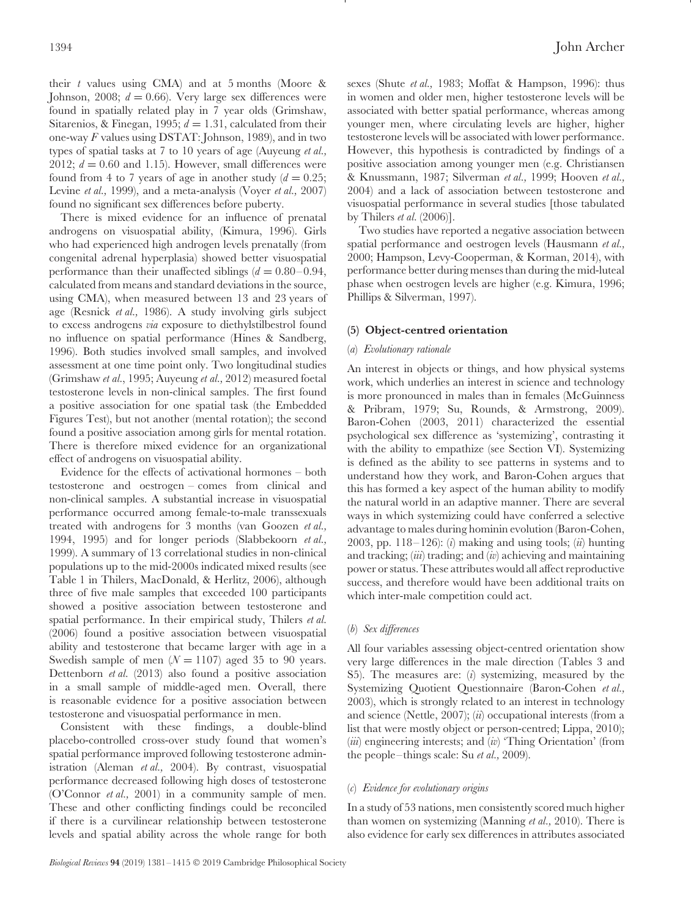their $t$ values using CMA) and at 5 months (Moore & Johnson, 2008; $d = 0.66$). Very large sex differences were found in spatially related play in 7 year olds (Grimshaw, Sitarenios, & Finegan, 1995; $d = 1.31$, calculated from their one-way $F$ values using DSTAT: Johnson, 1989), and in two types of spatial tasks at 7 to 10 years of age (Auyeung *et al.*, 2012; $d = 0.60$ and 1.15). However, small differences were found from 4 to 7 years of age in another study ($d = 0.25$; Levine *et al.*, 1999), and a meta-analysis (Voyer *et al.*, 2007) found no significant sex differences before puberty.

There is mixed evidence for an influence of prenatal androgens on visuospatial ability, (Kimura, 1996). Girls who had experienced high androgen levels prenatally (from congenital adrenal hyperplasia) showed better visuospatial performance than their unaffected siblings ($d = 0.80$–$0.94$, calculated from means and standard deviations in the source, using CMA), when measured between 13 and 23 years of age (Resnick *et al.*, 1986). A study involving girls subject to excess androgens *via* exposure to diethylstilbestrol found no influence on spatial performance (Hines & Sandberg, 1996). Both studies involved small samples, and involved assessment at one time point only. Two longitudinal studies (Grimshaw *et al.*, 1995; Auyeung *et al.*, 2012) measured foetal testosterone levels in non-clinical samples. The first found a positive association for one spatial task (the Embedded Figures Test), but not another (mental rotation); the second found a positive association among girls for mental rotation. There is therefore mixed evidence for an organizational effect of androgens on visuospatial ability.

Evidence for the effects of activational hormones – both testosterone and oestrogen – comes from clinical and non-clinical samples. A substantial increase in visuospatial performance occurred among female-to-male transsexuals treated with androgens for 3 months (van Goozen *et al.*, 1994, 1995) and for longer periods (Slabbekoorn *et al.*, 1999). A summary of 13 correlational studies in non-clinical populations up to the mid-2000s indicated mixed results (see Table 1 in Thilers, MacDonald, & Herlitz, 2006), although three of five male samples that exceeded 100 participants showed a positive association between testosterone and spatial performance. In their empirical study, Thilers *et al.* (2006) found a positive association between visuospatial ability and testosterone that became larger with age in a Swedish sample of men ($N = 1107$) aged 35 to 90 years. Dettenborn *et al.* (2013) also found a positive association in a small sample of middle-aged men. Overall, there is reasonable evidence for a positive association between testosterone and visuospatial performance in men.

Consistent with these findings, a double-blind placebo-controlled cross-over study found that women's spatial performance improved following testosterone administration (Aleman *et al.*, 2004). By contrast, visuospatial performance decreased following high doses of testosterone (O'Connor *et al.*, 2001) in a community sample of men. These and other conflicting findings could be reconciled if there is a curvilinear relationship between testosterone levels and spatial ability across the whole range for both sexes (Shute *et al.*, 1983; Moffat & Hampson, 1996): thus in women and older men, higher testosterone levels will be associated with better spatial performance, whereas among younger men, where circulating levels are higher, higher testosterone levels will be associated with lower performance. However, this hypothesis is contradicted by findings of a positive association among younger men (e.g. Christiansen & Knussmann, 1987; Silverman *et al.*, 1999; Hooven *et al.*, 2004) and a lack of association between testosterone and visuospatial performance in several studies [those tabulated by Thilers *et al.* (2006)].

Two studies have reported a negative association between spatial performance and oestrogen levels (Hausmann *et al.*, 2000; Hampson, Levy-Cooperman, & Korman, 2014), with performance better during menses than during the mid-luteal phase when oestrogen levels are higher (e.g. Kimura, 1996; Phillips & Silverman, 1997).

### (5) Object-centred orientation

#### (*a*) *Evolutionary rationale*

An interest in objects or things, and how physical systems work, which underlies an interest in science and technology is more pronounced in males than in females (McGuinness & Pribram, 1979; Su, Rounds, & Armstrong, 2009). Baron-Cohen (2003, 2011) characterized the essential psychological sex difference as 'systemizing', contrasting it with the ability to empathize (see Section VI). Systemizing is defined as the ability to see patterns in systems and to understand how they work, and Baron-Cohen argues that this has formed a key aspect of the human ability to modify the natural world in an adaptive manner. There are several ways in which systemizing could have conferred a selective advantage to males during hominin evolution (Baron-Cohen, 2003, pp. 118–126): (*i*) making and using tools; (*ii*) hunting and tracking; (*iii*) trading; and (*iv*) achieving and maintaining power or status. These attributes would all affect reproductive success, and therefore would have been additional traits on which inter-male competition could act.

#### (*b*) *Sex differences*

All four variables assessing object-centred orientation show very large differences in the male direction (Tables 3 and S5). The measures are: (*i*) systemizing, measured by the Systemizing Quotient Questionnaire (Baron-Cohen *et al.*, 2003), which is strongly related to an interest in technology and science (Nettle, 2007); (*ii*) occupational interests (from a list that were mostly object or person-centred; Lippa, 2010); (*iii*) engineering interests; and (*iv*) 'Thing Orientation' (from the people–things scale: Su *et al.*, 2009).

#### (*c*) *Evidence for evolutionary origins*

In a study of 53 nations, men consistently scored much higher than women on systemizing (Manning *et al.*, 2010). There is also evidence for early sex differences in attributes associated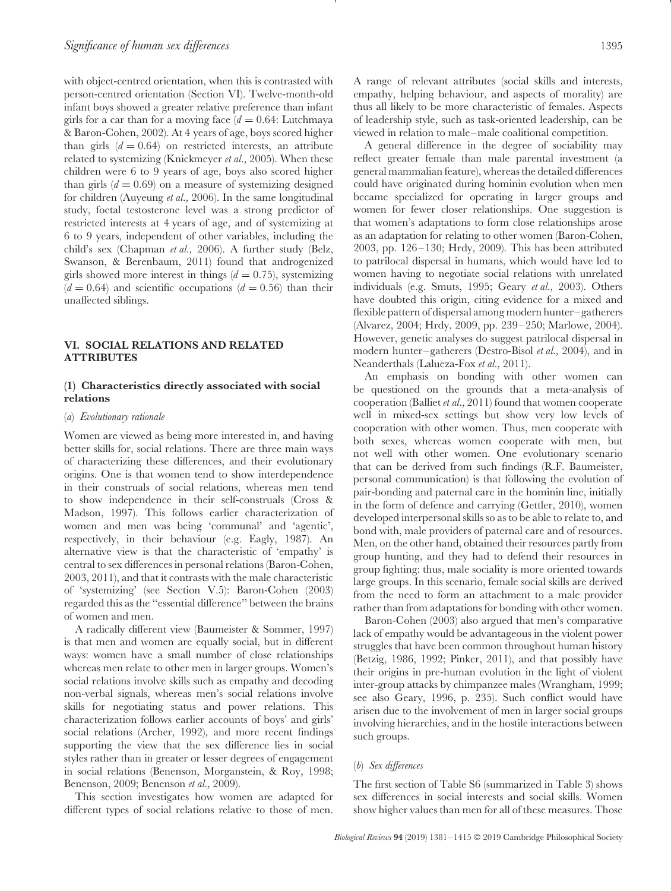with object-centred orientation, when this is contrasted with person-centred orientation (Section VI). Twelve-month-old infant boys showed a greater relative preference than infant girls for a car than for a moving face ($d = 0.64$: Lutchmaya & Baron-Cohen, 2002). At 4 years of age, boys scored higher than girls ($d = 0.64$) on restricted interests, an attribute related to systemizing (Knickmeyer *et al.,* 2005). When these children were 6 to 9 years of age, boys also scored higher than girls ($d = 0.69$) on a measure of systemizing designed for children (Auyeung *et al.,* 2006). In the same longitudinal study, foetal testosterone level was a strong predictor of restricted interests at 4 years of age, and of systemizing at 6 to 9 years, independent of other variables, including the child's sex (Chapman *et al.,* 2006). A further study (Belz, Swanson, & Berenbaum, 2011) found that androgenized girls showed more interest in things ($d = 0.75$), systemizing ($d = 0.64$) and scientific occupations ($d = 0.56$) than their unaffected siblings.

## VI. SOCIAL RELATIONS AND RELATED ATTRIBUTES

### (1) Characteristics directly associated with social relations

#### (*a*) *Evolutionary rationale*

Women are viewed as being more interested in, and having better skills for, social relations. There are three main ways of characterizing these differences, and their evolutionary origins. One is that women tend to show interdependence in their construals of social relations, whereas men tend to show independence in their self-construals (Cross & Madson, 1997). This follows earlier characterization of women and men was being 'communal' and 'agentic', respectively, in their behaviour (e.g. Eagly, 1987). An alternative view is that the characteristic of 'empathy' is central to sex differences in personal relations (Baron-Cohen, 2003, 2011), and that it contrasts with the male characteristic of 'systemizing' (see Section V.5): Baron-Cohen (2003) regarded this as the "essential difference" between the brains of women and men.

A radically different view (Baumeister & Sommer, 1997) is that men and women are equally social, but in different ways: women have a small number of close relationships whereas men relate to other men in larger groups. Women's social relations involve skills such as empathy and decoding non-verbal signals, whereas men's social relations involve skills for negotiating status and power relations. This characterization follows earlier accounts of boys' and girls' social relations (Archer, 1992), and more recent findings supporting the view that the sex difference lies in social styles rather than in greater or lesser degrees of engagement in social relations (Benenson, Morganstein, & Roy, 1998; Benenson, 2009; Benenson *et al.,* 2009).

This section investigates how women are adapted for different types of social relations relative to those of men. A range of relevant attributes (social skills and interests, empathy, helping behaviour, and aspects of morality) are thus all likely to be more characteristic of females. Aspects of leadership style, such as task-oriented leadership, can be viewed in relation to male–male coalitional competition.

A general difference in the degree of sociability may reflect greater female than male parental investment (a general mammalian feature), whereas the detailed differences could have originated during hominin evolution when men became specialized for operating in larger groups and women for fewer closer relationships. One suggestion is that women's adaptations to form close relationships arose as an adaptation for relating to other women (Baron-Cohen, 2003, pp. 126–130; Hrdy, 2009). This has been attributed to patrilocal dispersal in humans, which would have led to women having to negotiate social relations with unrelated individuals (e.g. Smuts, 1995; Geary *et al.,* 2003). Others have doubted this origin, citing evidence for a mixed and flexible pattern of dispersal among modern hunter–gatherers (Alvarez, 2004; Hrdy, 2009, pp. 239–250; Marlowe, 2004). However, genetic analyses do suggest patrilocal dispersal in modern hunter–gatherers (Destro-Bisol *et al.,* 2004), and in Neanderthals (Lalueza-Fox *et al.,* 2011).

An emphasis on bonding with other women can be questioned on the grounds that a meta-analysis of cooperation (Balliet *et al.,* 2011) found that women cooperate well in mixed-sex settings but show very low levels of cooperation with other women. Thus, men cooperate with both sexes, whereas women cooperate with men, but not well with other women. One evolutionary scenario that can be derived from such findings (R.F. Baumeister, personal communication) is that following the evolution of pair-bonding and paternal care in the hominin line, initially in the form of defence and carrying (Gettler, 2010), women developed interpersonal skills so as to be able to relate to, and bond with, male providers of paternal care and of resources. Men, on the other hand, obtained their resources partly from group hunting, and they had to defend their resources in group fighting: thus, male sociality is more oriented towards large groups. In this scenario, female social skills are derived from the need to form an attachment to a male provider rather than from adaptations for bonding with other women.

Baron-Cohen (2003) also argued that men's comparative lack of empathy would be advantageous in the violent power struggles that have been common throughout human history (Betzig, 1986, 1992; Pinker, 2011), and that possibly have their origins in pre-human evolution in the light of violent inter-group attacks by chimpanzee males (Wrangham, 1999; see also Geary, 1996, p. 235). Such conflict would have arisen due to the involvement of men in larger social groups involving hierarchies, and in the hostile interactions between such groups.

#### (*b*) *Sex differences*

The first section of Table S6 (summarized in Table 3) shows sex differences in social interests and social skills. Women show higher values than men for all of these measures. Those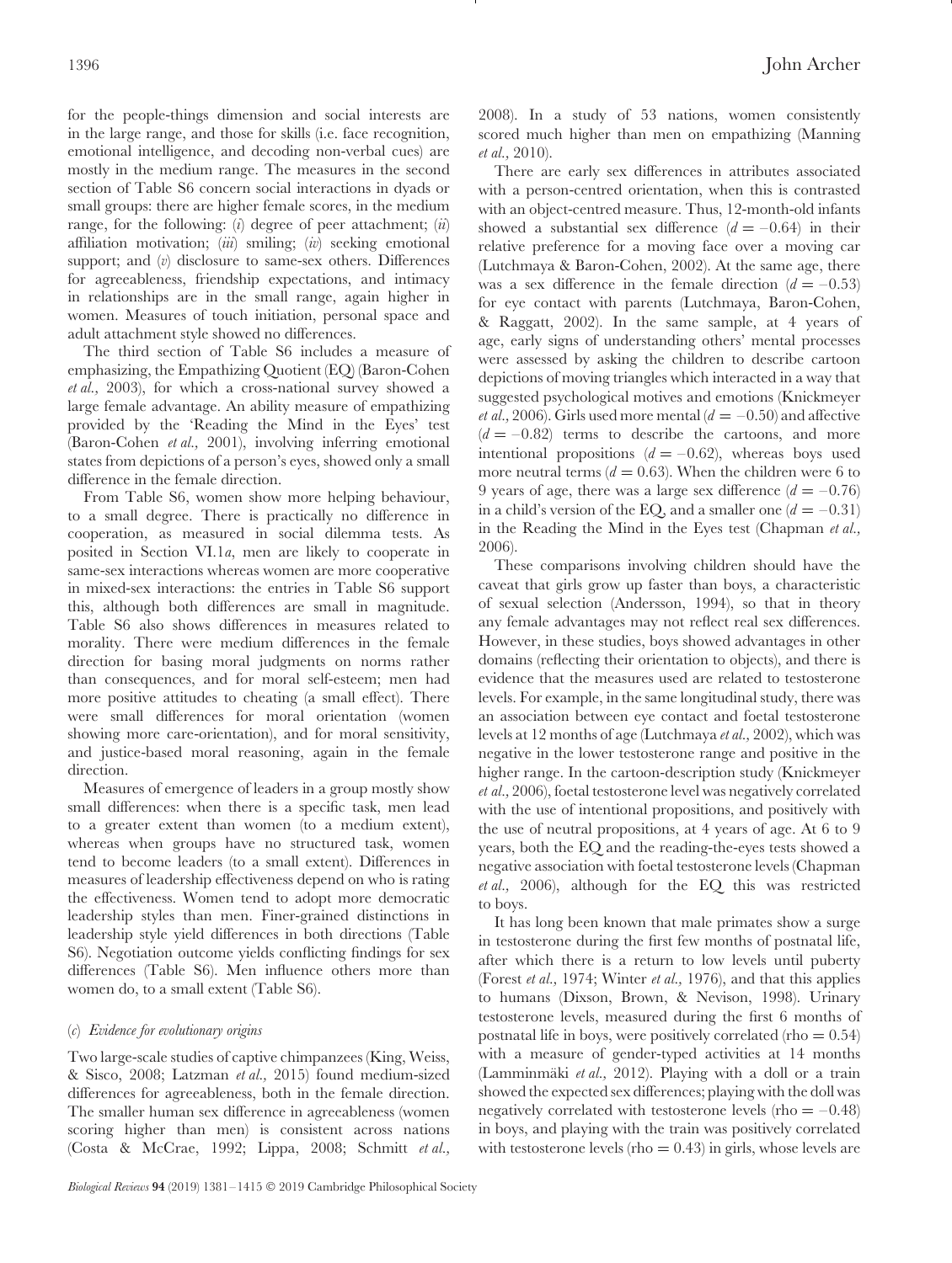for the people-things dimension and social interests are in the large range, and those for skills (i.e. face recognition, emotional intelligence, and decoding non-verbal cues) are mostly in the medium range. The measures in the second section of Table S6 concern social interactions in dyads or small groups: there are higher female scores, in the medium range, for the following: (*i*) degree of peer attachment; (*ii*) affiliation motivation; (*iii*) smiling; (*iv*) seeking emotional support; and (*v*) disclosure to same-sex others. Differences for agreeableness, friendship expectations, and intimacy in relationships are in the small range, again higher in women. Measures of touch initiation, personal space and adult attachment style showed no differences.

The third section of Table S6 includes a measure of emphasizing, the Empathizing Quotient (EQ) (Baron-Cohen *et al.,* 2003), for which a cross-national survey showed a large female advantage. An ability measure of empathizing provided by the 'Reading the Mind in the Eyes' test (Baron-Cohen *et al.,* 2001), involving inferring emotional states from depictions of a person's eyes, showed only a small difference in the female direction.

From Table S6, women show more helping behaviour, to a small degree. There is practically no difference in cooperation, as measured in social dilemma tests. As posited in Section VI.1*a*, men are likely to cooperate in same-sex interactions whereas women are more cooperative in mixed-sex interactions: the entries in Table S6 support this, although both differences are small in magnitude. Table S6 also shows differences in measures related to morality. There were medium differences in the female direction for basing moral judgments on norms rather than consequences, and for moral self-esteem; men had more positive attitudes to cheating (a small effect). There were small differences for moral orientation (women showing more care-orientation), and for moral sensitivity, and justice-based moral reasoning, again in the female direction.

Measures of emergence of leaders in a group mostly show small differences: when there is a specific task, men lead to a greater extent than women (to a medium extent), whereas when groups have no structured task, women tend to become leaders (to a small extent). Differences in measures of leadership effectiveness depend on who is rating the effectiveness. Women tend to adopt more democratic leadership styles than men. Finer-grained distinctions in leadership style yield differences in both directions (Table S6). Negotiation outcome yields conflicting findings for sex differences (Table S6). Men influence others more than women do, to a small extent (Table S6).

### (*c*) *Evidence for evolutionary origins*

Two large-scale studies of captive chimpanzees (King, Weiss, & Sisco, 2008; Latzman *et al.,* 2015) found medium-sized differences for agreeableness, both in the female direction. The smaller human sex difference in agreeableness (women scoring higher than men) is consistent across nations (Costa & McCrae, 1992; Lippa, 2008; Schmitt *et al.,* 2008). In a study of 53 nations, women consistently scored much higher than men on empathizing (Manning *et al.,* 2010).

There are early sex differences in attributes associated with a person-centred orientation, when this is contrasted with an object-centred measure. Thus, 12-month-old infants showed a substantial sex difference ($d = -0.64$) in their relative preference for a moving face over a moving car (Lutchmaya & Baron-Cohen, 2002). At the same age, there was a sex difference in the female direction ($d = -0.53$) for eye contact with parents (Lutchmaya, Baron-Cohen, & Raggatt, 2002). In the same sample, at 4 years of age, early signs of understanding others' mental processes were assessed by asking the children to describe cartoon depictions of moving triangles which interacted in a way that suggested psychological motives and emotions (Knickmeyer *et al.,* 2006). Girls used more mental ($d = -0.50$) and affective ($d = -0.82$) terms to describe the cartoons, and more intentional propositions ($d = -0.62$), whereas boys used more neutral terms ($d = 0.63$). When the children were 6 to 9 years of age, there was a large sex difference ($d = -0.76$) in a child's version of the EQ, and a smaller one ($d = -0.31$) in the Reading the Mind in the Eyes test (Chapman *et al.,* 2006).

These comparisons involving children should have the caveat that girls grow up faster than boys, a characteristic of sexual selection (Andersson, 1994), so that in theory any female advantages may not reflect real sex differences. However, in these studies, boys showed advantages in other domains (reflecting their orientation to objects), and there is evidence that the measures used are related to testosterone levels. For example, in the same longitudinal study, there was an association between eye contact and foetal testosterone levels at 12 months of age (Lutchmaya *et al.,* 2002), which was negative in the lower testosterone range and positive in the higher range. In the cartoon-description study (Knickmeyer *et al.,* 2006), foetal testosterone level was negatively correlated with the use of intentional propositions, and positively with the use of neutral propositions, at 4 years of age. At 6 to 9 years, both the EQ and the reading-the-eyes tests showed a negative association with foetal testosterone levels (Chapman *et al.,* 2006), although for the EQ this was restricted to boys.

It has long been known that male primates show a surge in testosterone during the first few months of postnatal life, after which there is a return to low levels until puberty (Forest *et al.,* 1974; Winter *et al.,* 1976), and that this applies to humans (Dixson, Brown, & Nevison, 1998). Urinary testosterone levels, measured during the first 6 months of postnatal life in boys, were positively correlated (rho $= 0.54$) with a measure of gender-typed activities at 14 months (Lamminmäki *et al.,* 2012). Playing with a doll or a train showed the expected sex differences; playing with the doll was negatively correlated with testosterone levels (rho $= -0.48$) in boys, and playing with the train was positively correlated with testosterone levels (rho $= 0.43$) in girls, whose levels are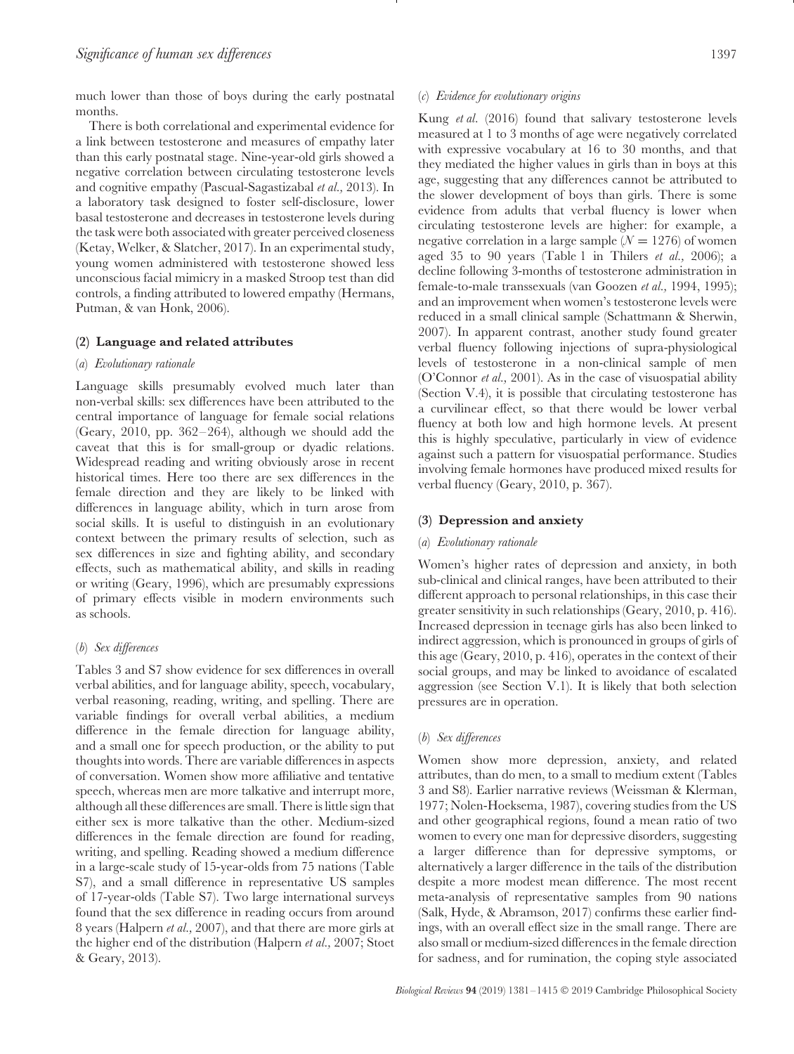much lower than those of boys during the early postnatal months.

There is both correlational and experimental evidence for a link between testosterone and measures of empathy later than this early postnatal stage. Nine-year-old girls showed a negative correlation between circulating testosterone levels and cognitive empathy (Pascual-Sagastizabal *et al.*, 2013). In a laboratory task designed to foster self-disclosure, lower basal testosterone and decreases in testosterone levels during the task were both associated with greater perceived closeness (Ketay, Welker, & Slatcher, 2017). In an experimental study, young women administered with testosterone showed less unconscious facial mimicry in a masked Stroop test than did controls, a finding attributed to lowered empathy (Hermans, Putman, & van Honk, 2006).

### (2) Language and related attributes

#### (*a*) *Evolutionary rationale*

Language skills presumably evolved much later than non-verbal skills: sex differences have been attributed to the central importance of language for female social relations (Geary, 2010, pp. 362–264), although we should add the caveat that this is for small-group or dyadic relations. Widespread reading and writing obviously arose in recent historical times. Here too there are sex differences in the female direction and they are likely to be linked with differences in language ability, which in turn arose from social skills. It is useful to distinguish in an evolutionary context between the primary results of selection, such as sex differences in size and fighting ability, and secondary effects, such as mathematical ability, and skills in reading or writing (Geary, 1996), which are presumably expressions of primary effects visible in modern environments such as schools.

#### (*b*) *Sex differences*

Tables 3 and S7 show evidence for sex differences in overall verbal abilities, and for language ability, speech, vocabulary, verbal reasoning, reading, writing, and spelling. There are variable findings for overall verbal abilities, a medium difference in the female direction for language ability, and a small one for speech production, or the ability to put thoughts into words. There are variable differences in aspects of conversation. Women show more affiliative and tentative speech, whereas men are more talkative and interrupt more, although all these differences are small. There is little sign that either sex is more talkative than the other. Medium-sized differences in the female direction are found for reading, writing, and spelling. Reading showed a medium difference in a large-scale study of 15-year-olds from 75 nations (Table S7), and a small difference in representative US samples of 17-year-olds (Table S7). Two large international surveys found that the sex difference in reading occurs from around 8 years (Halpern *et al.*, 2007), and that there are more girls at the higher end of the distribution (Halpern *et al.*, 2007; Stoet & Geary, 2013).

#### (*c*) *Evidence for evolutionary origins*

Kung *et al.* (2016) found that salivary testosterone levels measured at 1 to 3 months of age were negatively correlated with expressive vocabulary at 16 to 30 months, and that they mediated the higher values in girls than in boys at this age, suggesting that any differences cannot be attributed to the slower development of boys than girls. There is some evidence from adults that verbal fluency is lower when circulating testosterone levels are higher: for example, a negative correlation in a large sample ($N = 1276$) of women aged 35 to 90 years (Table 1 in Thilers *et al.*, 2006); a decline following 3-months of testosterone administration in female-to-male transsexuals (van Goozen *et al.*, 1994, 1995); and an improvement when women's testosterone levels were reduced in a small clinical sample (Schattmann & Sherwin, 2007). In apparent contrast, another study found greater verbal fluency following injections of supra-physiological levels of testosterone in a non-clinical sample of men (O'Connor *et al.*, 2001). As in the case of visuospatial ability (Section V.4), it is possible that circulating testosterone has a curvilinear effect, so that there would be lower verbal fluency at both low and high hormone levels. At present this is highly speculative, particularly in view of evidence against such a pattern for visuospatial performance. Studies involving female hormones have produced mixed results for verbal fluency (Geary, 2010, p. 367).

### (3) Depression and anxiety

#### (*a*) *Evolutionary rationale*

Women's higher rates of depression and anxiety, in both sub-clinical and clinical ranges, have been attributed to their different approach to personal relationships, in this case their greater sensitivity in such relationships (Geary, 2010, p. 416). Increased depression in teenage girls has also been linked to indirect aggression, which is pronounced in groups of girls of this age (Geary, 2010, p. 416), operates in the context of their social groups, and may be linked to avoidance of escalated aggression (see Section V.1). It is likely that both selection pressures are in operation.

#### (*b*) *Sex differences*

Women show more depression, anxiety, and related attributes, than do men, to a small to medium extent (Tables 3 and S8). Earlier narrative reviews (Weissman & Klerman, 1977; Nolen-Hoeksema, 1987), covering studies from the US and other geographical regions, found a mean ratio of two women to every one man for depressive disorders, suggesting a larger difference than for depressive symptoms, or alternatively a larger difference in the tails of the distribution despite a more modest mean difference. The most recent meta-analysis of representative samples from 90 nations (Salk, Hyde, & Abramson, 2017) confirms these earlier findings, with an overall effect size in the small range. There are also small or medium-sized differences in the female direction for sadness, and for rumination, the coping style associated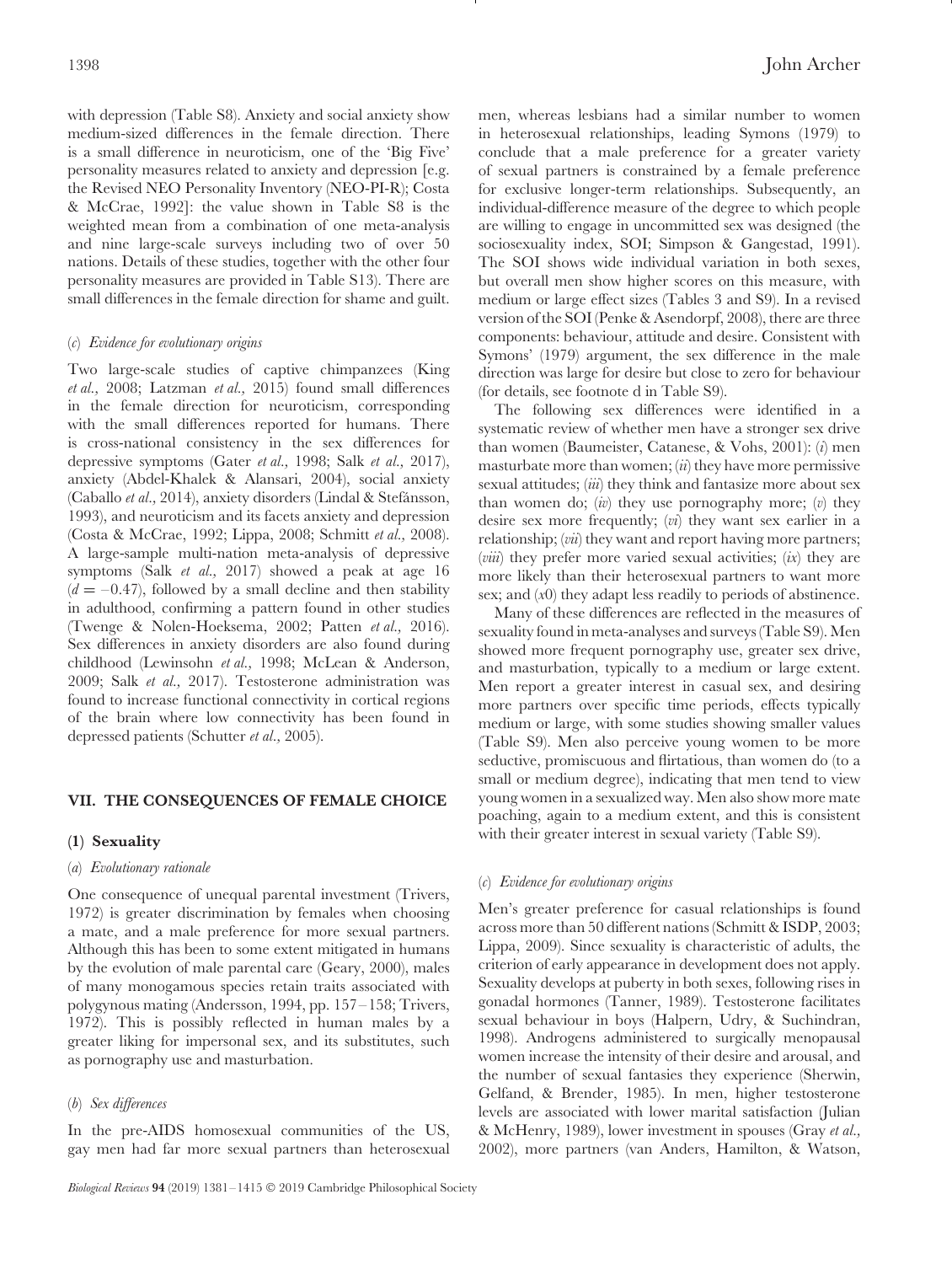with depression (Table S8). Anxiety and social anxiety show medium-sized differences in the female direction. There is a small difference in neuroticism, one of the 'Big Five' personality measures related to anxiety and depression [e.g. the Revised NEO Personality Inventory (NEO-PI-R); Costa & McCrae, 1992]: the value shown in Table S8 is the weighted mean from a combination of one meta-analysis and nine large-scale surveys including two of over 50 nations. Details of these studies, together with the other four personality measures are provided in Table S13). There are small differences in the female direction for shame and guilt.

#### (*c*) *Evidence for evolutionary origins*

Two large-scale studies of captive chimpanzees (King *et al.*, 2008; Latzman *et al.*, 2015) found small differences in the female direction for neuroticism, corresponding with the small differences reported for humans. There is cross-national consistency in the sex differences for depressive symptoms (Gater *et al.*, 1998; Salk *et al.*, 2017), anxiety (Abdel-Khalek & Alansari, 2004), social anxiety (Caballo *et al.*, 2014), anxiety disorders (Lindal & Stefánsson, 1993), and neuroticism and its facets anxiety and depression (Costa & McCrae, 1992; Lippa, 2008; Schmitt *et al.*, 2008). A large-sample multi-nation meta-analysis of depressive symptoms (Salk *et al.*, 2017) showed a peak at age 16 ($d = -0.47$), followed by a small decline and then stability in adulthood, confirming a pattern found in other studies (Twenge & Nolen-Hoeksema, 2002; Patten *et al.*, 2016). Sex differences in anxiety disorders are also found during childhood (Lewinsohn *et al.*, 1998; McLean & Anderson, 2009; Salk *et al.*, 2017). Testosterone administration was found to increase functional connectivity in cortical regions of the brain where low connectivity has been found in depressed patients (Schutter *et al.*, 2005).

## VII. THE CONSEQUENCES OF FEMALE CHOICE

### (1) Sexuality

#### (*a*) *Evolutionary rationale*

One consequence of unequal parental investment (Trivers, 1972) is greater discrimination by females when choosing a mate, and a male preference for more sexual partners. Although this has been to some extent mitigated in humans by the evolution of male parental care (Geary, 2000), males of many monogamous species retain traits associated with polygynous mating (Andersson, 1994, pp. 157–158; Trivers, 1972). This is possibly reflected in human males by a greater liking for impersonal sex, and its substitutes, such as pornography use and masturbation.

#### (*b*) *Sex differences*

In the pre-AIDS homosexual communities of the US, gay men had far more sexual partners than heterosexual men, whereas lesbians had a similar number to women in heterosexual relationships, leading Symons (1979) to conclude that a male preference for a greater variety of sexual partners is constrained by a female preference for exclusive longer-term relationships. Subsequently, an individual-difference measure of the degree to which people are willing to engage in uncommitted sex was designed (the sociosexuality index, SOI; Simpson & Gangestad, 1991). The SOI shows wide individual variation in both sexes, but overall men show higher scores on this measure, with medium or large effect sizes (Tables 3 and S9). In a revised version of the SOI (Penke & Asendorpf, 2008), there are three components: behaviour, attitude and desire. Consistent with Symons' (1979) argument, the sex difference in the male direction was large for desire but close to zero for behaviour (for details, see footnote d in Table S9).

The following sex differences were identified in a systematic review of whether men have a stronger sex drive than women (Baumeister, Catanese, & Vohs, 2001): (*i*) men masturbate more than women; (*ii*) they have more permissive sexual attitudes; (*iii*) they think and fantasize more about sex than women do; (*iv*) they use pornography more; (*v*) they desire sex more frequently; (*vi*) they want sex earlier in a relationship; (*vii*) they want and report having more partners; (*viii*) they prefer more varied sexual activities; (*ix*) they are more likely than their heterosexual partners to want more sex; and (*x*0) they adapt less readily to periods of abstinence.

Many of these differences are reflected in the measures of sexuality found in meta-analyses and surveys (Table S9). Men showed more frequent pornography use, greater sex drive, and masturbation, typically to a medium or large extent. Men report a greater interest in casual sex, and desiring more partners over specific time periods, effects typically medium or large, with some studies showing smaller values (Table S9). Men also perceive young women to be more seductive, promiscuous and flirtatious, than women do (to a small or medium degree), indicating that men tend to view young women in a sexualized way. Men also show more mate poaching, again to a medium extent, and this is consistent with their greater interest in sexual variety (Table S9).

#### (*c*) *Evidence for evolutionary origins*

Men's greater preference for casual relationships is found across more than 50 different nations (Schmitt & ISDP, 2003; Lippa, 2009). Since sexuality is characteristic of adults, the criterion of early appearance in development does not apply. Sexuality develops at puberty in both sexes, following rises in gonadal hormones (Tanner, 1989). Testosterone facilitates sexual behaviour in boys (Halpern, Udry, & Suchindran, 1998). Androgens administered to surgically menopausal women increase the intensity of their desire and arousal, and the number of sexual fantasies they experience (Sherwin, Gelfand, & Brender, 1985). In men, higher testosterone levels are associated with lower marital satisfaction (Julian & McHenry, 1989), lower investment in spouses (Gray *et al.*, 2002), more partners (van Anders, Hamilton, & Watson,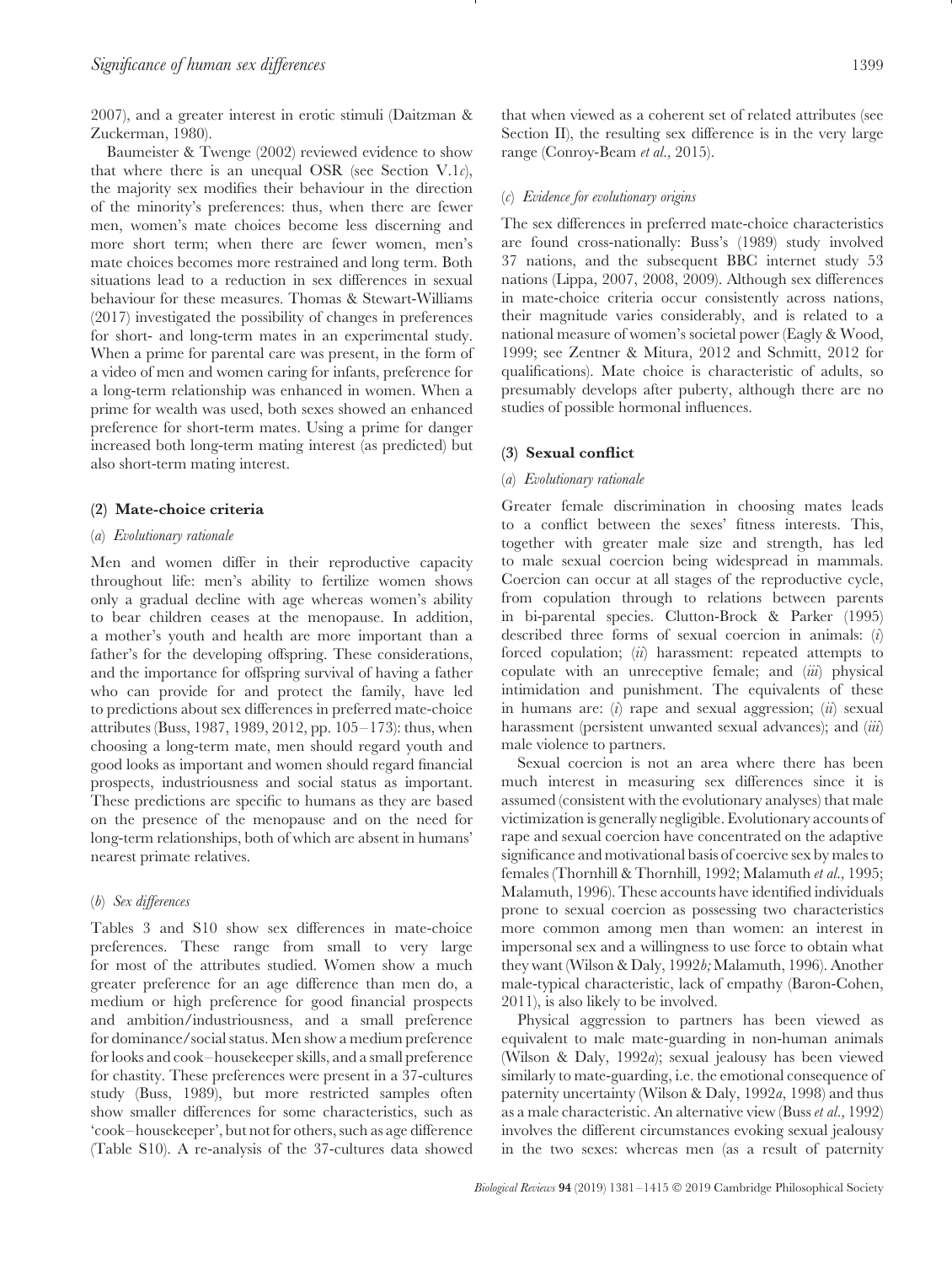2007), and a greater interest in erotic stimuli (Daitzman & Zuckerman, 1980).

Baumeister & Twenge (2002) reviewed evidence to show that where there is an unequal OSR (see Section V.1*c*), the majority sex modifies their behaviour in the direction of the minority's preferences: thus, when there are fewer men, women's mate choices become less discerning and more short term; when there are fewer women, men's mate choices becomes more restrained and long term. Both situations lead to a reduction in sex differences in sexual behaviour for these measures. Thomas & Stewart-Williams (2017) investigated the possibility of changes in preferences for short- and long-term mates in an experimental study. When a prime for parental care was present, in the form of a video of men and women caring for infants, preference for a long-term relationship was enhanced in women. When a prime for wealth was used, both sexes showed an enhanced preference for short-term mates. Using a prime for danger increased both long-term mating interest (as predicted) but also short-term mating interest.

### (2) Mate-choice criteria

#### (*a*) *Evolutionary rationale*

Men and women differ in their reproductive capacity throughout life: men's ability to fertilize women shows only a gradual decline with age whereas women's ability to bear children ceases at the menopause. In addition, a mother's youth and health are more important than a father's for the developing offspring. These considerations, and the importance for offspring survival of having a father who can provide for and protect the family, have led to predictions about sex differences in preferred mate-choice attributes (Buss, 1987, 1989, 2012, pp. 105–173): thus, when choosing a long-term mate, men should regard youth and good looks as important and women should regard financial prospects, industriousness and social status as important. These predictions are specific to humans as they are based on the presence of the menopause and on the need for long-term relationships, both of which are absent in humans' nearest primate relatives.

#### (*b*) *Sex differences*

Tables 3 and S10 show sex differences in mate-choice preferences. These range from small to very large for most of the attributes studied. Women show a much greater preference for an age difference than men do, a medium or high preference for good financial prospects and ambition/industriousness, and a small preference for dominance/social status. Men show a medium preference for looks and cook–housekeeper skills, and a small preference for chastity. These preferences were present in a 37-cultures study (Buss, 1989), but more restricted samples often show smaller differences for some characteristics, such as 'cook–housekeeper', but not for others, such as age difference (Table S10). A re-analysis of the 37-cultures data showed that when viewed as a coherent set of related attributes (see Section II), the resulting sex difference is in the very large range (Conroy-Beam *et al.*, 2015).

#### (*c*) *Evidence for evolutionary origins*

The sex differences in preferred mate-choice characteristics are found cross-nationally: Buss's (1989) study involved 37 nations, and the subsequent BBC internet study 53 nations (Lippa, 2007, 2008, 2009). Although sex differences in mate-choice criteria occur consistently across nations, their magnitude varies considerably, and is related to a national measure of women's societal power (Eagly & Wood, 1999; see Zentner & Mitura, 2012 and Schmitt, 2012 for qualifications). Mate choice is characteristic of adults, so presumably develops after puberty, although there are no studies of possible hormonal influences.

### (3) Sexual conflict

#### (*a*) *Evolutionary rationale*

Greater female discrimination in choosing mates leads to a conflict between the sexes' fitness interests. This, together with greater male size and strength, has led to male sexual coercion being widespread in mammals. Coercion can occur at all stages of the reproductive cycle, from copulation through to relations between parents in bi-parental species. Clutton-Brock & Parker (1995) described three forms of sexual coercion in animals: (*i*) forced copulation; (*ii*) harassment: repeated attempts to copulate with an unreceptive female; and (*iii*) physical intimidation and punishment. The equivalents of these in humans are: (*i*) rape and sexual aggression; (*ii*) sexual harassment (persistent unwanted sexual advances); and (*iii*) male violence to partners.

Sexual coercion is not an area where there has been much interest in measuring sex differences since it is assumed (consistent with the evolutionary analyses) that male victimization is generally negligible. Evolutionary accounts of rape and sexual coercion have concentrated on the adaptive significance and motivational basis of coercive sex by males to females (Thornhill & Thornhill, 1992; Malamuth *et al.*, 1995; Malamuth, 1996). These accounts have identified individuals prone to sexual coercion as possessing two characteristics more common among men than women: an interest in impersonal sex and a willingness to use force to obtain what they want (Wilson & Daly, 1992*b;* Malamuth, 1996). Another male-typical characteristic, lack of empathy (Baron-Cohen, 2011), is also likely to be involved.

Physical aggression to partners has been viewed as equivalent to male mate-guarding in non-human animals (Wilson & Daly, 1992*a*); sexual jealousy has been viewed similarly to mate-guarding, i.e. the emotional consequence of paternity uncertainty (Wilson & Daly, 1992*a*, 1998) and thus as a male characteristic. An alternative view (Buss *et al.*, 1992) involves the different circumstances evoking sexual jealousy in the two sexes: whereas men (as a result of paternity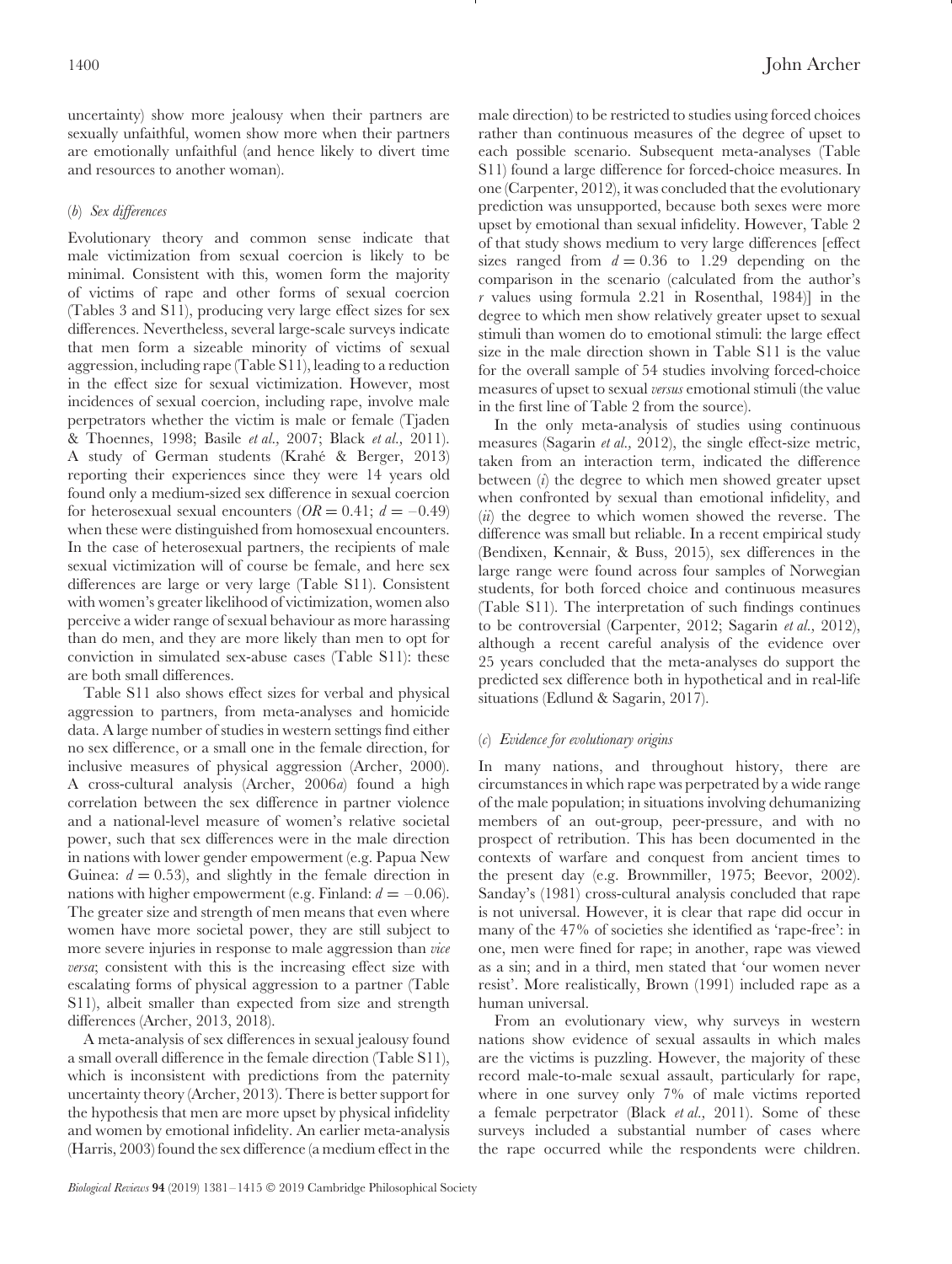uncertainty) show more jealousy when their partners are sexually unfaithful, women show more when their partners are emotionally unfaithful (and hence likely to divert time and resources to another woman).

### (*b*) *Sex differences*

Evolutionary theory and common sense indicate that male victimization from sexual coercion is likely to be minimal. Consistent with this, women form the majority of victims of rape and other forms of sexual coercion (Tables 3 and S11), producing very large effect sizes for sex differences. Nevertheless, several large-scale surveys indicate that men form a sizeable minority of victims of sexual aggression, including rape (Table S11), leading to a reduction in the effect size for sexual victimization. However, most incidences of sexual coercion, including rape, involve male perpetrators whether the victim is male or female (Tjaden & Thoennes, 1998; Basile *et al.*, 2007; Black *et al.*, 2011). A study of German students (Krahé & Berger, 2013) reporting their experiences since they were 14 years old found only a medium-sized sex difference in sexual coercion for heterosexual sexual encounters ($OR = 0.41$; $d = -0.49$) when these were distinguished from homosexual encounters. In the case of heterosexual partners, the recipients of male sexual victimization will of course be female, and here sex differences are large or very large (Table S11). Consistent with women's greater likelihood of victimization, women also perceive a wider range of sexual behaviour as more harassing than do men, and they are more likely than men to opt for conviction in simulated sex-abuse cases (Table S11): these are both small differences.

Table S11 also shows effect sizes for verbal and physical aggression to partners, from meta-analyses and homicide data. A large number of studies in western settings find either no sex difference, or a small one in the female direction, for inclusive measures of physical aggression (Archer, 2000). A cross-cultural analysis (Archer, 2006*a*) found a high correlation between the sex difference in partner violence and a national-level measure of women's relative societal power, such that sex differences were in the male direction in nations with lower gender empowerment (e.g. Papua New Guinea: $d = 0.53$), and slightly in the female direction in nations with higher empowerment (e.g. Finland: $d = -0.06$). The greater size and strength of men means that even where women have more societal power, they are still subject to more severe injuries in response to male aggression than *vice versa*; consistent with this is the increasing effect size with escalating forms of physical aggression to a partner (Table S11), albeit smaller than expected from size and strength differences (Archer, 2013, 2018).

A meta-analysis of sex differences in sexual jealousy found a small overall difference in the female direction (Table S11), which is inconsistent with predictions from the paternity uncertainty theory (Archer, 2013). There is better support for the hypothesis that men are more upset by physical infidelity and women by emotional infidelity. An earlier meta-analysis (Harris, 2003) found the sex difference (a medium effect in the male direction) to be restricted to studies using forced choices rather than continuous measures of the degree of upset to each possible scenario. Subsequent meta-analyses (Table S11) found a large difference for forced-choice measures. In one (Carpenter, 2012), it was concluded that the evolutionary prediction was unsupported, because both sexes were more upset by emotional than sexual infidelity. However, Table 2 of that study shows medium to very large differences [effect sizes ranged from $d = 0.36$ to 1.29 depending on the comparison in the scenario (calculated from the author's $r$ values using formula 2.21 in Rosenthal, 1984)] in the degree to which men show relatively greater upset to sexual stimuli than women do to emotional stimuli: the large effect size in the male direction shown in Table S11 is the value for the overall sample of 54 studies involving forced-choice measures of upset to sexual *versus* emotional stimuli (the value in the first line of Table 2 from the source).

In the only meta-analysis of studies using continuous measures (Sagarin *et al.*, 2012), the single effect-size metric, taken from an interaction term, indicated the difference between (*i*) the degree to which men showed greater upset when confronted by sexual than emotional infidelity, and (*ii*) the degree to which women showed the reverse. The difference was small but reliable. In a recent empirical study (Bendixen, Kennair, & Buss, 2015), sex differences in the large range were found across four samples of Norwegian students, for both forced choice and continuous measures (Table S11). The interpretation of such findings continues to be controversial (Carpenter, 2012; Sagarin *et al.*, 2012), although a recent careful analysis of the evidence over 25 years concluded that the meta-analyses do support the predicted sex difference both in hypothetical and in real-life situations (Edlund & Sagarin, 2017).

### (*c*) *Evidence for evolutionary origins*

In many nations, and throughout history, there are circumstances in which rape was perpetrated by a wide range of the male population; in situations involving dehumanizing members of an out-group, peer-pressure, and with no prospect of retribution. This has been documented in the contexts of warfare and conquest from ancient times to the present day (e.g. Brownmiller, 1975; Beevor, 2002). Sanday's (1981) cross-cultural analysis concluded that rape is not universal. However, it is clear that rape did occur in many of the 47% of societies she identified as 'rape-free': in one, men were fined for rape; in another, rape was viewed as a sin; and in a third, men stated that 'our women never resist'. More realistically, Brown (1991) included rape as a human universal.

From an evolutionary view, why surveys in western nations show evidence of sexual assaults in which males are the victims is puzzling. However, the majority of these record male-to-male sexual assault, particularly for rape, where in one survey only 7% of male victims reported a female perpetrator (Black *et al.*, 2011). Some of these surveys included a substantial number of cases where the rape occurred while the respondents were children.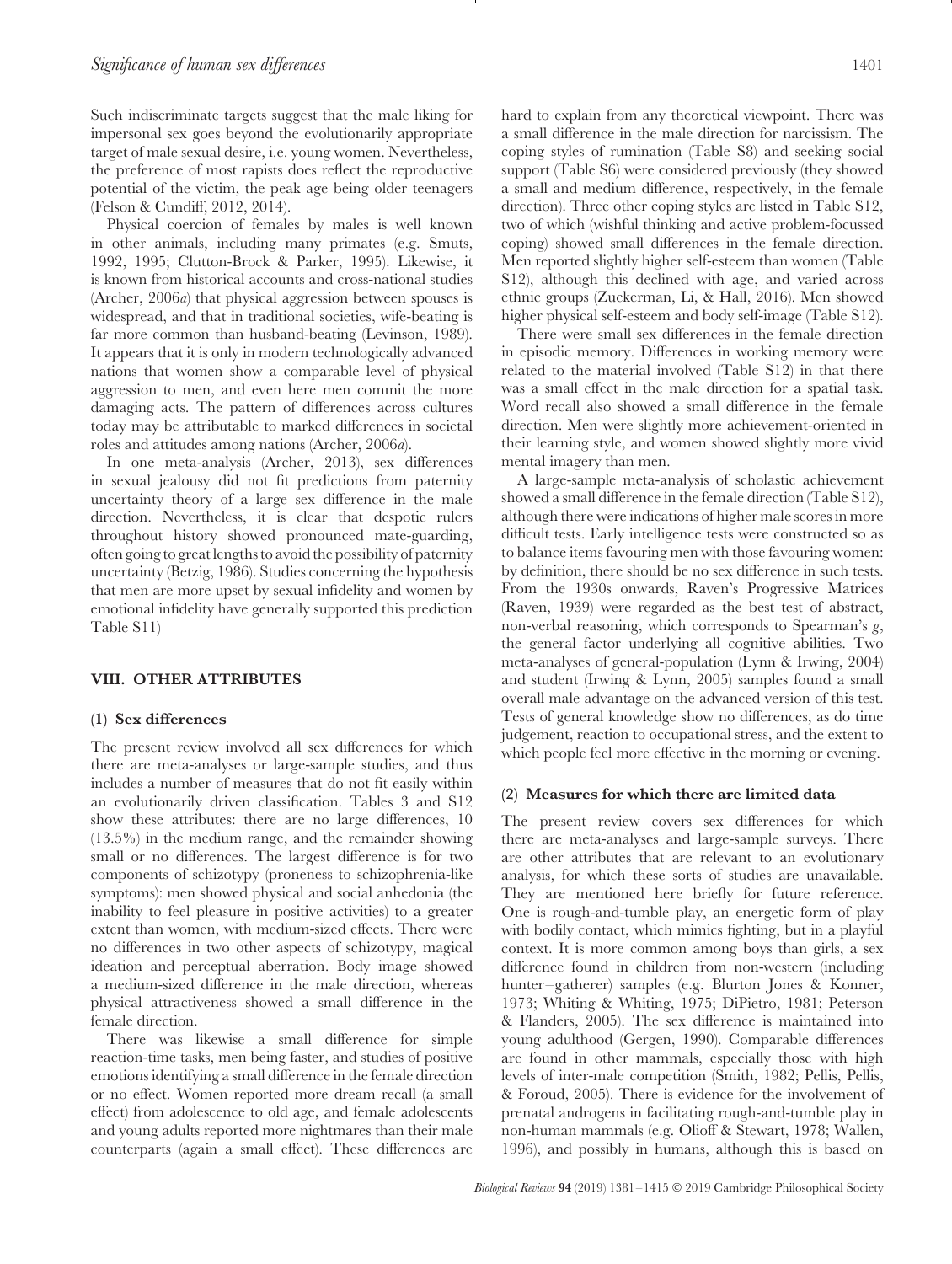Such indiscriminate targets suggest that the male liking for impersonal sex goes beyond the evolutionarily appropriate target of male sexual desire, i.e. young women. Nevertheless, the preference of most rapists does reflect the reproductive potential of the victim, the peak age being older teenagers (Felson & Cundiff, 2012, 2014).

Physical coercion of females by males is well known in other animals, including many primates (e.g. Smuts, 1992, 1995; Clutton-Brock & Parker, 1995). Likewise, it is known from historical accounts and cross-national studies (Archer, 2006*a*) that physical aggression between spouses is widespread, and that in traditional societies, wife-beating is far more common than husband-beating (Levinson, 1989). It appears that it is only in modern technologically advanced nations that women show a comparable level of physical aggression to men, and even here men commit the more damaging acts. The pattern of differences across cultures today may be attributable to marked differences in societal roles and attitudes among nations (Archer, 2006*a*).

In one meta-analysis (Archer, 2013), sex differences in sexual jealousy did not fit predictions from paternity uncertainty theory of a large sex difference in the male direction. Nevertheless, it is clear that despotic rulers throughout history showed pronounced mate-guarding, often going to great lengths to avoid the possibility of paternity uncertainty (Betzig, 1986). Studies concerning the hypothesis that men are more upset by sexual infidelity and women by emotional infidelity have generally supported this prediction Table S11)

## VIII. OTHER ATTRIBUTES

### (1) Sex differences

The present review involved all sex differences for which there are meta-analyses or large-sample studies, and thus includes a number of measures that do not fit easily within an evolutionarily driven classification. Tables 3 and S12 show these attributes: there are no large differences, 10 (13.5%) in the medium range, and the remainder showing small or no differences. The largest difference is for two components of schizotypy (proneness to schizophrenia-like symptoms): men showed physical and social anhedonia (the inability to feel pleasure in positive activities) to a greater extent than women, with medium-sized effects. There were no differences in two other aspects of schizotypy, magical ideation and perceptual aberration. Body image showed a medium-sized difference in the male direction, whereas physical attractiveness showed a small difference in the female direction.

There was likewise a small difference for simple reaction-time tasks, men being faster, and studies of positive emotions identifying a small difference in the female direction or no effect. Women reported more dream recall (a small effect) from adolescence to old age, and female adolescents and young adults reported more nightmares than their male counterparts (again a small effect). These differences are hard to explain from any theoretical viewpoint. There was a small difference in the male direction for narcissism. The coping styles of rumination (Table S8) and seeking social support (Table S6) were considered previously (they showed a small and medium difference, respectively, in the female direction). Three other coping styles are listed in Table S12, two of which (wishful thinking and active problem-focussed coping) showed small differences in the female direction. Men reported slightly higher self-esteem than women (Table S12), although this declined with age, and varied across ethnic groups (Zuckerman, Li, & Hall, 2016). Men showed higher physical self-esteem and body self-image (Table S12).

There were small sex differences in the female direction in episodic memory. Differences in working memory were related to the material involved (Table S12) in that there was a small effect in the male direction for a spatial task. Word recall also showed a small difference in the female direction. Men were slightly more achievement-oriented in their learning style, and women showed slightly more vivid mental imagery than men.

A large-sample meta-analysis of scholastic achievement showed a small difference in the female direction (Table S12), although there were indications of higher male scores in more difficult tests. Early intelligence tests were constructed so as to balance items favouring men with those favouring women: by definition, there should be no sex difference in such tests. From the 1930s onwards, Raven's Progressive Matrices (Raven, 1939) were regarded as the best test of abstract, non-verbal reasoning, which corresponds to Spearman's *g*, the general factor underlying all cognitive abilities. Two meta-analyses of general-population (Lynn & Irwing, 2004) and student (Irwing & Lynn, 2005) samples found a small overall male advantage on the advanced version of this test. Tests of general knowledge show no differences, as do time judgement, reaction to occupational stress, and the extent to which people feel more effective in the morning or evening.

### (2) Measures for which there are limited data

The present review covers sex differences for which there are meta-analyses and large-sample surveys. There are other attributes that are relevant to an evolutionary analysis, for which these sorts of studies are unavailable. They are mentioned here briefly for future reference. One is rough-and-tumble play, an energetic form of play with bodily contact, which mimics fighting, but in a playful context. It is more common among boys than girls, a sex difference found in children from non-western (including hunter–gatherer) samples (e.g. Blurton Jones & Konner, 1973; Whiting & Whiting, 1975; DiPietro, 1981; Peterson & Flanders, 2005). The sex difference is maintained into young adulthood (Gergen, 1990). Comparable differences are found in other mammals, especially those with high levels of inter-male competition (Smith, 1982; Pellis, Pellis, & Foroud, 2005). There is evidence for the involvement of prenatal androgens in facilitating rough-and-tumble play in non-human mammals (e.g. Olioff & Stewart, 1978; Wallen, 1996), and possibly in humans, although this is based on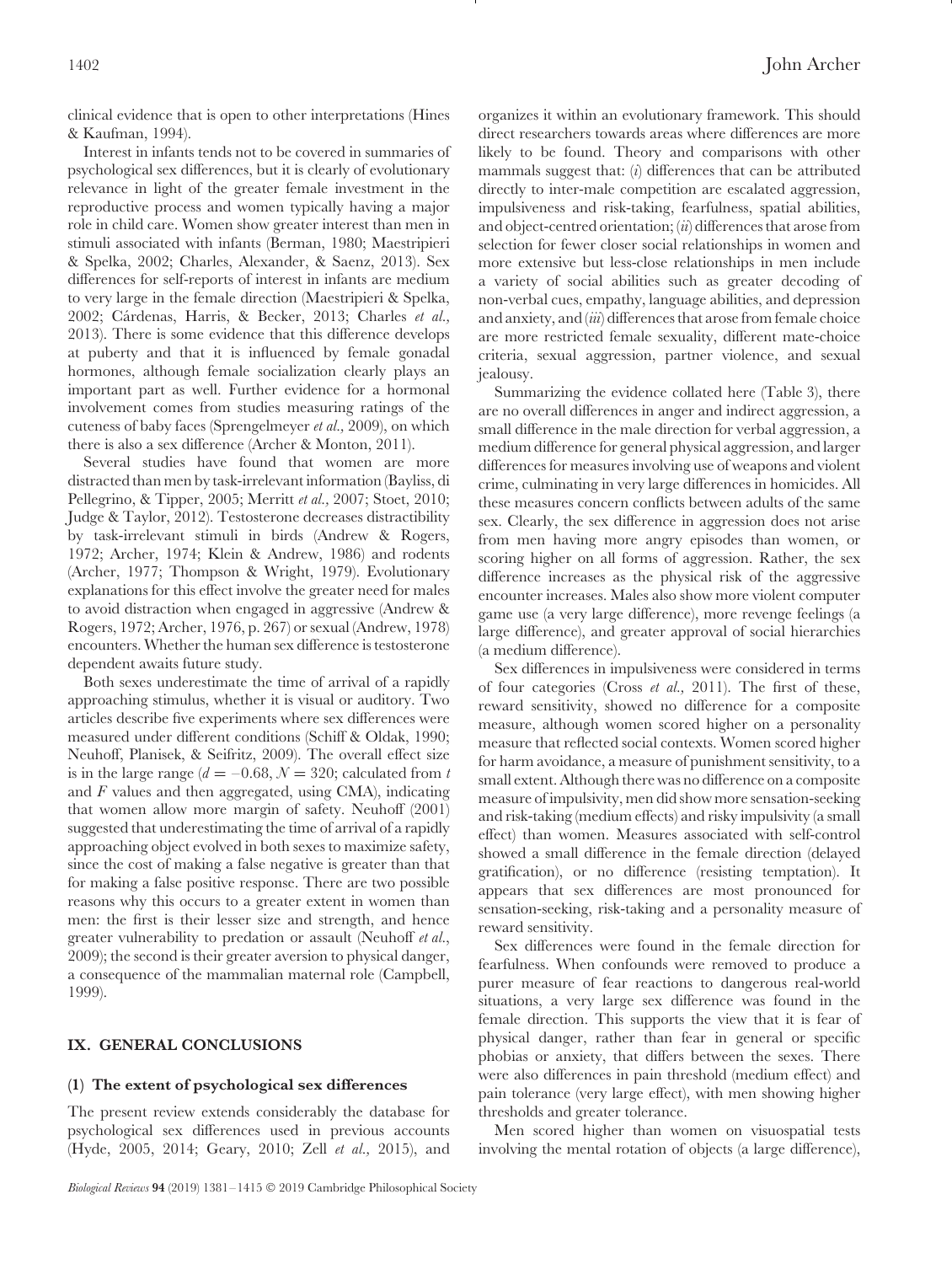clinical evidence that is open to other interpretations (Hines & Kaufman, 1994).

Interest in infants tends not to be covered in summaries of psychological sex differences, but it is clearly of evolutionary relevance in light of the greater female investment in the reproductive process and women typically having a major role in child care. Women show greater interest than men in stimuli associated with infants (Berman, 1980; Maestripieri & Spelka, 2002; Charles, Alexander, & Saenz, 2013). Sex differences for self-reports of interest in infants are medium to very large in the female direction (Maestripieri & Spelka, 2002; Cárdenas, Harris, & Becker, 2013; Charles *et al.*, 2013). There is some evidence that this difference develops at puberty and that it is influenced by female gonadal hormones, although female socialization clearly plays an important part as well. Further evidence for a hormonal involvement comes from studies measuring ratings of the cuteness of baby faces (Sprengelmeyer *et al.*, 2009), on which there is also a sex difference (Archer & Monton, 2011).

Several studies have found that women are more distracted than men by task-irrelevant information (Bayliss, di Pellegrino, & Tipper, 2005; Merritt *et al.*, 2007; Stoet, 2010; Judge & Taylor, 2012). Testosterone decreases distractibility by task-irrelevant stimuli in birds (Andrew & Rogers, 1972; Archer, 1974; Klein & Andrew, 1986) and rodents (Archer, 1977; Thompson & Wright, 1979). Evolutionary explanations for this effect involve the greater need for males to avoid distraction when engaged in aggressive (Andrew & Rogers, 1972; Archer, 1976, p. 267) or sexual (Andrew, 1978) encounters. Whether the human sex difference is testosterone dependent awaits future study.

Both sexes underestimate the time of arrival of a rapidly approaching stimulus, whether it is visual or auditory. Two articles describe five experiments where sex differences were measured under different conditions (Schiff & Oldak, 1990; Neuhoff, Planisek, & Seifritz, 2009). The overall effect size is in the large range ($d = -0.68$, $N = 320$; calculated from $t$ and $F$ values and then aggregated, using CMA), indicating that women allow more margin of safety. Neuhoff (2001) suggested that underestimating the time of arrival of a rapidly approaching object evolved in both sexes to maximize safety, since the cost of making a false negative is greater than that for making a false positive response. There are two possible reasons why this occurs to a greater extent in women than men: the first is their lesser size and strength, and hence greater vulnerability to predation or assault (Neuhoff *et al.*, 2009); the second is their greater aversion to physical danger, a consequence of the mammalian maternal role (Campbell, 1999).

## IX. GENERAL CONCLUSIONS

### (1) The extent of psychological sex differences

The present review extends considerably the database for psychological sex differences used in previous accounts (Hyde, 2005, 2014; Geary, 2010; Zell *et al.*, 2015), and organizes it within an evolutionary framework. This should direct researchers towards areas where differences are more likely to be found. Theory and comparisons with other mammals suggest that: (*i*) differences that can be attributed directly to inter-male competition are escalated aggression, impulsiveness and risk-taking, fearfulness, spatial abilities, and object-centred orientation; (*ii*) differences that arose from selection for fewer closer social relationships in women and more extensive but less-close relationships in men include a variety of social abilities such as greater decoding of non-verbal cues, empathy, language abilities, and depression and anxiety, and (*iii*) differences that arose from female choice are more restricted female sexuality, different mate-choice criteria, sexual aggression, partner violence, and sexual jealousy.

Summarizing the evidence collated here (Table 3), there are no overall differences in anger and indirect aggression, a small difference in the male direction for verbal aggression, a medium difference for general physical aggression, and larger differences for measures involving use of weapons and violent crime, culminating in very large differences in homicides. All these measures concern conflicts between adults of the same sex. Clearly, the sex difference in aggression does not arise from men having more angry episodes than women, or scoring higher on all forms of aggression. Rather, the sex difference increases as the physical risk of the aggressive encounter increases. Males also show more violent computer game use (a very large difference), more revenge feelings (a large difference), and greater approval of social hierarchies (a medium difference).

Sex differences in impulsiveness were considered in terms of four categories (Cross *et al.,* 2011). The first of these, reward sensitivity, showed no difference for a composite measure, although women scored higher on a personality measure that reflected social contexts. Women scored higher for harm avoidance, a measure of punishment sensitivity, to a small extent. Although there was no difference on a composite measure of impulsivity, men did show more sensation-seeking and risk-taking (medium effects) and risky impulsivity (a small effect) than women. Measures associated with self-control showed a small difference in the female direction (delayed gratification), or no difference (resisting temptation). It appears that sex differences are most pronounced for sensation-seeking, risk-taking and a personality measure of reward sensitivity.

Sex differences were found in the female direction for fearfulness. When confounds were removed to produce a purer measure of fear reactions to dangerous real-world situations, a very large sex difference was found in the female direction. This supports the view that it is fear of physical danger, rather than fear in general or specific phobias or anxiety, that differs between the sexes. There were also differences in pain threshold (medium effect) and pain tolerance (very large effect), with men showing higher thresholds and greater tolerance.

Men scored higher than women on visuospatial tests involving the mental rotation of objects (a large difference),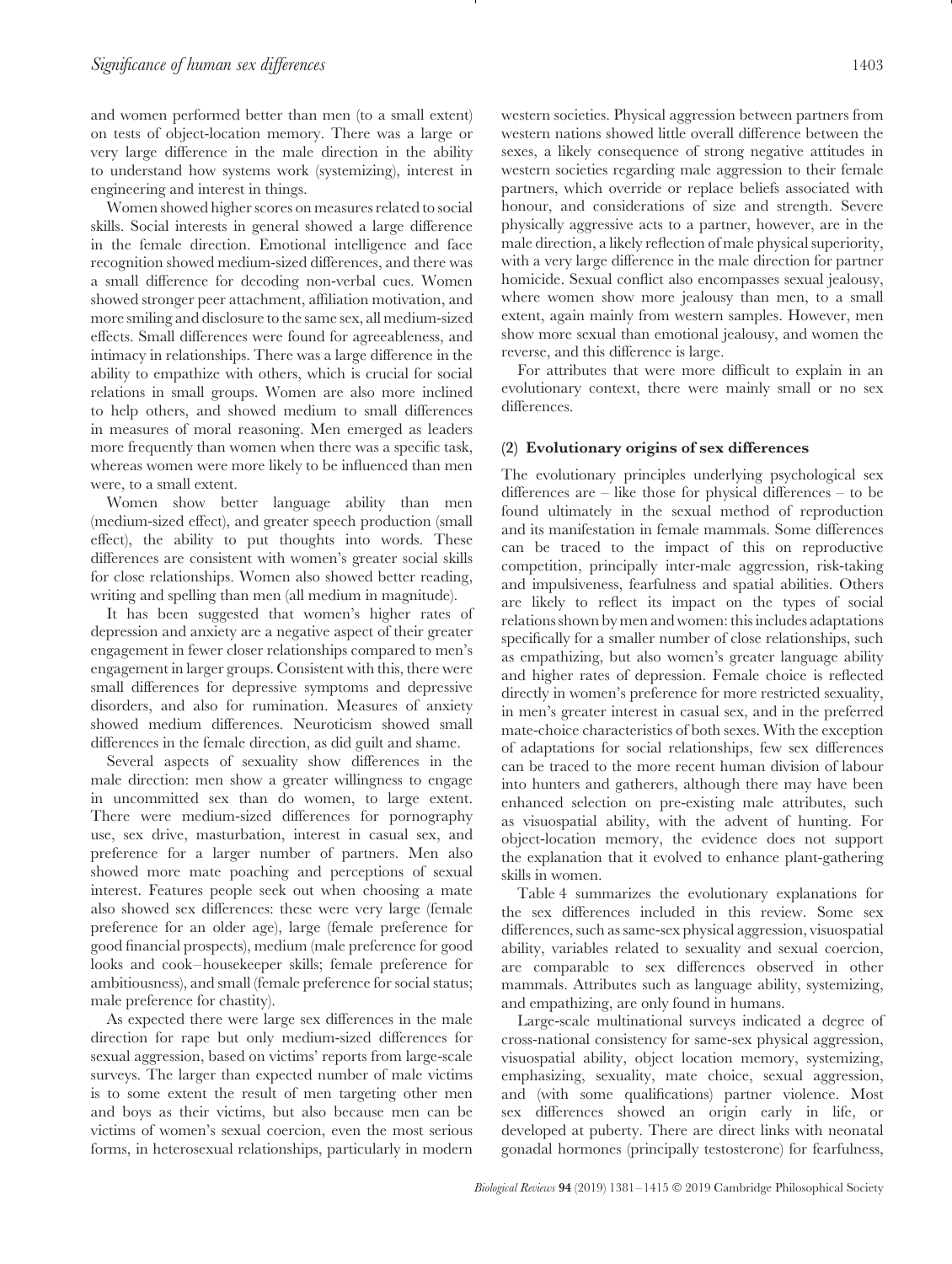and women performed better than men (to a small extent) on tests of object-location memory. There was a large or very large difference in the male direction in the ability to understand how systems work (systemizing), interest in engineering and interest in things.

Women showed higher scores on measures related to social skills. Social interests in general showed a large difference in the female direction. Emotional intelligence and face recognition showed medium-sized differences, and there was a small difference for decoding non-verbal cues. Women showed stronger peer attachment, affiliation motivation, and more smiling and disclosure to the same sex, all medium-sized effects. Small differences were found for agreeableness, and intimacy in relationships. There was a large difference in the ability to empathize with others, which is crucial for social relations in small groups. Women are also more inclined to help others, and showed medium to small differences in measures of moral reasoning. Men emerged as leaders more frequently than women when there was a specific task, whereas women were more likely to be influenced than men were, to a small extent.

Women show better language ability than men (medium-sized effect), and greater speech production (small effect), the ability to put thoughts into words. These differences are consistent with women's greater social skills for close relationships. Women also showed better reading, writing and spelling than men (all medium in magnitude).

It has been suggested that women's higher rates of depression and anxiety are a negative aspect of their greater engagement in fewer closer relationships compared to men's engagement in larger groups. Consistent with this, there were small differences for depressive symptoms and depressive disorders, and also for rumination. Measures of anxiety showed medium differences. Neuroticism showed small differences in the female direction, as did guilt and shame.

Several aspects of sexuality show differences in the male direction: men show a greater willingness to engage in uncommitted sex than do women, to large extent. There were medium-sized differences for pornography use, sex drive, masturbation, interest in casual sex, and preference for a larger number of partners. Men also showed more mate poaching and perceptions of sexual interest. Features people seek out when choosing a mate also showed sex differences: these were very large (female preference for an older age), large (female preference for good financial prospects), medium (male preference for good looks and cook–housekeeper skills; female preference for ambitiousness), and small (female preference for social status; male preference for chastity).

As expected there were large sex differences in the male direction for rape but only medium-sized differences for sexual aggression, based on victims' reports from large-scale surveys. The larger than expected number of male victims is to some extent the result of men targeting other men and boys as their victims, but also because men can be victims of women's sexual coercion, even the most serious forms, in heterosexual relationships, particularly in modern western societies. Physical aggression between partners from western nations showed little overall difference between the sexes, a likely consequence of strong negative attitudes in western societies regarding male aggression to their female partners, which override or replace beliefs associated with honour, and considerations of size and strength. Severe physically aggressive acts to a partner, however, are in the male direction, a likely reflection of male physical superiority, with a very large difference in the male direction for partner homicide. Sexual conflict also encompasses sexual jealousy, where women show more jealousy than men, to a small extent, again mainly from western samples. However, men show more sexual than emotional jealousy, and women the reverse, and this difference is large.

For attributes that were more difficult to explain in an evolutionary context, there were mainly small or no sex differences.

### (2) Evolutionary origins of sex differences

The evolutionary principles underlying psychological sex differences are – like those for physical differences – to be found ultimately in the sexual method of reproduction and its manifestation in female mammals. Some differences can be traced to the impact of this on reproductive competition, principally inter-male aggression, risk-taking and impulsiveness, fearfulness and spatial abilities. Others are likely to reflect its impact on the types of social relations shown by men and women: this includes adaptations specifically for a smaller number of close relationships, such as empathizing, but also women's greater language ability and higher rates of depression. Female choice is reflected directly in women's preference for more restricted sexuality, in men's greater interest in casual sex, and in the preferred mate-choice characteristics of both sexes. With the exception of adaptations for social relationships, few sex differences can be traced to the more recent human division of labour into hunters and gatherers, although there may have been enhanced selection on pre-existing male attributes, such as visuospatial ability, with the advent of hunting. For object-location memory, the evidence does not support the explanation that it evolved to enhance plant-gathering skills in women.

Table 4 summarizes the evolutionary explanations for the sex differences included in this review. Some sex differences, such as same-sex physical aggression, visuospatial ability, variables related to sexuality and sexual coercion, are comparable to sex differences observed in other mammals. Attributes such as language ability, systemizing, and empathizing, are only found in humans.

Large-scale multinational surveys indicated a degree of cross-national consistency for same-sex physical aggression, visuospatial ability, object location memory, systemizing, emphasizing, sexuality, mate choice, sexual aggression, and (with some qualifications) partner violence. Most sex differences showed an origin early in life, or developed at puberty. There are direct links with neonatal gonadal hormones (principally testosterone) for fearfulness,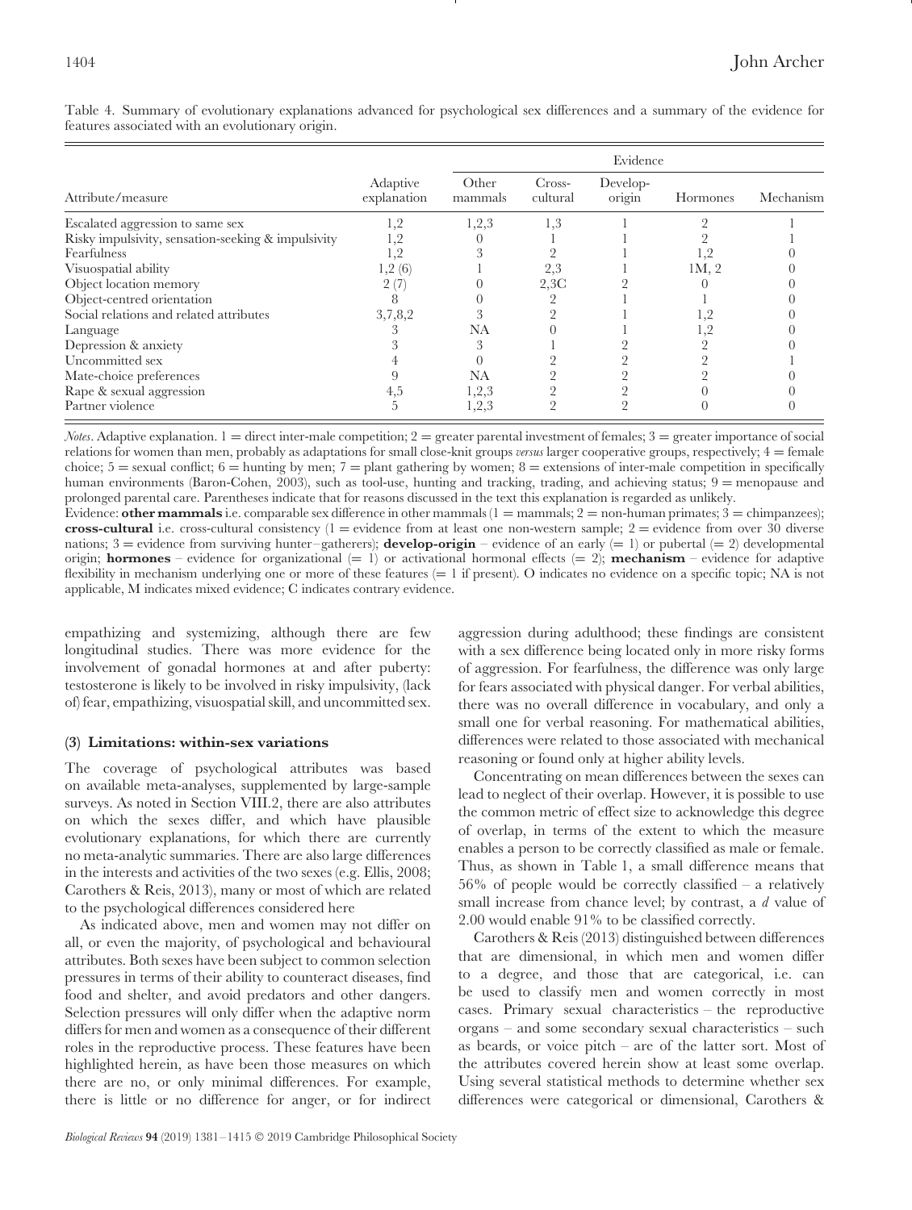Table 4. Summary of evolutionary explanations advanced for psychological sex differences and a summary of the evidence for features associated with an evolutionary origin.

| Attribute/measure | Adaptive explanation | Evidence | | | | |
|---|---|---|---|---|---|---|
| | | Other mammals | Cross-cultural | Develop-origin | Hormones | Mechanism |
| Escalated aggression to same sex | 1,2 | 1,2,3 | 1,3 | 1 | 2 | 1 |
| Risky impulsivity, sensation-seeking & impulsivity | 1,2 | 0 | 1 | 1 | 2 | 1 |
| Fearfulness | 1,2 | 3 | 2 | 1 | 1,2 | 0 |
| Visuospatial ability | 1,2 (6) | 1 | 2,3 | 1 | 1M, 2 | 0 |
| Object location memory | 2 (7) | 0 | 2,3C | 2 | 0 | 0 |
| Object-centred orientation | 8 | 0 | 2 | 1 | 1 | 0 |
| Social relations and related attributes | 3,7,8,2 | 3 | 2 | 1 | 1,2 | 0 |
| Language | 3 | NA | 0 | 1 | 1,2 | 0 |
| Depression & anxiety | 3 | 3 | 1 | 2 | 2 | 0 |
| Uncommitted sex | 4 | 0 | 2 | 2 | 2 | 1 |
| Mate-choice preferences | 9 | NA | 2 | 2 | 2 | 0 |
| Rape & sexual aggression | 4,5 | 1,2,3 | 2 | 2 | 0 | 0 |
| Partner violence | 5 | 1,2,3 | 2 | 2 | 0 | 0 |

*Notes*. Adaptive explanation. 1 = direct inter-male competition; 2 = greater parental investment of females; 3 = greater importance of social relations for women than men, probably as adaptations for small close-knit groups *versus* larger cooperative groups, respectively; 4 = female choice; 5 = sexual conflict; 6 = hunting by men; 7 = plant gathering by women; 8 = extensions of inter-male competition in specifically human environments (Baron-Cohen, 2003), such as tool-use, hunting and tracking, trading, and achieving status; 9 = menopause and prolonged parental care. Parentheses indicate that for reasons discussed in the text this explanation is regarded as unlikely.
Evidence: **other mammals** i.e. comparable sex difference in other mammals (1 = mammals; 2 = non-human primates; 3 = chimpanzees); **cross-cultural** i.e. cross-cultural consistency (1 = evidence from at least one non-western sample; 2 = evidence from over 30 diverse nations; 3 = evidence from surviving hunter–gatherers); **develop-origin** – evidence of an early (= 1) or pubertal (= 2) developmental origin; **hormones** – evidence for organizational (= 1) or activational hormonal effects (= 2); **mechanism** – evidence for adaptive flexibility in mechanism underlying one or more of these features (= 1 if present). O indicates no evidence on a specific topic; NA is not applicable, M indicates mixed evidence; C indicates contrary evidence.

empathizing and systemizing, although there are few longitudinal studies. There was more evidence for the involvement of gonadal hormones at and after puberty: testosterone is likely to be involved in risky impulsivity, (lack of) fear, empathizing, visuospatial skill, and uncommitted sex.

### (3) Limitations: within-sex variations

The coverage of psychological attributes was based on available meta-analyses, supplemented by large-sample surveys. As noted in Section VIII.2, there are also attributes on which the sexes differ, and which have plausible evolutionary explanations, for which there are currently no meta-analytic summaries. There are also large differences in the interests and activities of the two sexes (e.g. Ellis, 2008; Carothers & Reis, 2013), many or most of which are related to the psychological differences considered here

As indicated above, men and women may not differ on all, or even the majority, of psychological and behavioural attributes. Both sexes have been subject to common selection pressures in terms of their ability to counteract diseases, find food and shelter, and avoid predators and other dangers. Selection pressures will only differ when the adaptive norm differs for men and women as a consequence of their different roles in the reproductive process. These features have been highlighted herein, as have been those measures on which there are no, or only minimal differences. For example, there is little or no difference for anger, or for indirect aggression during adulthood; these findings are consistent with a sex difference being located only in more risky forms of aggression. For fearfulness, the difference was only large for fears associated with physical danger. For verbal abilities, there was no overall difference in vocabulary, and only a small one for verbal reasoning. For mathematical abilities, differences were related to those associated with mechanical reasoning or found only at higher ability levels.

Concentrating on mean differences between the sexes can lead to neglect of their overlap. However, it is possible to use the common metric of effect size to acknowledge this degree of overlap, in terms of the extent to which the measure enables a person to be correctly classified as male or female. Thus, as shown in Table 1, a small difference means that 56% of people would be correctly classified – a relatively small increase from chance level; by contrast, a $d$ value of 2.00 would enable 91% to be classified correctly.

Carothers & Reis (2013) distinguished between differences that are dimensional, in which men and women differ to a degree, and those that are categorical, i.e. can be used to classify men and women correctly in most cases. Primary sexual characteristics – the reproductive organs – and some secondary sexual characteristics – such as beards, or voice pitch – are of the latter sort. Most of the attributes covered herein show at least some overlap. Using several statistical methods to determine whether sex differences were categorical or dimensional, Carothers &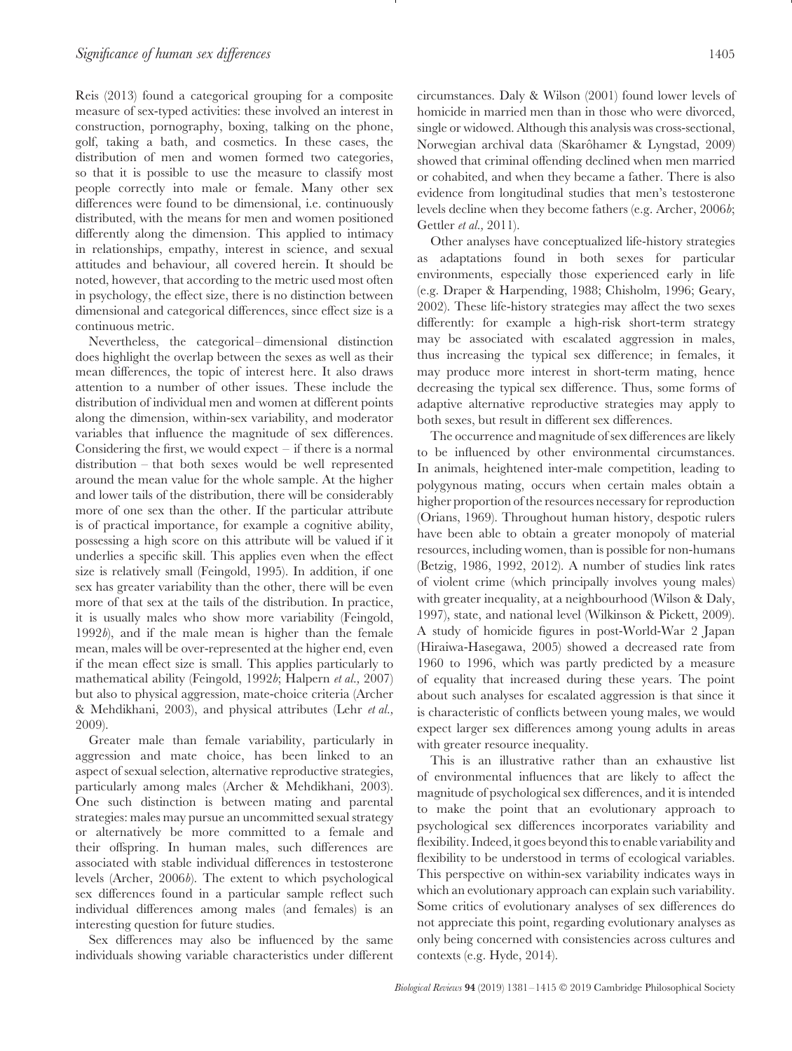Reis (2013) found a categorical grouping for a composite measure of sex-typed activities: these involved an interest in construction, pornography, boxing, talking on the phone, golf, taking a bath, and cosmetics. In these cases, the distribution of men and women formed two categories, so that it is possible to use the measure to classify most people correctly into male or female. Many other sex differences were found to be dimensional, i.e. continuously distributed, with the means for men and women positioned differently along the dimension. This applied to intimacy in relationships, empathy, interest in science, and sexual attitudes and behaviour, all covered herein. It should be noted, however, that according to the metric used most often in psychology, the effect size, there is no distinction between dimensional and categorical differences, since effect size is a continuous metric.

Nevertheless, the categorical–dimensional distinction does highlight the overlap between the sexes as well as their mean differences, the topic of interest here. It also draws attention to a number of other issues. These include the distribution of individual men and women at different points along the dimension, within-sex variability, and moderator variables that influence the magnitude of sex differences. Considering the first, we would expect – if there is a normal distribution – that both sexes would be well represented around the mean value for the whole sample. At the higher and lower tails of the distribution, there will be considerably more of one sex than the other. If the particular attribute is of practical importance, for example a cognitive ability, possessing a high score on this attribute will be valued if it underlies a specific skill. This applies even when the effect size is relatively small (Feingold, 1995). In addition, if one sex has greater variability than the other, there will be even more of that sex at the tails of the distribution. In practice, it is usually males who show more variability (Feingold, 1992*b*), and if the male mean is higher than the female mean, males will be over-represented at the higher end, even if the mean effect size is small. This applies particularly to mathematical ability (Feingold, 1992*b*; Halpern *et al.*, 2007) but also to physical aggression, mate-choice criteria (Archer & Mehdikhani, 2003), and physical attributes (Lehr *et al.*, 2009).

Greater male than female variability, particularly in aggression and mate choice, has been linked to an aspect of sexual selection, alternative reproductive strategies, particularly among males (Archer & Mehdikhani, 2003). One such distinction is between mating and parental strategies: males may pursue an uncommitted sexual strategy or alternatively be more committed to a female and their offspring. In human males, such differences are associated with stable individual differences in testosterone levels (Archer, 2006*b*). The extent to which psychological sex differences found in a particular sample reflect such individual differences among males (and females) is an interesting question for future studies.

Sex differences may also be influenced by the same individuals showing variable characteristics under different circumstances. Daly & Wilson (2001) found lower levels of homicide in married men than in those who were divorced, single or widowed. Although this analysis was cross-sectional, Norwegian archival data (Skarðhamer & Lyngstad, 2009) showed that criminal offending declined when men married or cohabited, and when they became a father. There is also evidence from longitudinal studies that men's testosterone levels decline when they become fathers (e.g. Archer, 2006*b*; Gettler *et al.*, 2011).

Other analyses have conceptualized life-history strategies as adaptations found in both sexes for particular environments, especially those experienced early in life (e.g. Draper & Harpending, 1988; Chisholm, 1996; Geary, 2002). These life-history strategies may affect the two sexes differently: for example a high-risk short-term strategy may be associated with escalated aggression in males, thus increasing the typical sex difference; in females, it may produce more interest in short-term mating, hence decreasing the typical sex difference. Thus, some forms of adaptive alternative reproductive strategies may apply to both sexes, but result in different sex differences.

The occurrence and magnitude of sex differences are likely to be influenced by other environmental circumstances. In animals, heightened inter-male competition, leading to polygynous mating, occurs when certain males obtain a higher proportion of the resources necessary for reproduction (Orians, 1969). Throughout human history, despotic rulers have been able to obtain a greater monopoly of material resources, including women, than is possible for non-humans (Betzig, 1986, 1992, 2012). A number of studies link rates of violent crime (which principally involves young males) with greater inequality, at a neighbourhood (Wilson & Daly, 1997), state, and national level (Wilkinson & Pickett, 2009). A study of homicide figures in post-World-War 2 Japan (Hiraiwa-Hasegawa, 2005) showed a decreased rate from 1960 to 1996, which was partly predicted by a measure of equality that increased during these years. The point about such analyses for escalated aggression is that since it is characteristic of conflicts between young males, we would expect larger sex differences among young adults in areas with greater resource inequality.

This is an illustrative rather than an exhaustive list of environmental influences that are likely to affect the magnitude of psychological sex differences, and it is intended to make the point that an evolutionary approach to psychological sex differences incorporates variability and flexibility. Indeed, it goes beyond this to enable variability and flexibility to be understood in terms of ecological variables. This perspective on within-sex variability indicates ways in which an evolutionary approach can explain such variability. Some critics of evolutionary analyses of sex differences do not appreciate this point, regarding evolutionary analyses as only being concerned with consistencies across cultures and contexts (e.g. Hyde, 2014).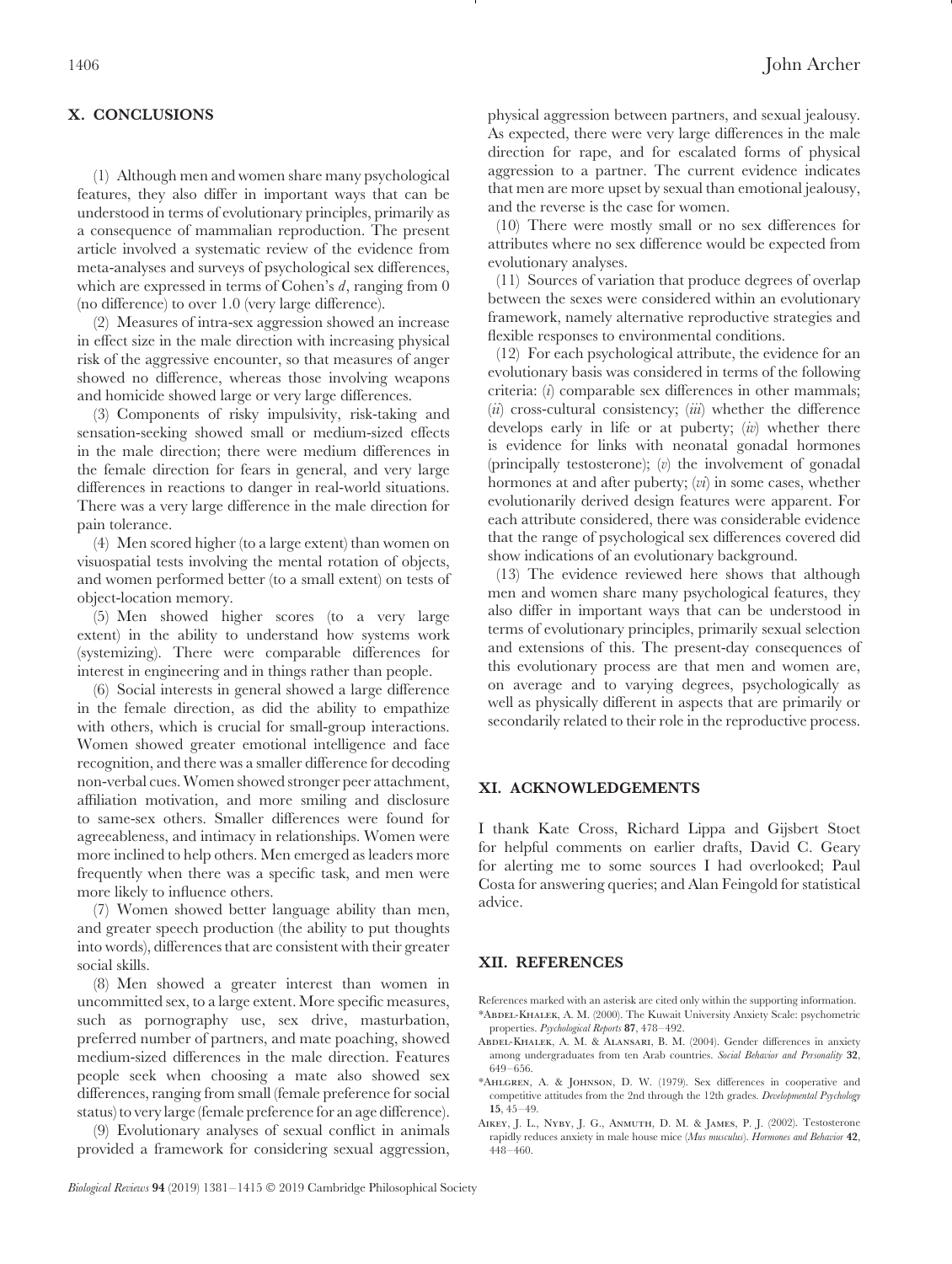## X. CONCLUSIONS

(1) Although men and women share many psychological features, they also differ in important ways that can be understood in terms of evolutionary principles, primarily as a consequence of mammalian reproduction. The present article involved a systematic review of the evidence from meta-analyses and surveys of psychological sex differences, which are expressed in terms of Cohen's $d$, ranging from 0 (no difference) to over 1.0 (very large difference).

(2) Measures of intra-sex aggression showed an increase in effect size in the male direction with increasing physical risk of the aggressive encounter, so that measures of anger showed no difference, whereas those involving weapons and homicide showed large or very large differences.

(3) Components of risky impulsivity, risk-taking and sensation-seeking showed small or medium-sized effects in the male direction; there were medium differences in the female direction for fears in general, and very large differences in reactions to danger in real-world situations. There was a very large difference in the male direction for pain tolerance.

(4) Men scored higher (to a large extent) than women on visuospatial tests involving the mental rotation of objects, and women performed better (to a small extent) on tests of object-location memory.

(5) Men showed higher scores (to a very large extent) in the ability to understand how systems work (systemizing). There were comparable differences for interest in engineering and in things rather than people.

(6) Social interests in general showed a large difference in the female direction, as did the ability to empathize with others, which is crucial for small-group interactions. Women showed greater emotional intelligence and face recognition, and there was a smaller difference for decoding non-verbal cues. Women showed stronger peer attachment, affiliation motivation, and more smiling and disclosure to same-sex others. Smaller differences were found for agreeableness, and intimacy in relationships. Women were more inclined to help others. Men emerged as leaders more frequently when there was a specific task, and men were more likely to influence others.

(7) Women showed better language ability than men, and greater speech production (the ability to put thoughts into words), differences that are consistent with their greater social skills.

(8) Men showed a greater interest than women in uncommitted sex, to a large extent. More specific measures, such as pornography use, sex drive, masturbation, preferred number of partners, and mate poaching, showed medium-sized differences in the male direction. Features people seek when choosing a mate also showed sex differences, ranging from small (female preference for social status) to very large (female preference for an age difference).

(9) Evolutionary analyses of sexual conflict in animals provided a framework for considering sexual aggression, physical aggression between partners, and sexual jealousy. As expected, there were very large differences in the male direction for rape, and for escalated forms of physical aggression to a partner. The current evidence indicates that men are more upset by sexual than emotional jealousy, and the reverse is the case for women.

(10) There were mostly small or no sex differences for attributes where no sex difference would be expected from evolutionary analyses.

(11) Sources of variation that produce degrees of overlap between the sexes were considered within an evolutionary framework, namely alternative reproductive strategies and flexible responses to environmental conditions.

(12) For each psychological attribute, the evidence for an evolutionary basis was considered in terms of the following criteria: (*i*) comparable sex differences in other mammals; (*ii*) cross-cultural consistency; (*iii*) whether the difference develops early in life or at puberty; (*iv*) whether there is evidence for links with neonatal gonadal hormones (principally testosterone); (*v*) the involvement of gonadal hormones at and after puberty; (*vi*) in some cases, whether evolutionarily derived design features were apparent. For each attribute considered, there was considerable evidence that the range of psychological sex differences covered did show indications of an evolutionary background.

(13) The evidence reviewed here shows that although men and women share many psychological features, they also differ in important ways that can be understood in terms of evolutionary principles, primarily sexual selection and extensions of this. The present-day consequences of this evolutionary process are that men and women are, on average and to varying degrees, psychologically as well as physically different in aspects that are primarily or secondarily related to their role in the reproductive process.

## XI. ACKNOWLEDGEMENTS

I thank Kate Cross, Richard Lippa and Gijsbert Stoet for helpful comments on earlier drafts, David C. Geary for alerting me to some sources I had overlooked; Paul Costa for answering queries; and Alan Feingold for statistical advice.

## XII. REFERENCES

References marked with an asterisk are cited only within the supporting information.

*Abdel-Khalek, A. M. (2000). The Kuwait University Anxiety Scale: psychometric properties. *Psychological Reports* **87**, 478–492.

Abdel-Khalek, A. M. & Alansari, B. M. (2004). Gender differences in anxiety among undergraduates from ten Arab countries. *Social Behavior and Personality* **32**, 649–656.

*Ahlgren, A. & Johnson, D. W. (1979). Sex differences in cooperative and competitive attitudes from the 2nd through the 12th grades. *Developmental Psychology* **15**, 45–49.

Aikey, J. L., Nyby, J. G., Anmuth, D. M. & James, P. J. (2002). Testosterone rapidly reduces anxiety in male house mice (*Mus musculus*). *Hormones and Behavior* **42**, 448–460.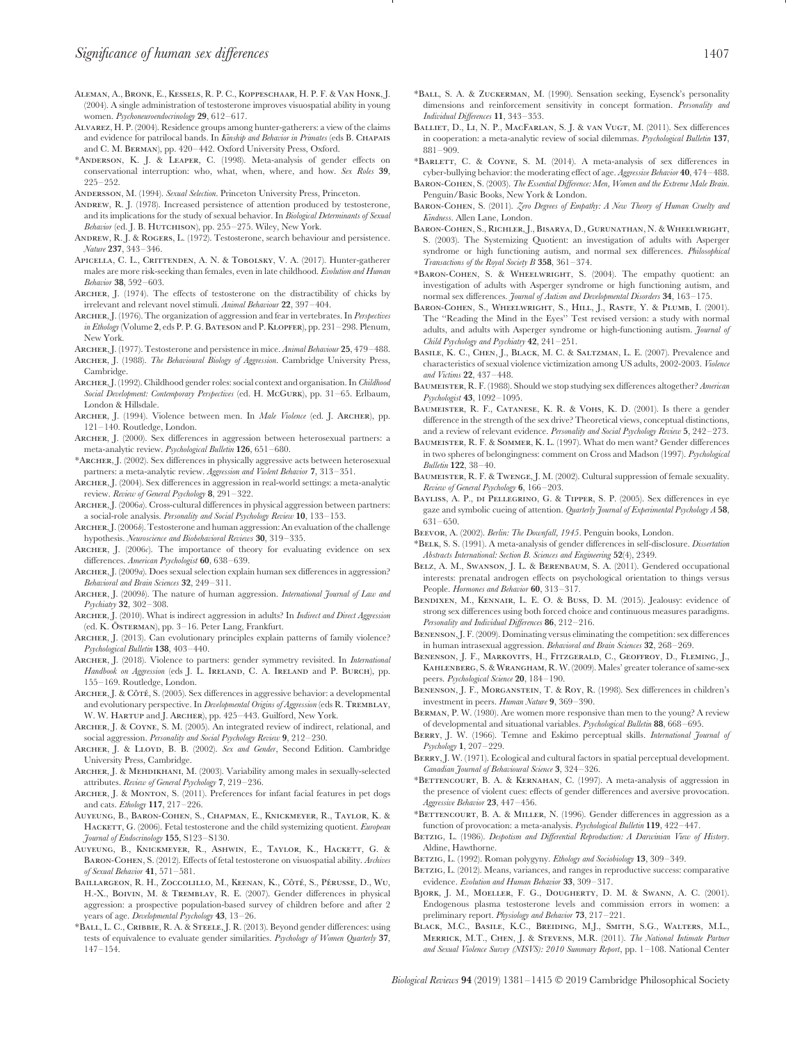Aleman, A., Bronk, E., Kessels, R. P. C., Koppeschaar, H. P. F. & Van Honk, J. (2004). A single administration of testosterone improves visuospatial ability in young women. *Psychoneuroendocrinology* **29**, 612–617.

Alvarez, H. P. (2004). Residence groups among hunter-gatherers: a view of the claims and evidence for patrilocal bands. In *Kinship and Behavior in Primates* (eds B. Chapais and C. M. Berman), pp. 420–442. Oxford University Press, Oxford.

*Anderson, K. J. & Leaper, C. (1998). Meta-analysis of gender effects on conversational interruption: who, what, when, where, and how. *Sex Roles* **39**, 225–252.

Andersson, M. (1994). *Sexual Selection*. Princeton University Press, Princeton.

Andrew, R. J. (1978). Increased persistence of attention produced by testosterone, and its implications for the study of sexual behavior. In *Biological Determinants of Sexual Behavior* (ed. J. B. Hutchison), pp. 255–275. Wiley, New York.

Andrew, R. J. & Rogers, L. (1972). Testosterone, search behaviour and persistence. *Nature* **237**, 343–346.

Apicella, C. L., Crittenden, A. N. & Tobolsky, V. A. (2017). Hunter-gatherer males are more risk-seeking than females, even in late childhood. *Evolution and Human Behavior* **38**, 592–603.

Archer, J. (1974). The effects of testosterone on the distractibility of chicks by irrelevant and relevant novel stimuli. *Animal Behaviour* **22**, 397–404.

Archer, J. (1976). The organization of aggression and fear in vertebrates. In *Perspectives in Ethology* (Volume **2**, eds P. P. G. Bateson and P. Klopfer), pp. 231–298. Plenum, New York.

Archer, J. (1977). Testosterone and persistence in mice. *Animal Behaviour* **25**, 479–488.

Archer, J. (1988). *The Behavioural Biology of Aggression*. Cambridge University Press, Cambridge.

Archer, J. (1992). Childhood gender roles: social context and organisation. In *Childhood Social Development: Contemporary Perspectives* (ed. H. McGurk), pp. 31–65. Erlbaum, London & Hillsdale.

Archer, J. (1994). Violence between men. In *Male Violence* (ed. J. Archer), pp. 121–140. Routledge, London.

Archer, J. (2000). Sex differences in aggression between heterosexual partners: a meta-analytic review. *Psychological Bulletin* **126**, 651–680.

*Archer, J. (2002). Sex differences in physically aggressive acts between heterosexual partners: a meta-analytic review. *Aggression and Violent Behavior* **7**, 313–351.

Archer, J. (2004). Sex differences in aggression in real-world settings: a meta-analytic review. *Review of General Psychology* **8**, 291–322.

Archer, J. (2006*a*). Cross-cultural differences in physical aggression between partners: a social-role analysis. *Personality and Social Psychology Review* **10**, 133–153.

Archer, J. (2006*b*). Testosterone and human aggression: An evaluation of the challenge hypothesis. *Neuroscience and Biobehavioral Reviews* **30**, 319–335.

Archer, J. (2006*c*). The importance of theory for evaluating evidence on sex differences. *American Psychologist* **60**, 638–639.

Archer, J. (2009*a*). Does sexual selection explain human sex differences in aggression? *Behavioral and Brain Sciences* **32**, 249–311.

Archer, J. (2009*b*). The nature of human aggression. *International Journal of Law and Psychiatry* **32**, 302–308.

Archer, J. (2010). What is indirect aggression in adults? In *Indirect and Direct Aggression* (ed. K. Österman), pp. 3–16. Peter Lang, Frankfurt.

Archer, J. (2013). Can evolutionary principles explain patterns of family violence? *Psychological Bulletin* **138**, 403–440.

Archer, J. (2018). Violence to partners: gender symmetry revisited. In *International Handbook on Aggression* (eds J. L. Ireland, C. A. Ireland and P. Burch), pp. 155–169. Routledge, London.

Archer, J. & Côté, S. (2005). Sex differences in aggressive behavior: a developmental and evolutionary perspective. In *Developmental Origins of Aggression* (eds R. Tremblay, W. W. Hartup and J. Archer), pp. 425–443. Guilford, New York.

Archer, J. & Coyne, S. M. (2005). An integrated review of indirect, relational, and social aggression. *Personality and Social Psychology Review* **9**, 212–230.

Archer, J. & Lloyd, B. B. (2002). *Sex and Gender*, Second Edition. Cambridge University Press, Cambridge.

Archer, J. & Mehdikhani, M. (2003). Variability among males in sexually-selected attributes. *Review of General Psychology* **7**, 219–236.

Archer, J. & Monton, S. (2011). Preferences for infant facial features in pet dogs and cats. *Ethology* **117**, 217–226.

Auyeung, B., Baron-Cohen, S., Chapman, E., Knickmeyer, R., Taylor, K. & Hackett, G. (2006). Fetal testosterone and the child systemizing quotient. *European Journal of Endocrinology* **155**, S123–S130.

Auyeung, B., Knickmeyer, R., Ashwin, E., Taylor, K., Hackett, G. & Baron-Cohen, S. (2012). Effects of fetal testosterone on visuospatial ability. *Archives of Sexual Behavior* **41**, 571–581.

Baillargeon, R. H., Zoccolillo, M., Keenan, K., Côté, S., Pérusse, D., Wu, H.-X., Boivin, M. & Tremblay, R. E. (2007). Gender differences in physical aggression: a prospective population-based survey of children before and after 2 years of age. *Developmental Psychology* **43**, 13–26.

*Ball, L. C., Cribbie, R. A. & Steele, J. R. (2013). Beyond gender differences: using tests of equivalence to evaluate gender similarities. *Psychology of Women Quarterly* **37**, 147–154.

*Ball, S. A. & Zuckerman, M. (1990). Sensation seeking, Eysenck's personality dimensions and reinforcement sensitivity in concept formation. *Personality and Individual Differences* **11**, 343–353.

Balliet, D., Li, N. P., MacFarlan, S. J. & van Vugt, M. (2011). Sex differences in cooperation: a meta-analytic review of social dilemmas. *Psychological Bulletin* **137**, 881–909.

*Barlett, C. & Coyne, S. M. (2014). A meta-analysis of sex differences in cyber-bullying behavior: the moderating effect of age. *Aggressive Behavior* **40**, 474–488.

Baron-Cohen, S. (2003). *The Essential Difference: Men, Women and the Extreme Male Brain*. Penguin/Basic Books, New York & London.

Baron-Cohen, S. (2011). *Zero Degrees of Empathy: A New Theory of Human Cruelty and Kindness*. Allen Lane, London.

Baron-Cohen, S., Richler, J., Bisarya, D., Gurunathan, N. & Wheelwright, S. (2003). The Systemizing Quotient: an investigation of adults with Asperger syndrome or high functioning autism, and normal sex differences. *Philosophical Transactions of the Royal Society B* **358**, 361–374.

*Baron-Cohen, S. & Wheelwright, S. (2004). The empathy quotient: an investigation of adults with Asperger syndrome or high functioning autism, and normal sex differences. *Journal of Autism and Developmental Disorders* **34**, 163–175.

Baron-Cohen, S., Wheelwright, S., Hill, J., Raste, Y. & Plumb, I. (2001). The "Reading the Mind in the Eyes" Test revised version: a study with normal adults, and adults with Asperger syndrome or high-functioning autism. *Journal of Child Psychology and Psychiatry* **42**, 241–251.

Basile, K. C., Chen, J., Black, M. C. & Saltzman, L. E. (2007). Prevalence and characteristics of sexual violence victimization among US adults, 2002-2003. *Violence and Victims* **22**, 437–448.

Baumeister, R. F. (1988). Should we stop studying sex differences altogether? *American Psychologist* **43**, 1092–1095.

Baumeister, R. F., Catanese, K. R. & Vohs, K. D. (2001). Is there a gender difference in the strength of the sex drive? Theoretical views, conceptual distinctions, and a review of relevant evidence. *Personality and Social Psychology Review* **5**, 242–273.

Baumeister, R. F. & Sommer, K. L. (1997). What do men want? Gender differences in two spheres of belongingness: comment on Cross and Madson (1997). *Psychological Bulletin* **122**, 38–40.

Baumeister, R. F. & Twenge, J. M. (2002). Cultural suppression of female sexuality. *Review of General Psychology* **6**, 166–203.

Bayliss, A. P., di Pellegrino, G. & Tipper, S. P. (2005). Sex differences in eye gaze and symbolic cueing of attention. *Quarterly Journal of Experimental Psychology A* **58**, 631–650.

Beevor, A. (2002). *Berlin: The Downfall, 1945*. Penguin books, London.

*Belk, S. S. (1991). A meta-analysis of gender differences in self-disclosure. *Dissertation Abstracts International: Section B. Sciences and Engineering* **52**(4), 2349.

Belz, A. M., Swanson, J. L. & Berenbaum, S. A. (2011). Gendered occupational interests: prenatal androgen effects on psychological orientation to things versus People. *Hormones and Behavior* **60**, 313–317.

Bendixen, M., Kennair, L. E. O. & Buss, D. M. (2015). Jealousy: evidence of strong sex differences using both forced choice and continuous measures paradigms. *Personality and Individual Differences* **86**, 212–216.

Benenson, J. F. (2009). Dominating versus eliminating the competition: sex differences in human intrasexual aggression. *Behavioral and Brain Sciences* **32**, 268–269.

Benenson, J. F., Markovits, H., Fitzgerald, C., Geoffroy, D., Fleming, J., Kahlenberg, S. & Wrangham, R. W. (2009). Males' greater tolerance of same-sex peers. *Psychological Science* **20**, 184–190.

Benenson, J. F., Morganstein, T. & Roy, R. (1998). Sex differences in children's investment in peers. *Human Nature* **9**, 369–390.

Berman, P. W. (1980). Are women more responsive than men to the young? A review of developmental and situational variables. *Psychological Bulletin* **88**, 668–695.

Berry, J. W. (1966). Temne and Eskimo perceptual skills. *International Journal of Psychology* **1**, 207–229.

Berry, J. W. (1971). Ecological and cultural factors in spatial perceptual development. *Canadian Journal of Behavioural Science* **3**, 324–326.

*Bettencourt, B. A. & Kernahan, C. (1997). A meta-analysis of aggression in the presence of violent cues: effects of gender differences and aversive provocation. *Aggressive Behavior* **23**, 447–456.

*Bettencourt, B. A. & Miller, N. (1996). Gender differences in aggression as a function of provocation: a meta-analysis. *Psychological Bulletin* **119**, 422–447.

Betzig, L. (1986). *Despotism and Differential Reproduction: A Darwinian View of History*. Aldine, Hawthorne.

Betzig, L. (1992). Roman polygyny. *Ethology and Sociobiology* **13**, 309–349.

Betzig, L. (2012). Means, variances, and ranges in reproductive success: comparative evidence. *Evolution and Human Behavior* **33**, 309–317.

Bjork, J. M., Moeller, F. G., Dougherty, D. M. & Swann, A. C. (2001). Endogenous plasma testosterone levels and commission errors in women: a preliminary report. *Physiology and Behavior* **73**, 217–221.

Black, M.C., Basile, K.C., Breiding, M.J., Smith, S.G., Walters, M.L., Merrick, M.T., Chen, J. & Stevens, M.R. (2011). *The National Intimate Partner and Sexual Violence Survey (NISVS): 2010 Summary Report*, pp. 1–108. National Center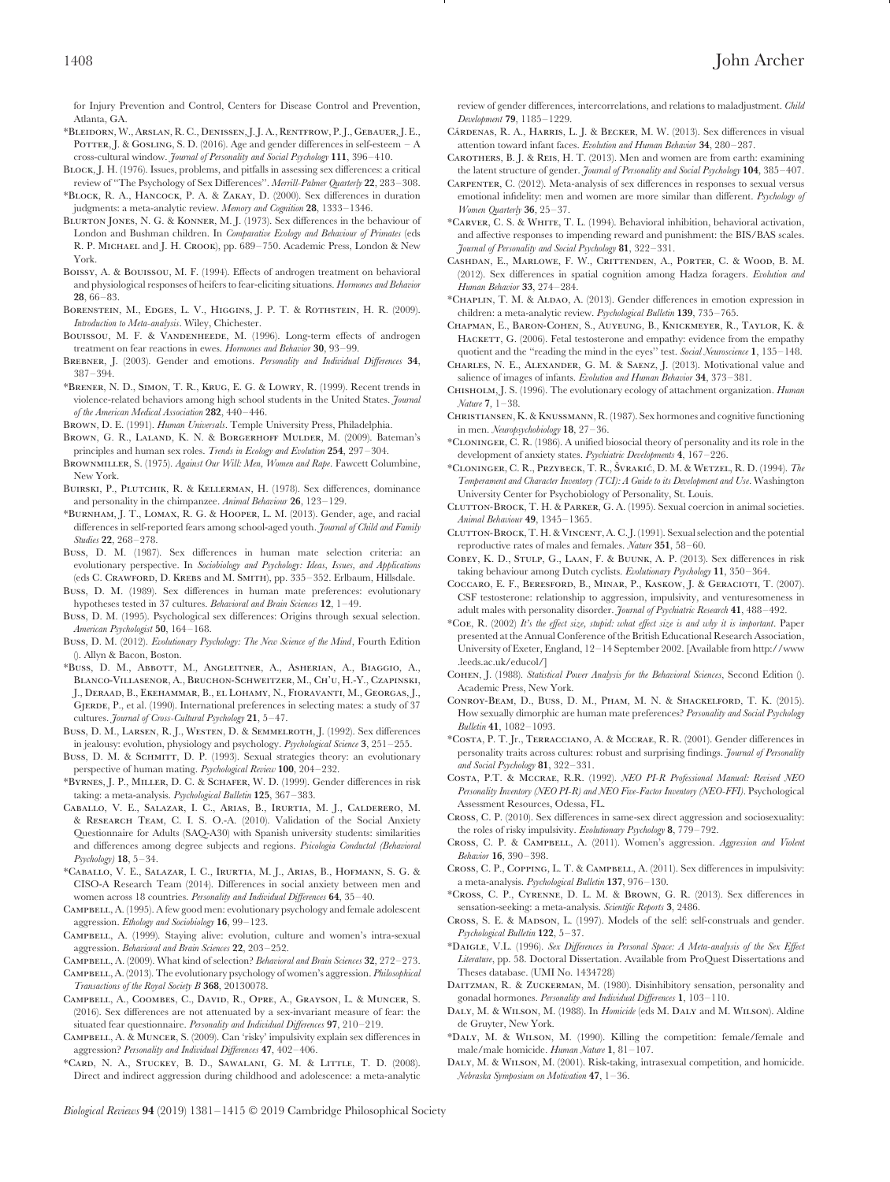for Injury Prevention and Control, Centers for Disease Control and Prevention, Atlanta, GA.

*Bleidorn, W., Arslan, R. C., Denissen, J. J. A., Rentfrow, P. J., Gebauer, J. E., Potter, J. & Gosling, S. D. (2016). Age and gender differences in self-esteem – A cross-cultural window. *Journal of Personality and Social Psychology* **111**, 396–410.

Block, J. H. (1976). Issues, problems, and pitfalls in assessing sex differences: a critical review of "The Psychology of Sex Differences". *Merrill-Palmer Quarterly* **22**, 283–308.

*Block, R. A., Hancock, P. A. & Zakay, D. (2000). Sex differences in duration judgments: a meta-analytic review. *Memory and Cognition* **28**, 1333–1346.

Blurton Jones, N. G. & Konner, M. J. (1973). Sex differences in the behaviour of London and Bushman children. In *Comparative Ecology and Behaviour of Primates* (eds R. P. Michael and J. H. Crook), pp. 689–750. Academic Press, London & New York.

Boissy, A. & Bouissou, M. F. (1994). Effects of androgen treatment on behavioral and physiological responses of heifers to fear-eliciting situations. *Hormones and Behavior* **28**, 66–83.

Borenstein, M., Edges, L. V., Higgins, J. P. T. & Rothstein, H. R. (2009). *Introduction to Meta-analysis*. Wiley, Chichester.

Bouissou, M. F. & Vandenheede, M. (1996). Long-term effects of androgen treatment on fear reactions in ewes. *Hormones and Behavior* **30**, 93–99.

Brebner, J. (2003). Gender and emotions. *Personality and Individual Differences* **34**, 387–394.

*Brener, N. D., Simon, T. R., Krug, E. G. & Lowry, R. (1999). Recent trends in violence-related behaviors among high school students in the United States. *Journal of the American Medical Association* **282**, 440–446.

Brown, D. E. (1991). *Human Universals*. Temple University Press, Philadelphia.

Brown, G. R., Laland, K. N. & Borgerhoff Mulder, M. (2009). Bateman's principles and human sex roles. *Trends in Ecology and Evolution* **254**, 297–304.

Brownmiller, S. (1975). *Against Our Will: Men, Women and Rape*. Fawcett Columbine, New York.

Buirski, P., Plutchik, R. & Kellerman, H. (1978). Sex differences, dominance and personality in the chimpanzee. *Animal Behaviour* **26**, 123–129.

*Burnham, J. T., Lomax, R. G. & Hooper, L. M. (2013). Gender, age, and racial differences in self-reported fears among school-aged youth. *Journal of Child and Family Studies* **22**, 268–278.

Buss, D. M. (1987). Sex differences in human mate selection criteria: an evolutionary perspective. In *Sociobiology and Psychology: Ideas, Issues, and Applications* (eds C. Crawford, D. Krebs and M. Smith), pp. 335–352. Erlbaum, Hillsdale.

Buss, D. M. (1989). Sex differences in human mate preferences: evolutionary hypotheses tested in 37 cultures. *Behavioral and Brain Sciences* **12**, 1–49.

Buss, D. M. (1995). Psychological sex differences: Origins through sexual selection. *American Psychologist* **50**, 164–168.

Buss, D. M. (2012). *Evolutionary Psychology: The New Science of the Mind*, Fourth Edition (). Allyn & Bacon, Boston.

*Buss, D. M., Abbott, M., Angleitner, A., Asherian, A., Biaggio, A., Blanco-Villasenor, A., Bruchon-Schweitzer, M., Ch'u, H.-Y., Czapinski, J., Deraad, B., Ekehammar, B., el Lohamy, N., Fioravanti, M., Georgas, J., Gjerde, P., et al. (1990). International preferences in selecting mates: a study of 37 cultures. *Journal of Cross-Cultural Psychology* **21**, 5–47.

Buss, D. M., Larsen, R. J., Westen, D. & Semmelroth, J. (1992). Sex differences in jealousy: evolution, physiology and psychology. *Psychological Science* **3**, 251–255.

Buss, D. M. & Schmitt, D. P. (1993). Sexual strategies theory: an evolutionary perspective of human mating. *Psychological Review* **100**, 204–232.

*Byrnes, J. P., Miller, D. C. & Schafer, W. D. (1999). Gender differences in risk taking: a meta-analysis. *Psychological Bulletin* **125**, 367–383.

Caballo, V. E., Salazar, I. C., Arias, B., Irurtia, M. J., Calderero, M. & Research Team, C. I. S. O.-A. (2010). Validation of the Social Anxiety Questionnaire for Adults (SAQ-A30) with Spanish university students: similarities and differences among degree subjects and regions. *Psicologia Conductal (Behavioral Psychology)* **18**, 5–34.

*Caballo, V. E., Salazar, I. C., Irurtia, M. J., Arias, B., Hofmann, S. G. & CISO-A Research Team (2014). Differences in social anxiety between men and women across 18 countries. *Personality and Individual Differences* **64**, 35–40.

Campbell, A. (1995). A few good men: evolutionary psychology and female adolescent aggression. *Ethology and Sociobiology* **16**, 99–123.

Campbell, A. (1999). Staying alive: evolution, culture and women's intra-sexual aggression. *Behavioral and Brain Sciences* **22**, 203–252.

Campbell, A. (2009). What kind of selection? *Behavioral and Brain Sciences* **32**, 272–273.

Campbell, A. (2013). The evolutionary psychology of women's aggression. *Philosophical Transactions of the Royal Society B* **368**, 20130078.

Campbell, A., Coombes, C., David, R., Opre, A., Grayson, L. & Muncer, S. (2016). Sex differences are not attenuated by a sex-invariant measure of fear: the situated fear questionnaire. *Personality and Individual Differences* **97**, 210–219.

Campbell, A. & Muncer, S. (2009). Can 'risky' impulsivity explain sex differences in aggression? *Personality and Individual Differences* **47**, 402–406.

*Card, N. A., Stuckey, B. D., Sawalani, G. M. & Little, T. D. (2008). Direct and indirect aggression during childhood and adolescence: a meta-analytic review of gender differences, intercorrelations, and relations to maladjustment. *Child Development* **79**, 1185–1229.

Cárdenas, R. A., Harris, L. J. & Becker, M. W. (2013). Sex differences in visual attention toward infant faces. *Evolution and Human Behavior* **34**, 280–287.

Carothers, B. J. & Reis, H. T. (2013). Men and women are from earth: examining the latent structure of gender. *Journal of Personality and Social Psychology* **104**, 385–407.

Carpenter, C. (2012). Meta-analysis of sex differences in responses to sexual versus emotional infidelity: men and women are more similar than different. *Psychology of Women Quarterly* **36**, 25–37.

*Carver, C. S. & White, T. L. (1994). Behavioral inhibition, behavioral activation, and affective responses to impending reward and punishment: the BIS/BAS scales. *Journal of Personality and Social Psychology* **81**, 322–331.

Cashdan, E., Marlowe, F. W., Crittenden, A., Porter, C. & Wood, B. M. (2012). Sex differences in spatial cognition among Hadza foragers. *Evolution and Human Behavior* **33**, 274–284.

*Chaplin, T. M. & Aldao, A. (2013). Gender differences in emotion expression in children: a meta-analytic review. *Psychological Bulletin* **139**, 735–765.

Chapman, E., Baron-Cohen, S., Auyeung, B., Knickmeyer, R., Taylor, K. & Hackett, G. (2006). Fetal testosterone and empathy: evidence from the empathy quotient and the "reading the mind in the eyes" test. *Social Neuroscience* **1**, 135–148.

Charles, N. E., Alexander, G. M. & Saenz, J. (2013). Motivational value and salience of images of infants. *Evolution and Human Behavior* **34**, 373–381.

Chisholm, J. S. (1996). The evolutionary ecology of attachment organization. *Human Nature* **7**, 1–38.

Christiansen, K. & Knussmann, R. (1987). Sex hormones and cognitive functioning in men. *Neuropsychobiology* **18**, 27–36.

*Cloninger, C. R. (1986). A unified biosocial theory of personality and its role in the development of anxiety states. *Psychiatric Developments* **4**, 167–226.

*Cloninger, C. R., Przybeck, T. R., Švrakić, D. M. & Wetzel, R. D. (1994). *The Temperament and Character Inventory (TCI): A Guide to its Development and Use*. Washington University Center for Psychobiology of Personality, St. Louis.

Clutton-Brock, T. H. & Parker, G. A. (1995). Sexual coercion in animal societies. *Animal Behaviour* **49**, 1345–1365.

Clutton-Brock, T. H. & Vincent, A. C. J. (1991). Sexual selection and the potential reproductive rates of males and females. *Nature* **351**, 58–60.

Cobey, K. D., Stulp, G., Laan, F. & Buunk, A. P. (2013). Sex differences in risk taking behaviour among Dutch cyclists. *Evolutionary Psychology* **11**, 350–364.

Coccaro, E. F., Beresford, B., Minar, P., Kaskow, J. & Geracioti, T. (2007). CSF testosterone: relationship to aggression, impulsivity, and venturesomeness in adult males with personality disorder. *Journal of Psychiatric Research* **41**, 488–492.

*Coe, R. (2002) *It's the effect size, stupid: what effect size is and why it is important*. Paper presented at the Annual Conference of the British Educational Research Association, University of Exeter, England, 12–14 September 2002. [Available from http://www.leeds.ac.uk/educol/]

Cohen, J. (1988). *Statistical Power Analysis for the Behavioral Sciences*, Second Edition (). Academic Press, New York.

Conroy-Beam, D., Buss, D. M., Pham, M. N. & Shackelford, T. K. (2015). How sexually dimorphic are human mate preferences? *Personality and Social Psychology Bulletin* **41**, 1082–1093.

*Costa, P. T. Jr., Terracciano, A. & Mccrae, R. R. (2001). Gender differences in personality traits across cultures: robust and surprising findings. *Journal of Personality and Social Psychology* **81**, 322–331.

Costa, P.T. & Mccrae, R.R. (1992). *NEO PI-R Professional Manual: Revised NEO Personality Inventory (NEO PI-R) and NEO Five-Factor Inventory (NEO-FFI)*. Psychological Assessment Resources, Odessa, FL.

Cross, C. P. (2010). Sex differences in same-sex direct aggression and sociosexuality: the roles of risky impulsivity. *Evolutionary Psychology* **8**, 779–792.

Cross, C. P. & Campbell, A. (2011). Women's aggression. *Aggression and Violent Behavior* **16**, 390–398.

Cross, C. P., Copping, L. T. & Campbell, A. (2011). Sex differences in impulsivity: a meta-analysis. *Psychological Bulletin* **137**, 976–130.

*Cross, C. P., Cyrenne, D. L. M. & Brown, G. R. (2013). Sex differences in sensation-seeking: a meta-analysis. *Scientific Reports* **3**, 2486.

Cross, S. E. & Madson, L. (1997). Models of the self: self-construals and gender. *Psychological Bulletin* **122**, 5–37.

*Daigle, V.L. (1996). *Sex Differences in Personal Space: A Meta-analysis of the Sex Effect Literature*, pp. 58. Doctoral Dissertation. Available from ProQuest Dissertations and Theses database. (UMI No. 1434728)

Daitzman, R. & Zuckerman, M. (1980). Disinhibitory sensation, personality and gonadal hormones. *Personality and Individual Differences* **1**, 103–110.

Daly, M. & Wilson, M. (1988). In *Homicide* (eds M. Daly and M. Wilson). Aldine de Gruyter, New York.

*Daly, M. & Wilson, M. (1990). Killing the competition: female/female and male/male homicide. *Human Nature* **1**, 81–107.

Daly, M. & Wilson, M. (2001). Risk-taking, intrasexual competition, and homicide. *Nebraska Symposium on Motivation* **47**, 1–36.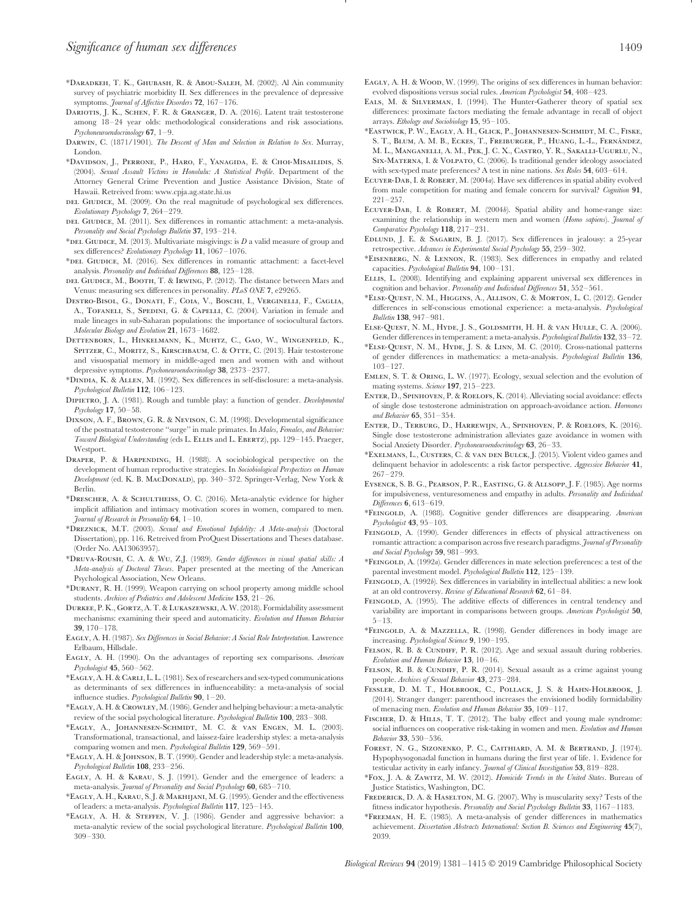*Daradkeh, T. K., Ghubash, R. & Abou-Saleh, M. (2002). Al Ain community survey of psychiatric morbidity II. Sex differences in the prevalence of depressive symptoms. *Journal of Affective Disorders* **72**, 167–176.

Dariotis, J. K., Schen, F. R. & Granger, D. A. (2016). Latent trait testosterone among 18–24 year olds: methodological considerations and risk associations. *Psychoneuroendocrinology* **67**, 1–9.

Darwin, C. (1871/1901). *The Descent of Man and Selection in Relation to Sex*. Murray, London.

*Davidson, J., Perrone, P., Haro, F., Yanagida, E. & Choi-Misailidis, S. (2004). *Sexual Assault Victims in Honolulu: A Statistical Profile*. Department of the Attorney General Crime Prevention and Justice Assistance Division, State of Hawaii. Retreived from: www.cpja.ag.state.hi.us

del Giudice, M. (2009). On the real magnitude of psychological sex differences. *Evolutionary Psychology* **7**, 264–279.

del Giudice, M. (2011). Sex differences in romantic attachment: a meta-analysis. *Personality and Social Psychology Bulletin* **37**, 193–214.

*del Giudice, M. (2013). Multivariate misgivings: is *D* a valid measure of group and sex differences? *Evolutionary Psychology* **11**, 1067–1076.

*del Giudice, M. (2016). Sex differences in romantic attachment: a facet-level analysis. *Personality and Individual Differences* **88**, 125–128.

del Giudice, M., Booth, T. & Irwing, P. (2012). The distance between Mars and Venus: measuring sex differences in personality. *PLoS ONE* **7**, e29265.

Destro-Bisol, G., Donati, F., Coia, V., Boschi, I., Verginelli, F., Caglia, A., Tofanelli, S., Spedini, G. & Capelli, C. (2004). Variation in female and male lineages in sub-Saharan populations: the importance of sociocultural factors. *Molecular Biology and Evolution* **21**, 1673–1682.

Dettenborn, L., Hinkelmann, K., Muhtz, C., Gao, W., Wingenfeld, K., Spitzer, C., Moritz, S., Kirschbaum, C. & Otte, C. (2013). Hair testosterone and visuospatial memory in middle-aged men and women with and without depressive symptoms. *Psychoneuroendocrinology* **38**, 2373–2377.

*Dindia, K. & Allen, M. (1992). Sex differences in self-disclosure: a meta-analysis. *Psychological Bulletin* **112**, 106–123.

Dipietro, J. A. (1981). Rough and tumble play: a function of gender. *Developmental Psychology* **17**, 50–58.

Dixson, A. F., Brown, G. R. & Nevison, C. M. (1998). Developmental significance of the postnatal testosterone "surge" in male primates. In *Males, Females, and Behavior: Toward Biological Understanding* (eds L. Ellis and L. Ebertz), pp. 129–145. Praeger, Westport.

Draper, P. & Harpending, H. (1988). A sociobiological perspective on the development of human reproductive strategies. In *Sociobiological Perspectives on Human Development* (ed. K. B. MacDonald), pp. 340–372. Springer-Verlag, New York & Berlin.

*Drescher, A. & Schultheiss, O. C. (2016). Meta-analytic evidence for higher implicit affiliation and intimacy motivation scores in women, compared to men. *Journal of Research in Personality* **64**, 1–10.

*Dreznick, M.T. (2003). *Sexual and Emotional Infidelity: A Meta-analysis* (Doctoral Dissertation), pp. 116. Retreived from ProQuest Dissertations and Theses database. (Order No. AA13063957).

*Druva-Roush, C. A. & Wu, Z.J. (1989). *Gender differences in visual spatial skills: A Meta-analysis of Doctoral Theses*. Paper presented at the meeting of the American Psychological Association, New Orleans.

*Durant, R. H. (1999). Weapon carrying on school property among middle school students. *Archives of Pediatrics and Adolescent Medicine* **153**, 21–26.

Durkee, P. K., Gortz, A. T. & Lukaszewski, A. W. (2018). Formidability assessment mechanisms: examining their speed and automaticity. *Evolution and Human Behavior* **39**, 170–178.

Eagly, A. H. (1987). *Sex Differences in Social Behavior: A Social Role Interpretation*. Lawrence Erlbaum, Hillsdale.

Eagly, A. H. (1990). On the advantages of reporting sex comparisons. *American Psychologist* **45**, 560–562.

*Eagly, A. H. & Carli, L. L. (1981). Sex of researchers and sex-typed communications as determinants of sex differences in influenceability: a meta-analysis of social influence studies. *Psychological Bulletin* **90**, 1–20.

*Eagly, A. H. & Crowley, M. (1986). Gender and helping behaviour: a meta-analytic review of the social psychological literature. *Psychological Bulletin* **100**, 283–308.

*Eagly, A., Johannesen-Schmidt, M. C. & van Engen, M. L. (2003). Transformational, transactional, and laissez-faire leadership styles: a meta-analysis comparing women and men. *Psychological Bulletin* **129**, 569–591.

*Eagly, A. H. & Johnson, B. T. (1990). Gender and leadership style: a meta-analysis. *Psychological Bulletin* **108**, 233–256.

Eagly, A. H. & Karau, S. J. (1991). Gender and the emergence of leaders: a meta-analysis. *Journal of Personality and Social Psychology* **60**, 685–710.

*Eagly, A. H., Karau, S. J. & Makhijani, M. G. (1995). Gender and the effectiveness of leaders: a meta-analysis. *Psychological Bulletin* **117**, 125–145.

*Eagly, A. H. & Steffen, V. J. (1986). Gender and aggressive behavior: a meta-analytic review of the social psychological literature. *Psychological Bulletin* **100**, 309–330.

Eagly, A. H. & Wood, W. (1999). The origins of sex differences in human behavior: evolved dispositions versus social rules. *American Psychologist* **54**, 408–423.

Eals, M. & Silverman, I. (1994). The Hunter-Gatherer theory of spatial sex differences: proximate factors mediating the female advantage in recall of object arrays. *Ethology and Sociobiology* **15**, 95–105.

*Eastwick, P. W., Eagly, A. H., Glick, P., Johannesen-Schmidt, M. C., Fiske, S. T., Blum, A. M. B., Eckes, T., Freiburger, P., Huang, L.-L., Fernández, M. L., Manganelli, A. M., Pek, J. C. X., Castro, Y. R., Sakalli-Ugurlu, N., Six-Materna, I. & Volpato, C. (2006). Is traditional gender ideology associated with sex-typed mate preferences? A test in nine nations. *Sex Roles* **54**, 603–614.

Ecuyer-Dab, I. & Robert, M. (2004*a*). Have sex differences in spatial ability evolved from male competition for mating and female concern for survival? *Cognition* **91**, 221–257.

Ecuyer-Dab, I. & Robert, M. (2004*b*). Spatial ability and home-range size: examining the relationship in western men and women (*Homo sapiens*). *Journal of Comparative Psychology* **118**, 217–231.

Edlund, J. E. & Sagarin, B. J. (2017). Sex differences in jealousy: a 25-year retrospective. *Advances in Experimental Social Psychology* **55**, 259–302.

*Eisenberg, N. & Lennon, R. (1983). Sex differences in empathy and related capacities. *Psychological Bulletin* **94**, 100–131.

Ellis, L. (2008). Identifying and explaining apparent universal sex differences in cognition and behavior. *Personality and Individual Differences* **51**, 552–561.

*Else-Quest, N. M., Higgins, A., Allison, C. & Morton, L. C. (2012). Gender differences in self-conscious emotional experience: a meta-analysis. *Psychological Bulletin* **138**, 947–981.

Else-Quest, N. M., Hyde, J. S., Goldsmith, H. H. & van Hulle, C. A. (2006). Gender differences in temperament: a meta-analysis. *Psychological Bulletin* **132**, 33–72.

*Else-Quest, N. M., Hyde, J. S. & Linn, M. C. (2010). Cross-national patterns of gender differences in mathematics: a meta-analysis. *Psychological Bulletin* **136**, 103–127.

Emlen, S. T. & Oring, L. W. (1977). Ecology, sexual selection and the evolution of mating systems. *Science* **197**, 215–223.

Enter, D., Spinhoven, P. & Roelofs, K. (2014). Alleviating social avoidance: effects of single dose testosterone administration on approach-avoidance action. *Hormones and Behavior* **65**, 351–354.

Enter, D., Terburg, D., Harrewijn, A., Spinhoven, P. & Roelofs, K. (2016). Single dose testosterone administration alleviates gaze avoidance in women with Social Anxiety Disorder. *Psychoneuroendocrinology* **63**, 26–33.

*Exelmans, L., Custers, C. & van den Bulck, J. (2015). Violent video games and delinquent behavior in adolescents: a risk factor perspective. *Aggressive Behavior* **41**, 267–279.

Eysenck, S. B. G., Pearson, P. R., Easting, G. & Allsopp, J. F. (1985). Age norms for impulsiveness, venturesomeness and empathy in adults. *Personality and Individual Differences* **6**, 613–619.

*Feingold, A. (1988). Cognitive gender differences are disappearing. *American Psychologist* **43**, 95–103.

Feingold, A. (1990). Gender differences in effects of physical attractiveness on romantic attraction: a comparison across five research paradigms. *Journal of Personality and Social Psychology* **59**, 981–993.

*Feingold, A. (1992*a*). Gender differences in mate selection preferences: a test of the parental investment model. *Psychological Bulletin* **112**, 125–139.

Feingold, A. (1992*b*). Sex differences in variability in intellectual abilities: a new look at an old controversy. *Review of Educational Research* **62**, 61–84.

Feingold, A. (1995). The additive effects of differences in central tendency and variability are important in comparisons between groups. *American Psychologist* **50**, 5–13.

*Feingold, A. & Mazzella, R. (1998). Gender differences in body image are increasing. *Psychological Science* **9**, 190–195.

Felson, R. B. & Cundiff, P. R. (2012). Age and sexual assault during robberies. *Evolution and Human Behavior* **13**, 10–16.

Felson, R. B. & Cundiff, P. R. (2014). Sexual assault as a crime against young people. *Archives of Sexual Behavior* **43**, 273–284.

Fessler, D. M. T., Holbrook, C., Pollack, J. S. & Hahn-Holbrook, J. (2014). Stranger danger: parenthood increases the envisioned bodily formidability of menacing men. *Evolution and Human Behavior* **35**, 109–117.

Fischer, D. & Hills, T. T. (2012). The baby effect and young male syndrome: social influences on cooperative risk-taking in women and men. *Evolution and Human Behavior* **33**, 530–536.

Forest, N. G., Sizonenko, P. C., Caithiard, A. M. & Bertrand, J. (1974). Hypophysogonadal function in humans during the first year of life. 1. Evidence for testicular activity in early infancy. *Journal of Clinical Investigation* **53**, 819–828.

*Fox, J. A. & Zawitz, M. W. (2012). *Homicide Trends in the United States*. Bureau of Justice Statistics, Washington, DC.

Frederick, D. A. & Haselton, M. G. (2007). Why is muscularity sexy? Tests of the fitness indicator hypothesis. *Personality and Social Psychology Bulletin* **33**, 1167–1183.

*Freeman, H. E. (1985). A meta-analysis of gender differences in mathematics achievement. *Dissertation Abstracts International: Section B. Sciences and Engineering* **45**(7), 2039.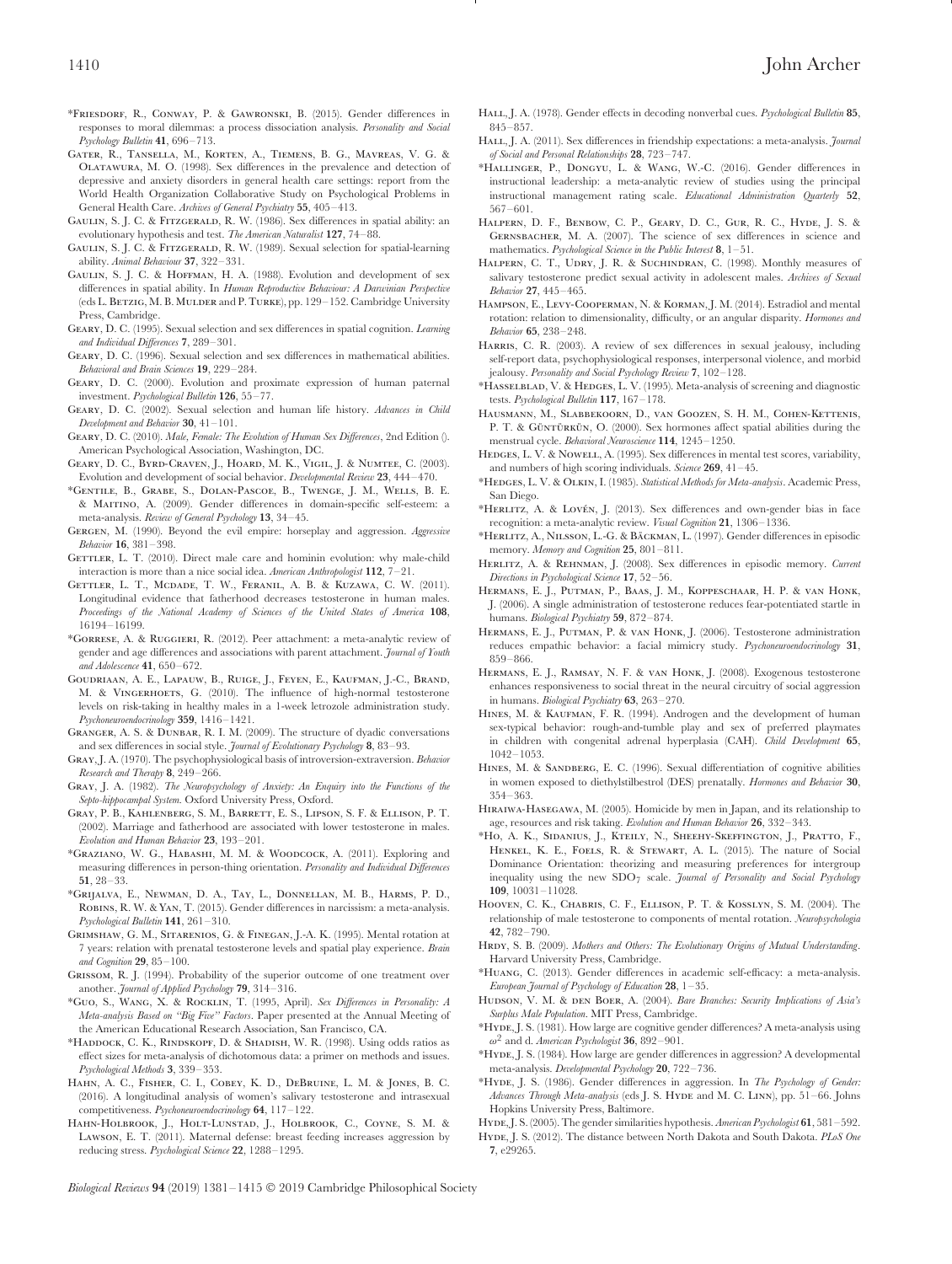*Friesdorf, R., Conway, P. & Gawronski, B. (2015). Gender differences in responses to moral dilemmas: a process dissociation analysis. *Personality and Social Psychology Bulletin* **41**, 696–713.

Gater, R., Tansella, M., Korten, A., Tiemens, B. G., Mavreas, V. G. & Olatawura, M. O. (1998). Sex differences in the prevalence and detection of depressive and anxiety disorders in general health care settings: report from the World Health Organization Collaborative Study on Psychological Problems in General Health Care. *Archives of General Psychiatry* **55**, 405–413.

Gaulin, S. J. C. & Fitzgerald, R. W. (1986). Sex differences in spatial ability: an evolutionary hypothesis and test. *The American Naturalist* **127**, 74–88.

Gaulin, S. J. C. & Fitzgerald, R. W. (1989). Sexual selection for spatial-learning ability. *Animal Behaviour* **37**, 322–331.

Gaulin, S. J. C. & Hoffman, H. A. (1988). Evolution and development of sex differences in spatial ability. In *Human Reproductive Behaviour: A Darwinian Perspective* (eds L. Betzig, M. B. Mulder and P. Turke), pp. 129–152. Cambridge University Press, Cambridge.

Geary, D. C. (1995). Sexual selection and sex differences in spatial cognition. *Learning and Individual Differences* **7**, 289–301.

Geary, D. C. (1996). Sexual selection and sex differences in mathematical abilities. *Behavioral and Brain Sciences* **19**, 229–284.

Geary, D. C. (2000). Evolution and proximate expression of human paternal investment. *Psychological Bulletin* **126**, 55–77.

Geary, D. C. (2002). Sexual selection and human life history. *Advances in Child Development and Behavior* **30**, 41–101.

Geary, D. C. (2010). *Male, Female: The Evolution of Human Sex Differences*, 2nd Edition (). American Psychological Association, Washington, DC.

Geary, D. C., Byrd-Craven, J., Hoard, M. K., Vigil, J. & Numtee, C. (2003). Evolution and development of social behavior. *Developmental Review* **23**, 444–470.

*Gentile, B., Grabe, S., Dolan-Pascoe, B., Twenge, J. M., Wells, B. E. & Maitino, A. (2009). Gender differences in domain-specific self-esteem: a meta-analysis. *Review of General Psychology* **13**, 34–45.

Gergen, M. (1990). Beyond the evil empire: horseplay and aggression. *Aggressive Behavior* **16**, 381–398.

Gettler, L. T. (2010). Direct male care and hominin evolution: why male-child interaction is more than a nice social idea. *American Anthropologist* **112**, 7–21.

Gettler, L. T., Mcdade, T. W., Feranil, A. B. & Kuzawa, C. W. (2011). Longitudinal evidence that fatherhood decreases testosterone in human males. *Proceedings of the National Academy of Sciences of the United States of America* **108**, 16194–16199.

*Gorrese, A. & Ruggieri, R. (2012). Peer attachment: a meta-analytic review of gender and age differences and associations with parent attachment. *Journal of Youth and Adolescence* **41**, 650–672.

Goudriaan, A. E., Lapauw, B., Ruige, J., Feyen, E., Kaufman, J.-C., Brand, M. & Vingerhoets, G. (2010). The influence of high-normal testosterone levels on risk-taking in healthy males in a 1-week letrozole administration study. *Psychoneuroendocrinology* **359**, 1416–1421.

Granger, A. S. & Dunbar, R. I. M. (2009). The structure of dyadic conversations and sex differences in social style. *Journal of Evolutionary Psychology* **8**, 83–93.

Gray, J. A. (1970). The psychophysiological basis of introversion-extraversion. *Behavior Research and Therapy* **8**, 249–266.

Gray, J. A. (1982). *The Neuropsychology of Anxiety: An Enquiry into the Functions of the Septo-hippocampal System*. Oxford University Press, Oxford.

Gray, P. B., Kahlenberg, S. M., Barrett, E. S., Lipson, S. F. & Ellison, P. T. (2002). Marriage and fatherhood are associated with lower testosterone in males. *Evolution and Human Behavior* **23**, 193–201.

*Graziano, W. G., Habashi, M. M. & Woodcock, A. (2011). Exploring and measuring differences in person-thing orientation. *Personality and Individual Differences* **51**, 28–33.

*Grijalva, E., Newman, D. A., Tay, L., Donnellan, M. B., Harms, P. D., Robins, R. W. & Yan, T. (2015). Gender differences in narcissism: a meta-analysis. *Psychological Bulletin* **141**, 261–310.

Grimshaw, G. M., Sitarenios, G. & Finegan, J.-A. K. (1995). Mental rotation at 7 years: relation with prenatal testosterone levels and spatial play experience. *Brain and Cognition* **29**, 85–100.

Grissom, R. J. (1994). Probability of the superior outcome of one treatment over another. *Journal of Applied Psychology* **79**, 314–316.

*Guo, S., Wang, X. & Rocklin, T. (1995, April). *Sex Differences in Personality: A Meta-analysis Based on "Big Five" Factors*. Paper presented at the Annual Meeting of the American Educational Research Association, San Francisco, CA.

*Haddock, C. K., Rindskopf, D. & Shadish, W. R. (1998). Using odds ratios as effect sizes for meta-analysis of dichotomous data: a primer on methods and issues. *Psychological Methods* **3**, 339–353.

Hahn, A. C., Fisher, C. I., Cobey, K. D., DeBruine, L. M. & Jones, B. C. (2016). A longitudinal analysis of women's salivary testosterone and intrasexual competitiveness. *Psychoneuroendocrinology* **64**, 117–122.

Hahn-Holbrook, J., Holt-Lunstad, J., Holbrook, C., Coyne, S. M. & Lawson, E. T. (2011). Maternal defense: breast feeding increases aggression by reducing stress. *Psychological Science* **22**, 1288–1295.

Hall, J. A. (1978). Gender effects in decoding nonverbal cues. *Psychological Bulletin* **85**, 845–857.

Hall, J. A. (2011). Sex differences in friendship expectations: a meta-analysis. *Journal of Social and Personal Relationships* **28**, 723–747.

*Hallinger, P., Dongyu, L. & Wang, W.-C. (2016). Gender differences in instructional leadership: a meta-analytic review of studies using the principal instructional management rating scale. *Educational Administration Quarterly* **52**, 567–601.

Halpern, D. F., Benbow, C. P., Geary, D. C., Gur, R. C., Hyde, J. S. & Gernsbacher, M. A. (2007). The science of sex differences in science and mathematics. *Psychological Science in the Public Interest* **8**, 1–51.

Halpern, C. T., Udry, J. R. & Suchindran, C. (1998). Monthly measures of salivary testosterone predict sexual activity in adolescent males. *Archives of Sexual Behavior* **27**, 445–465.

Hampson, E., Levy-Cooperman, N. & Korman, J. M. (2014). Estradiol and mental rotation: relation to dimensionality, difficulty, or an angular disparity. *Hormones and Behavior* **65**, 238–248.

Harris, C. R. (2003). A review of sex differences in sexual jealousy, including self-report data, psychophysiological responses, interpersonal violence, and morbid jealousy. *Personality and Social Psychology Review* **7**, 102–128.

*Hasselblad, V. & Hedges, L. V. (1995). Meta-analysis of screening and diagnostic tests. *Psychological Bulletin* **117**, 167–178.

Hausmann, M., Slabbekoorn, D., van Goozen, S. H. M., Cohen-Kettenis, P. T. & Güntürkün, O. (2000). Sex hormones affect spatial abilities during the menstrual cycle. *Behavioral Neuroscience* **114**, 1245–1250.

Hedges, L. V. & Nowell, A. (1995). Sex differences in mental test scores, variability, and numbers of high scoring individuals. *Science* **269**, 41–45.

*Hedges, L. V. & Olkin, I. (1985). *Statistical Methods for Meta-analysis*. Academic Press, San Diego.

*Herlitz, A. & Lovén, J. (2013). Sex differences and own-gender bias in face recognition: a meta-analytic review. *Visual Cognition* **21**, 1306–1336.

*Herlitz, A., Nilsson, L.-G. & Bäckman, L. (1997). Gender differences in episodic memory. *Memory and Cognition* **25**, 801–811.

Herlitz, A. & Rehnman, J. (2008). Sex differences in episodic memory. *Current Directions in Psychological Science* **17**, 52–56.

Hermans, E. J., Putman, P., Baas, J. M., Koppeschaar, H. P. & van Honk, J. (2006). A single administration of testosterone reduces fear-potentiated startle in humans. *Biological Psychiatry* **59**, 872–874.

Hermans, E. J., Putman, P. & van Honk, J. (2006). Testosterone administration reduces empathic behavior: a facial mimicry study. *Psychoneuroendocrinology* **31**, 859–866.

Hermans, E. J., Ramsay, N. F. & van Honk, J. (2008). Exogenous testosterone enhances responsiveness to social threat in the neural circuitry of social aggression in humans. *Biological Psychiatry* **63**, 263–270.

Hines, M. & Kaufman, F. R. (1994). Androgen and the development of human sex-typical behavior: rough-and-tumble play and sex of preferred playmates in children with congenital adrenal hyperplasia (CAH). *Child Development* **65**, 1042–1053.

Hines, M. & Sandberg, E. C. (1996). Sexual differentiation of cognitive abilities in women exposed to diethylstilbestrol (DES) prenatally. *Hormones and Behavior* **30**, 354–363.

Hiraiwa-Hasegawa, M. (2005). Homicide by men in Japan, and its relationship to age, resources and risk taking. *Evolution and Human Behavior* **26**, 332–343.

*Ho, A. K., Sidanius, J., Kteily, N., Sheehy-Skeffington, J., Pratto, F., Henkel, K. E., Foels, R. & Stewart, A. L. (2015). The nature of Social Dominance Orientation: theorizing and measuring preferences for intergroup inequality using the new $SDO_7$ scale. *Journal of Personality and Social Psychology* **109**, 10031–11028.

Hooven, C. K., Chabris, C. F., Ellison, P. T. & Kosslyn, S. M. (2004). The relationship of male testosterone to components of mental rotation. *Neuropsychologia* **42**, 782–790.

Hrdy, S. B. (2009). *Mothers and Others: The Evolutionary Origins of Mutual Understanding*. Harvard University Press, Cambridge.

*Huang, C. (2013). Gender differences in academic self-efficacy: a meta-analysis. *European Journal of Psychology of Education* **28**, 1–35.

Hudson, V. M. & den Boer, A. (2004). *Bare Branches: Security Implications of Asia's Surplus Male Population*. MIT Press, Cambridge.

*Hyde, J. S. (1981). How large are cognitive gender differences? A meta-analysis using $\omega^2$ and d. *American Psychologist* **36**, 892–901.

*Hyde, J. S. (1984). How large are gender differences in aggression? A developmental meta-analysis. *Developmental Psychology* **20**, 722–736.

*Hyde, J. S. (1986). Gender differences in aggression. In *The Psychology of Gender: Advances Through Meta-analysis* (eds J. S. Hyde and M. C. Linn), pp. 51–66. Johns Hopkins University Press, Baltimore.

Hyde, J. S. (2005). The gender similarities hypothesis. *American Psychologist* **61**, 581–592.

Hyde, J. S. (2012). The distance between North Dakota and South Dakota. *PLoS One* **7**, e29265.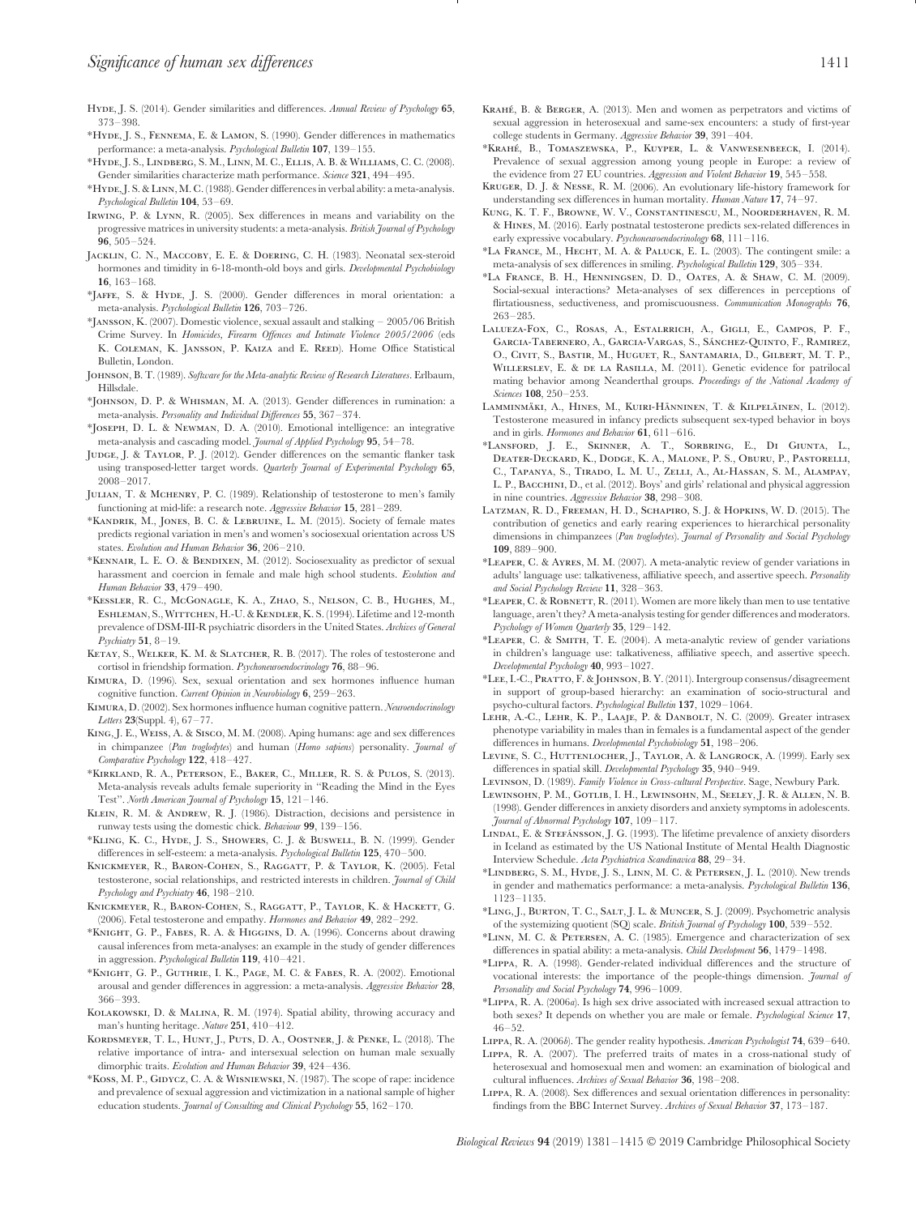Hyde, J. S. (2014). Gender similarities and differences. *Annual Review of Psychology* **65**, 373–398.

*Hyde, J. S., Fennema, E. & Lamon, S. (1990). Gender differences in mathematics performance: a meta-analysis. *Psychological Bulletin* **107**, 139–155.

*Hyde, J. S., Lindberg, S. M., Linn, M. C., Ellis, A. B. & Williams, C. C. (2008). Gender similarities characterize math performance. *Science* **321**, 494–495.

*Hyde, J. S. & Linn, M. C. (1988). Gender differences in verbal ability: a meta-analysis. *Psychological Bulletin* **104**, 53–69.

Irwing, P. & Lynn, R. (2005). Sex differences in means and variability on the progressive matrices in university students: a meta-analysis. *British Journal of Psychology* **96**, 505–524.

Jacklin, C. N., Maccoby, E. E. & Doering, C. H. (1983). Neonatal sex-steroid hormones and timidity in 6-18-month-old boys and girls. *Developmental Psychobiology* **16**, 163–168.

*Jaffe, S. & Hyde, J. S. (2000). Gender differences in moral orientation: a meta-analysis. *Psychological Bulletin* **126**, 703–726.

*Jansson, K. (2007). Domestic violence, sexual assault and stalking – 2005/06 British Crime Survey. In *Homicides, Firearm Offences and Intimate Violence 2005/2006* (eds K. Coleman, K. Jansson, P. Kaiza and E. Reed). Home Office Statistical Bulletin, London.

Johnson, B. T. (1989). *Software for the Meta-analytic Review of Research Literatures*. Erlbaum, Hillsdale.

*Johnson, D. P. & Whisman, M. A. (2013). Gender differences in rumination: a meta-analysis. *Personality and Individual Differences* **55**, 367–374.

*Joseph, D. L. & Newman, D. A. (2010). Emotional intelligence: an integrative meta-analysis and cascading model. *Journal of Applied Psychology* **95**, 54–78.

Judge, J. & Taylor, P. J. (2012). Gender differences on the semantic flanker task using transposed-letter target words. *Quarterly Journal of Experimental Psychology* **65**, 2008–2017.

Julian, T. & Mchenry, P. C. (1989). Relationship of testosterone to men's family functioning at mid-life: a research note. *Aggressive Behavior* **15**, 281–289.

*Kandrik, M., Jones, B. C. & Lebruine, L. M. (2015). Society of female mates predicts regional variation in men's and women's sociosexual orientation across US states. *Evolution and Human Behavior* **36**, 206–210.

*Kennair, L. E. O. & Bendixen, M. (2012). Sociosexuality as predictor of sexual harassment and coercion in female and male high school students. *Evolution and Human Behavior* **33**, 479–490.

*Kessler, R. C., McGonagle, K. A., Zhao, S., Nelson, C. B., Hughes, M., Eshleman, S., Wittchen, H.-U. & Kendler, K. S. (1994). Lifetime and 12-month prevalence of DSM-III-R psychiatric disorders in the United States. *Archives of General Psychiatry* **51**, 8–19.

Ketay, S., Welker, K. M. & Slatcher, R. B. (2017). The roles of testosterone and cortisol in friendship formation. *Psychoneuroendocrinology* **76**, 88–96.

Kimura, D. (1996). Sex, sexual orientation and sex hormones influence human cognitive function. *Current Opinion in Neurobiology* **6**, 259–263.

Kimura, D. (2002). Sex hormones influence human cognitive pattern. *Neuroendocrinology Letters* **23**(Suppl. 4), 67–77.

King, J. E., Weiss, A. & Sisco, M. M. (2008). Aping humans: age and sex differences in chimpanzee (*Pan troglodytes*) and human (*Homo sapiens*) personality. *Journal of Comparative Psychology* **122**, 418–427.

*Kirkland, R. A., Peterson, E., Baker, C., Miller, R. S. & Pulos, S. (2013). Meta-analysis reveals adults female superiority in "Reading the Mind in the Eyes Test". *North American Journal of Psychology* **15**, 121–146.

Klein, R. M. & Andrew, R. J. (1986). Distraction, decisions and persistence in runway tests using the domestic chick. *Behaviour* **99**, 139–156.

*Kling, K. C., Hyde, J. S., Showers, C. J. & Buswell, B. N. (1999). Gender differences in self-esteem: a meta-analysis. *Psychological Bulletin* **125**, 470–500.

Knickmeyer, R., Baron-Cohen, S., Raggatt, P. & Taylor, K. (2005). Fetal testosterone, social relationships, and restricted interests in children. *Journal of Child Psychology and Psychiatry* **46**, 198–210.

Knickmeyer, R., Baron-Cohen, S., Raggatt, P., Taylor, K. & Hackett, G. (2006). Fetal testosterone and empathy. *Hormones and Behavior* **49**, 282–292.

*Knight, G. P., Fabes, R. A. & Higgins, D. A. (1996). Concerns about drawing causal inferences from meta-analyses: an example in the study of gender differences in aggression. *Psychological Bulletin* **119**, 410–421.

*Knight, G. P., Guthrie, I. K., Page, M. C. & Fabes, R. A. (2002). Emotional arousal and gender differences in aggression: a meta-analysis. *Aggressive Behavior* **28**, 366–393.

Kolakowski, D. & Malina, R. M. (1974). Spatial ability, throwing accuracy and man's hunting heritage. *Nature* **251**, 410–412.

Kordsmeyer, T. L., Hunt, J., Puts, D. A., Oostner, J. & Penke, L. (2018). The relative importance of intra- and intersexual selection on human male sexually dimorphic traits. *Evolution and Human Behavior* **39**, 424–436.

*Koss, M. P., Gidycz, C. A. & Wisniewski, N. (1987). The scope of rape: incidence and prevalence of sexual aggression and victimization in a national sample of higher education students. *Journal of Consulting and Clinical Psychology* **55**, 162–170.

Krahé, B. & Berger, A. (2013). Men and women as perpetrators and victims of sexual aggression in heterosexual and same-sex encounters: a study of first-year college students in Germany. *Aggressive Behavior* **39**, 391–404.

*Krahé, B., Tomaszewska, P., Kuyper, L. & Vanwesenbeeck, I. (2014). Prevalence of sexual aggression among young people in Europe: a review of the evidence from 27 EU countries. *Aggression and Violent Behavior* **19**, 545–558.

Kruger, D. J. & Nesse, R. M. (2006). An evolutionary life-history framework for understanding sex differences in human mortality. *Human Nature* **17**, 74–97.

Kung, K. T. F., Browne, W. V., Constantinescu, M., Noorderhaven, R. M. & Hines, M. (2016). Early postnatal testosterone predicts sex-related differences in early expressive vocabulary. *Psychoneuroendocrinology* **68**, 111–116.

*La France, M., Hecht, M. A. & Paluck, E. L. (2003). The contingent smile: a meta-analysis of sex differences in smiling. *Psychological Bulletin* **129**, 305–334.

*La France, B. H., Henningsen, D. D., Oates, A. & Shaw, C. M. (2009). Social-sexual interactions? Meta-analyses of sex differences in perceptions of flirtatiousness, seductiveness, and promiscuousness. *Communication Monographs* **76**, 263–285.

Lalueza-Fox, C., Rosas, A., Estalrrich, A., Gigli, E., Campos, P. F., Garcia-Tabernero, A., Garcia-Vargas, S., Sánchez-Quinto, F., Ramirez, O., Civit, S., Bastir, M., Huguet, R., Santamaria, D., Gilbert, M. T. P., Willerslev, E. & de la Rasilla, M. (2011). Genetic evidence for patrilocal mating behavior among Neanderthal groups. *Proceedings of the National Academy of Sciences* **108**, 250–253.

Lamminmäki, A., Hines, M., Kuiri-Hänninen, T. & Kilpeläinen, L. (2012). Testosterone measured in infancy predicts subsequent sex-typed behavior in boys and in girls. *Hormones and Behavior* **61**, 611–616.

*Lansford, J. E., Skinner, A. T., Sorbring, E., Di Giunta, L., Deater-Deckard, K., Dodge, K. A., Malone, P. S., Oburu, P., Pastorelli, C., Tapanya, S., Tirado, L. M. U., Zelli, A., Al-Hassan, S. M., Alampay, L. P., Bacchini, D., et al. (2012). Boys' and girls' relational and physical aggression in nine countries. *Aggressive Behavior* **38**, 298–308.

Latzman, R. D., Freeman, H. D., Schapiro, S. J. & Hopkins, W. D. (2015). The contribution of genetics and early rearing experiences to hierarchical personality dimensions in chimpanzees (*Pan troglodytes*). *Journal of Personality and Social Psychology* **109**, 889–900.

*Leaper, C. & Ayres, M. M. (2007). A meta-analytic review of gender variations in adults' language use: talkativeness, affiliative speech, and assertive speech. *Personality and Social Psychology Review* **11**, 328–363.

*Leaper, C. & Robnett, R. (2011). Women are more likely than men to use tentative language, aren't they? A meta-analysis testing for gender differences and moderators. *Psychology of Women Quarterly* **35**, 129–142.

*Leaper, C. & Smith, T. E. (2004). A meta-analytic review of gender variations in children's language use: talkativeness, affiliative speech, and assertive speech. *Developmental Psychology* **40**, 993–1027.

*Lee, I.-C., Pratto, F. & Johnson, B. Y. (2011). Intergroup consensus/disagreement in support of group-based hierarchy: an examination of socio-structural and psycho-cultural factors. *Psychological Bulletin* **137**, 1029–1064.

Lehr, A.-C., Lehr, K. P., Laaje, P. & Danbolt, N. C. (2009). Greater intrasex phenotype variability in males than in females is a fundamental aspect of the gender differences in humans. *Developmental Psychobiology* **51**, 198–206.

Levine, S. C., Huttenlocher, J., Taylor, A. & Langrock, A. (1999). Early sex differences in spatial skill. *Developmental Psychology* **35**, 940–949.

Levinson, D. (1989). *Family Violence in Cross-cultural Perspective*. Sage, Newbury Park.

Lewinsohn, P. M., Gotlib, I. H., Lewinsohn, M., Seeley, J. R. & Allen, N. B. (1998). Gender differences in anxiety disorders and anxiety symptoms in adolescents. *Journal of Abnormal Psychology* **107**, 109–117.

Lindal, E. & Stefánsson, J. G. (1993). The lifetime prevalence of anxiety disorders in Iceland as estimated by the US National Institute of Mental Health Diagnostic Interview Schedule. *Acta Psychiatrica Scandinavica* **88**, 29–34.

*Lindberg, S. M., Hyde, J. S., Linn, M. C. & Petersen, J. L. (2010). New trends in gender and mathematics performance: a meta-analysis. *Psychological Bulletin* **136**, 1123–1135.

*Ling, J., Burton, T. C., Salt, J. L. & Muncer, S. J. (2009). Psychometric analysis of the systemizing quotient (SQ) scale. *British Journal of Psychology* **100**, 539–552.

*Linn, M. C. & Petersen, A. C. (1985). Emergence and characterization of sex differences in spatial ability: a meta-analysis. *Child Development* **56**, 1479–1498.

*Lippa, R. A. (1998). Gender-related individual differences and the structure of vocational interests: the importance of the people-things dimension. *Journal of Personality and Social Psychology* **74**, 996–1009.

*Lippa, R. A. (2006*a*). Is high sex drive associated with increased sexual attraction to both sexes? It depends on whether you are male or female. *Psychological Science* **17**, 46–52.

Lippa, R. A. (2006*b*). The gender reality hypothesis. *American Psychologist* **74**, 639–640.

Lippa, R. A. (2007). The preferred traits of mates in a cross-national study of heterosexual and homosexual men and women: an examination of biological and cultural influences. *Archives of Sexual Behavior* **36**, 198–208.

Lippa, R. A. (2008). Sex differences and sexual orientation differences in personality: findings from the BBC Internet Survey. *Archives of Sexual Behavior* **37**, 173–187.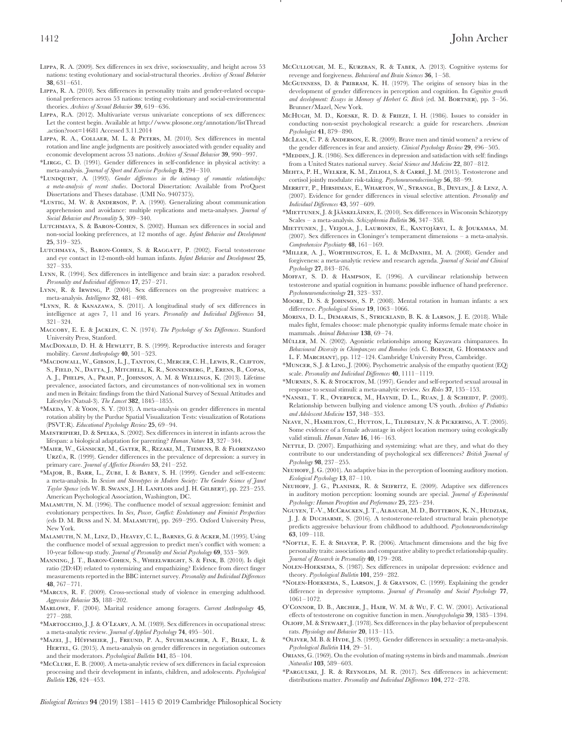Lippa, R. A. (2009). Sex differences in sex drive, sociosexuality, and height across 53 nations: testing evolutionary and social-structural theories. *Archives of Sexual Behavior* **38**, 631–651.

Lippa, R. A. (2010). Sex differences in personality traits and gender-related occupational preferences across 53 nations: testing evolutionary and social-environmental theories. *Archives of Sexual Behavior* **39**, 619–636.

Lippa, R.A. (2012). Multivariate versus univariate conceptions of sex differences: Let the contest begin. Available at http://www.plosone.org/annotation/listThread.action?root=14681 Accessed 3.11.2014

Lippa, R. A., Collaer, M. L. & Peters, M. (2010). Sex differences in mental rotation and line angle judgments are positively associated with gender equality and economic development across 53 nations. *Archives of Sexual Behavior* **39**, 990–997.

*Lirgg, C. D. (1991). Gender differences in self-confidence in physical activity: a meta-analysis. *Journal of Sport and Exercise Psychology* **8**, 294–310.

*Lundquist, A. (1993). *Gender differences in the intimacy of romantic relationships: a meta-analysis of recent studies*. Doctoral Dissertation: Available from ProQuest Dissertations and Theses database. (UMI No. 9407375).

*Lustig, M. W. & Anderson, P. A. (1990). Generalizing about communication apprehension and avoidance: multiple replications and meta-analyses. *Journal of Social Behavior and Personality* **5**, 309–340.

Lutchmaya, S. & Baron-Cohen, S. (2002). Human sex differences in social and non-social looking preferences, at 12 months of age. *Infant Behavior and Development* **25**, 319–325.

Lutchmaya, S., Baron-Cohen, S. & Raggatt, P. (2002). Foetal testosterone and eye contact in 12-month-old human infants. *Infant Behavior and Development* **25**, 327–335.

Lynn, R. (1994). Sex differences in intelligence and brain size: a paradox resolved. *Personality and Individual differences* **17**, 257–271.

Lynn, R. & Irwing, P. (2004). Sex differences on the progressive matrices: a meta-analysis. *Intelligence* **32**, 481–498.

*Lynn, R. & Kanazawa, S. (2011). A longitudinal study of sex differences in intelligence at ages 7, 11 and 16 years. *Personality and Individual Differences* **51**, 321–324.

Maccoby, E. E. & Jacklin, C. N. (1974). *The Psychology of Sex Differences*. Stanford University Press, Stanford.

MacDonald, D. H. & Hewlett, B. S. (1999). Reproductive interests and forager mobility. *Current Anthropology* **40**, 501–523.

*Macdowall, W., Gibson, L. J., Tanton, C., Mercer, C. H., Lewis, R., Clifton, S., Field, N., Datta, J., Mitchell, K. R., Sonnenberg, P., Erens, B., Copas, A. J., Phelps, A., Prah, P., Johnson, A. M. & Wellings, K. (2013). Lifetime prevalence, associated factors, and circumstances of non-volitional sex in women and men in Britain: findings from the third National Survey of Sexual Attitudes and Lifestyles (Natsal-3). *The Lancet* **382**, 1845–1855.

*Maeda, Y. & Yoon, S. Y. (2013). A meta-analysis on gender differences in mental rotation ability by the Purdue Spatial Visualization Tests: visualization of Rotations (PSVT:R). *Educational Psychology Review* **25**, 69–94.

Maestripieri, D. & Spelka, S. (2002). Sex differences in interest in infants across the lifespan: a biological adaptation for parenting? *Human Nature* **13**, 327–344.

*Maier, W., Gänsicke, M., Gater, R., Rezaki, M., Tiemens, B. & Florenzano Urzúa, R. (1999). Gender differences in the prevalence of depression: a survey in primary care. *Journal of Affective Disorders* **53**, 241–252.

*Major, B., Barr, L., Zube, J. & Babey, S. H. (1999). Gender and self-esteem: a meta-analysis. In *Sexism and Stereotypes in Modern Society: The Gender Science of Janet Taylor Spence* (eds W. B. Swann, J. H. Lanflois and J. H. Gilbert), pp. 223–253. American Psychological Association, Washington, DC.

Malamuth, N. M. (1996). The confluence model of sexual aggression: feminist and evolutionary perspectives. In *Sex, Power, Conflict: Evolutionary and Feminist Perspectives* (eds D. M. Buss and N. M. Malamuth), pp. 269–295. Oxford University Press, New York.

Malamuth, N. M., Linz, D., Heavey, C. L., Barnes, G. & Acker, M. (1995). Using the confluence model of sexual aggression to predict men's conflict with women: a 10-year follow-up study. *Journal of Personality and Social Psychology* **69**, 353–369.

Manning, J. T., Baron-Cohen, S., Wheelwright, S. & Fink, B. (2010). Is digit ratio (2D:4D) related to systemizing and empathizing? Evidence from direct finger measurements reported in the BBC internet survey. *Personality and Individual Differences* **48**, 767–771.

*Marcus, R. F. (2009). Cross-sectional study of violence in emerging adulthood. *Aggressive Behavior* **35**, 188–202.

Marlowe, F. (2004). Marital residence among foragers. *Current Anthropology* **45**, 277–288.

*Martocchio, J. J. & O'Leary, A. M. (1989). Sex differences in occupational stress: a meta-analytic review. *Journal of Applied Psychology* **74**, 495–501.

*Mazei, J., Hüffmeier, J., Freund, P. A., Stuhlmacher, A. F., Bilke, L. & Hertel, G. (2015). A meta-analysis on gender differences in negotiation outcomes and their moderators. *Psychological Bulletin* **141**, 85–104.

*McClure, E. B. (2000). A meta-analytic review of sex differences in facial expression processing and their development in infants, children, and adolescents. *Psychological Bulletin* **126**, 424–453.

McCullough, M. E., Kurzban, R. & Tabek, A. (2013). Cognitive systems for revenge and forgiveness. *Behavioral and Brain Sciences* **36**, 1–58.

McGuinness, D. & Pribram, K. H. (1979). The origins of sensory bias in the development of gender differences in perception and cognition. In *Cognitive growth and development: Essays in Memory of Herbert G. Birch* (ed. M. Bortner), pp. 3–56. Brunner/Mazel, New York.

McHugh, M. D., Koeske, R. D. & Frieze, I. H. (1986). Issues to consider in conducting non-sexist psychological research: a guide for researchers. *American Psychologist* **41**, 879–890.

McLean, C. P. & Anderson, E. R. (2009). Brave men and timid women? a review of the gender differences in fear and anxiety. *Clinical Psychology Review* **29**, 496–505.

*Meddin, J. R. (1986). Sex differences in depression and satisfaction with self: findings from a United States national survey. *Social Science and Medicine* **22**, 807–812.

Mehta, P. H., Welker, K. M., Zilioli, S. & Carré, J. M. (2015). Testosterone and cortisol jointly modulate risk-taking. *Psychoneuroendocrinology* **56**, 88–99.

Merritt, P., Hirshman, E., Wharton, W., Strangl, B., Devlin, J. & Lenz, A. (2007). Evidence for gender differences in visual selective attention. *Personality and Individual Differences* **43**, 597–609.

*Miettunen, J. & Jääskeläinen, E. (2010). Sex differences in Wisconsin Schizotypy Scales – a meta-analysis. *Schizophrenia Bulletin* **36**, 347–358.

Miettunen, J., Veijola, J., Lauronen, E., Kantojärvi, L. & Joukamaa, M. (2007). Sex differences in Cloninger's temperament dimensions – a meta-analysis. *Comprehensive Psychiatry* **48**, 161–169.

*Miller, A. J., Worthington, E. L. & McDaniel, M. A. (2008). Gender and forgiveness: a meta-analytic review and research agenda. *Journal of Social and Clinical Psychology* **27**, 843–876.

Moffat, S. D. & Hampson, E. (1996). A curvilinear relationship between testosterone and spatial cognition in humans: possible influence of hand preference. *Psychoneuroendocrinology* **21**, 323–337.

Moore, D. S. & Johnson, S. P. (2008). Mental rotation in human infants: a sex difference. *Psychological Science* **19**, 1063–1066.

Morina, D. L., Demarais, S., Strickland, B. K. & Larson, J. E. (2018). While males fight, females choose: male phenotypic quality informs female mate choice in mammals. *Animal Behaviour* **138**, 69–74.

Műller, M. N. (2002). Agonistic relationships among Kayawara chimpanzees. In *Behavioural Diversity in Chimpanzees and Bonobos* (eds C. Boesch, G. Hohmann and L. F. Marchant), pp. 112–124. Cambridge University Press, Cambridge.

*Muncer, S. J. & Ling, J. (2006). Psychometric analysis of the empathy quotient (EQ) scale. *Personality and Individual Differences* **40**, 1111–1119.

*Murnen, S. K. & Stockton, M. (1997). Gender and self-reported sexual arousal in response to sexual stimuli: a meta-analytic review. *Sex Roles* **37**, 135–153.

*Nansel, T. R., Overpeck, M., Haynie, D. L., Ruan, J. & Scheidt, P. (2003). Relationship between bullying and violence among US youth. *Archives of Pediatrics and Adolescent Medicine* **157**, 348–353.

Neave, N., Hamilton, C., Hutton, L., Tildesley, N. & Pickering, A. T. (2005). Some evidence of a female advantage in object location memory using ecologically valid stimuli. *Human Nature* **16**, 146–163.

Nettle, D. (2007). Empathizing and systemizing: what are they, and what do they contribute to our understanding of psychological sex differences? *British Journal of Psychology* **98**, 237–255.

Neuhoff, J. G. (2001). An adaptive bias in the perception of looming auditory motion. *Ecological Psychology* **13**, 87–110.

Neuhoff, J. G., Planisek, R. & Seifritz, E. (2009). Adaptive sex differences in auditory motion perception: looming sounds are special. *Journal of Experimental Psychology: Human Perception and Performance* **25**, 225–234.

Nguyen, T.-V., McCracken, J. T., Albaugh, M. D., Botteron, K. N., Hudziak, J. J. & Ducharme, S. (2016). A testosterone-related structural brain phenotype predicts aggressive behaviour from childhood to adulthood. *Psychoneuroendocrinology* **63**, 109–118.

*Noftle, E. E. & Shaver, P. R. (2006). Attachment dimensions and the big five personality traits: associations and comparative ability to predict relationship quality. *Journal of Research in Personality* **40**, 179–208.

Nolen-Hoeksema, S. (1987). Sex differences in unipolar depression: evidence and theory. *Psychological Bulletin* **101**, 259–282.

*Nolen-Hoeksema, S., Larson, J. & Grayson, C. (1999). Explaining the gender difference in depressive symptoms. *Journal of Personality and Social Psychology* **77**, 1061–1072.

O'Connor, D. B., Archer, J., Hair, W. M. & Wu, F. C. W. (2001). Activational effects of testosterone on cognitive function in men. *Neuropsychologia* **39**, 1385–1394.

Olioff, M. & Stewart, J. (1978). Sex differences in the play behavior of prepubescent rats. *Physiology and Behavior* **20**, 113–115.

*Oliver, M. B. & Hyde, J. S. (1993). Gender differences in sexuality: a meta-analysis. *Psychological Bulletin* **114**, 29–51.

Orians, G. (1969). On the evolution of mating systems in birds and mammals. *American Naturalist* **103**, 589–603.

*Pargulski, J. R. & Reynolds, M. R. (2017). Sex differences in achievement: distributions matter. *Personality and Individual Differences* **104**, 272–278.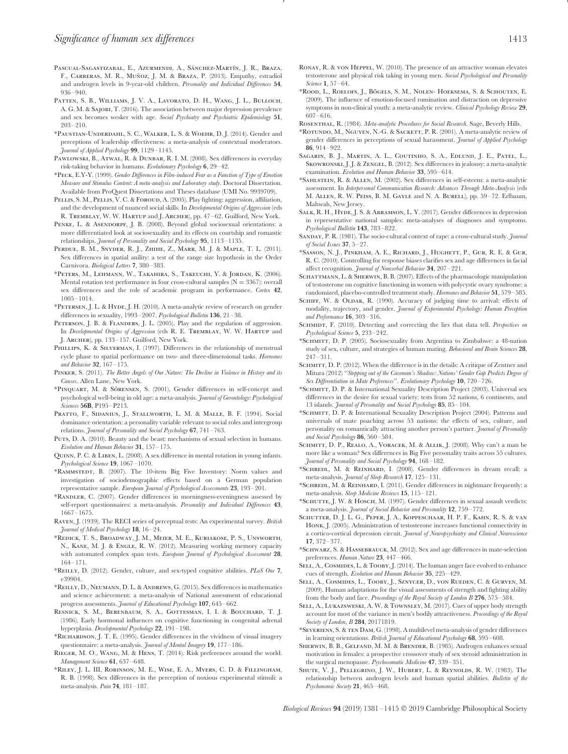Pascual-Sagastizabal, E., Azurmendi, A., Sánchez-Martín, J. R., Braza, F., Carreras, M. R., Muñoz, J. M. & Braza, P. (2013). Empathy, estradiol and androgen levels in 9-year-old children. *Personality and Individual Differences* **54**, 936–940.

Patten, S. B., Williams, J. V. A., Lavorato, D. H., Wang, J. L., Bulloch, A. G. M. & Sajobi, T. (2016). The association between major depression prevalence and sex becomes wesker with age. *Social Psychiatry and Psychiatric Epidemiology* **51**, 203–210.

*Paustian-Underdahl, S. C., Walker, L. S. & Woehr, D. J. (2014). Gender and perceptions of leadership effectiveness: a meta-analysis of contextual moderators. *Journal of Applied Psychology* **99**, 1129–1145.

Pawlowski, B., Atwal, R. & Dunbar, R. I. M. (2008). Sex differences in everyday risk-taking behavior in humans. *Evolutionary Psychology* **6**, 29–42.

*Peck, E.Y-Y. (1999). *Gender Differences in Film-induced Fear as a Function of Type of Emotion Measure and Stimulus Content: A meta-analysis and Laboratory study*. Doctoral Dissertation. Available from ProQuest Dissertations and Theses database (UMI No. 9939709).

Pellis, S. M., Pellis, V. C. & Foroud, A. (2005). Play fighting: aggression, affiliation, and the development of nuanced social skills. In *Developmental Origins of Aggression* (eds R. Tremblay, W. W. Hartup and J. Archer), pp. 47–62. Guilford, New York.

Penke, L. & Asendorpf, J. B. (2008). Beyond global sociosexual orientations: a more differentiated look at sociosexuality and its effects on courtship and romantic relationships. *Journal of Personality and Social Psychology* **95**, 1113–1135.

Perdue, B. M., Snyder, R. J., Zhihe, Z., Marr, M. J. & Maple, T. L. (2011). Sex differences in spatial anility: a test of the range size hypothesis in the Order Carnivora. *Biological Letters* **7**, 380–383.

*Peters, M., Lehmann, W., Takahira, S., Takeuchi, Y. & Jordan, K. (2006). Mental rotation test performance in four cross-cultural samples (N = 3367): overall sex differences and the role of academic program in performance. *Cortex* **42**, 1005–1014.

*Petersen, J. L. & Hyde, J. H. (2010). A meta-analytic review of research on gender differences in sexuality, 1993–2007. *Psychological Bulletin* **136**, 21–38.

Peterson, J. B. & Flanders, J. L. (2005). Play and the regulation of aggression. In *Developmental Origins of Aggression* (eds R. E. Tremblay, W. W. Hartup and J. Archer), pp. 133–157. Guilford, New York.

Phillips, K. & Silverman, I. (1997). Differences in the relationship of menstrual cycle phase to spatial performance on two- and three-dimensional tasks. *Hormones and Behavior* **32**, 167–175.

Pinker, S. (2011). *The Better Angels of Our Nature: The Decline in Violence in History and its Causes*. Allen Lane, New York.

*Pinquart, M. & Sörensen, S. (2001). Gender differences in self-concept and psychological well-being in old age: a meta-analysis. *Journal of Gerontology: Psychological Sciences* **56B**, P195–P213.

Pratto, F., Sidanius, J., Stallworth, L. M. & Malle, B. F. (1994). Social dominance orientation: a personality variable relevant to social roles and intergroup relations. *Journal of Personality and Social Psychology* **67**, 741–763.

Puts, D. A. (2010). Beauty and the beast: mechanisms of sexual selection in humans. *Evolution and Human Behavior* **31**, 157–175.

Quinn, P. C. & Liben, L. (2008). A sex difference in mental rotation in young infants. *Psychological Science* **19**, 1067–1070.

*Rammstedt, B. (2007). The 10-item Big Five Inventory: Norm values and investigation of sociodemographic effects based on a German population representative sample. *European Journal of Psychological Assessments* **23**, 193–201.

*Randler, C. (2007). Gender differences in morningness-eveningness assessed by self-report questionnaires: a meta-analysis. *Personality and Individual Differences* **43**, 1667–1675.

Raven, J. (1939). The RECI series of perceptual tests: An experimental survey. *British Journal of Medical Psychology* **18**, 16–24.

*Redick, T. S., Broadway, J. M., Meier, M. E., Kuriakose, P. S., Unsworth, N., Kane, M. J. & Engle, R. W. (2012). Measuring working memory capacity with automated complex span tests. *European Journal of Psychological Assessment* **28**, 164–171.

*Reilly, D. (2012). Gender, culture, and sex-typed cognitive abilities. *PLoS One* **7**, e39904.

*Reilly, D., Neumann, D. L. & Andrews, G. (2015). Sex differences in mathematics and science achievement: a meta-analysis of National assessment of educational progress assessments. *Journal of Educational Psychology* **107**, 645–662.

Resnick, S. M., Berenbaum, S. A., Gottesman, I. I. & Bouchard, T. J. (1986). Early hormonal influences on cognitive functioning in congenital adrenal hyperplasia. *Developmental Psychology* **22**, 191–198.

*Richardson, J. T. E. (1995). Gender differences in the vividness of visual imagery questionnaire: a meta-analysis. *Journal of Mental Imagery* **19**, 177–186.

Rieger, M. O., Wang, M. & Hens, T. (2014). Risk preferences around the world. *Management Science* **61**, 637–648.

*Riley, J. L. III, Robinson, M. E., Wise, E. A., Myers, C. D. & Fillingham, R. B. (1998). Sex differences in the perception of noxious experimental stimuli: a meta-analysis. *Pain* **74**, 181–187.

Ronay, R. & von Heppel, W. (2010). The presence of an attractive woman elevates testosterone and physical risk taking in young men. *Social Psychological and Personality Science* **1**, 57–64.

*Rood, L., Roelofs, J., Bögels, S. M., Nolen- Hoeksema, S. & Schouten, E. (2009). The influence of emotion-focused rumination and distraction on depressive symptoms in non-clinical youth: a meta-analytic review. *Clinical Psychology Review* **29**, 607–616.

Rosenthal, R. (1984). *Meta-analytic Procedures for Social Research*. Sage, Beverly Hills.

*Rotundo, M., Nguyen, N.-G. & Sackett, P. R. (2001). A meta-analytic review of gender differences in perceptions of sexual harassment. *Journal of Applied Psychology* **86**, 914–922.

Sagarin, B. J., Martin, A. L., Coutinho, S. A., Edlund, J. E., Patel, L., Skowronski, J. J. & Zengel, B. (2012). Sex differences in jealousy: a meta-analytic examination. *Evolution and Human Behavior* **33**, 595–614.

*Sahlstein, R. & Allen, M. (2002). Sex differences in self-esteem: a meta-analytic assessment. In *Interpersonal Communication Research: Advances Through Meta-Analysis* (eds M. Allen, R. W. Preiss, B. M. Gayle and N. A. Burell), pp. 59–72. Erlbaum, Mahwah, New Jersey.

Salk, R. H., Hyde, J. S. & Abramson, L. Y. (2017). Gender differences in depression in representative national samples: meta-analyses of diagnoses and symptoms. *Psychological Bulletin* **143**, 783–822.

Sanday, P. R. (1981). The socio-cultural context of rape: a cross-cultural study. *Journal of Social Issues* **37**, 5–27.

*Sasson, N. J., Pinkham, A. E., Richard, J., Hughett, P., Gur, R. E. & Gur, R. C. (2010). Controlling for response biases clarifies sex and age differences in facial affect recognition. *Journal of Nonverbal Behavior* **34**, 207–221.

Schattmann, L. & Sherwin, B. B. (2007). Effects of the pharmacologic manipulation of testosterone on cognitive functioning in women with polycystic ovary syndrome: a randomized, placebo-controlled treatment study. *Hormones and Behavior* **51**, 579–585.

Schiff, W. & Oldak, R. (1990). Accuracy of judging time to arrival: effects of modality, trajectory, and gender. *Journal of Experimental Psychology: Human Perception and Performance* **16**, 303–316.

Schmidt, F. (2010). Detecting and correcting the lies that data tell. *Perspectives on Psychological Science* **5**, 233–242.

*Schmitt, D. P. (2005). Sociosexuality from Argentina to Zimbabwe: a 48-nation study of sex, culture, and strategies of human mating. *Behavioral and Brain Sciences* **28**, 247–311.

Schmitt, D. P. (2012). When the difference is in the details: A critique of Zentner and Mitura (2012) "*Stepping out of the Caveman's Shadow: Nations' Gender Gap Predicts Degree of Sex Differentiation in Mate Preferences*". *Evolutionary Psychology* **10**, 720–726.

*Schmitt, D. P. & International Sexuality Description Project (2003). Universal sex differences in the desire for sexual variety: tests from 52 nations, 6 continents, and 13 islands. *Journal of Personality and Social Psychology* **85**, 85–104.

*Schmitt, D. P. & International Sexuality Description Project (2004). Patterns and universals of mate poaching across 53 nations: the effects of sex, culture, and personality on romantically attracting another person's partner. *Journal of Personality and Social Psychology* **86**, 560–584.

Schmitt, D. P., Realo, A., Voracek, M. & Allik, J. (2008). Why can't a man be more like a woman? Sex differences in Big Five personality traits across 55 cultures. *Journal of Personality and Social Psychology* **94**, 168–182.

*Schredl, M. & Reinhard, I. (2008). Gender differences in dream recall: a meta-analysis. *Journal of Sleep Research* **17**, 125–131.

*Schredl, M. & Reinhard, I. (2011). Gender differences in nightmare frequently: a meta-analysis. *Sleep Medicine Reviews* **15**, 115–121.

*Schutte, J. W. & Hosch, M. (1997). Gender differences in sexual assault verdicts: a meta-analysis. *Journal of Social Behavior and Personality* **12**, 759–772.

Schutter, D. J. L. G., Peper, J. A., Koppeschaar, H. P. F., Kahn, R. S. & van Honk, J. (2005). Administration of testosterone increases functional connectivity in a cortico-cortical depression circuit. *Journal of Neuropsychiatry and Clinical Neuroscience* **17**, 372–377.

*Schwarz, S. & Hassebrauck, M. (2012). Sex and age differences in mate-selection preferences. *Human Nature* **23**, 447–466.

Sell, A., Cosmides, L. & Tooby, J. (2014). The human anger face evolved to enhance cues of strength. *Evolution and Human Behavior* **35**, 225–429.

Sell, A., Cosmides, L., Tooby, J., Sznycer, D., von Rueden, C. & Gurven, M. (2009). Human adaptations for the visual assessments of strength and fighting ability from the body and face. *Proceedings of the Royal Society of London B* **276**, 575–584.

Sell, A., Lukazsweski, A. W. & Townsley, M. (2017). Cues of upper body strength account for most of the variance in men's bodily attractiveness. *Proceedings of the Royal Society of London, B* **284**, 20171819.

*Severiens, S. & ten Dam, G. (1998). A multilevel meta-analysis of gender differences in learning orientations. *British Journal of Educational Psychology* **68**, 595–608.

Sherwin, B. B., Gelfand, M. M. & Brender, B. (1985). Androgen enhances sexual motivation in females: a prospective crossover study of sex steroid administration in the surgical menopause. *Psychosomatic Medicine* **47**, 339–351.

Shute, V. J., Pellegrino, J. W., Hubert, L. & Reynolds, R. W. (1983). The relationship between androgen levels and human spatial abilities. *Bulletin of the Psychonomic Society* **21**, 465–468.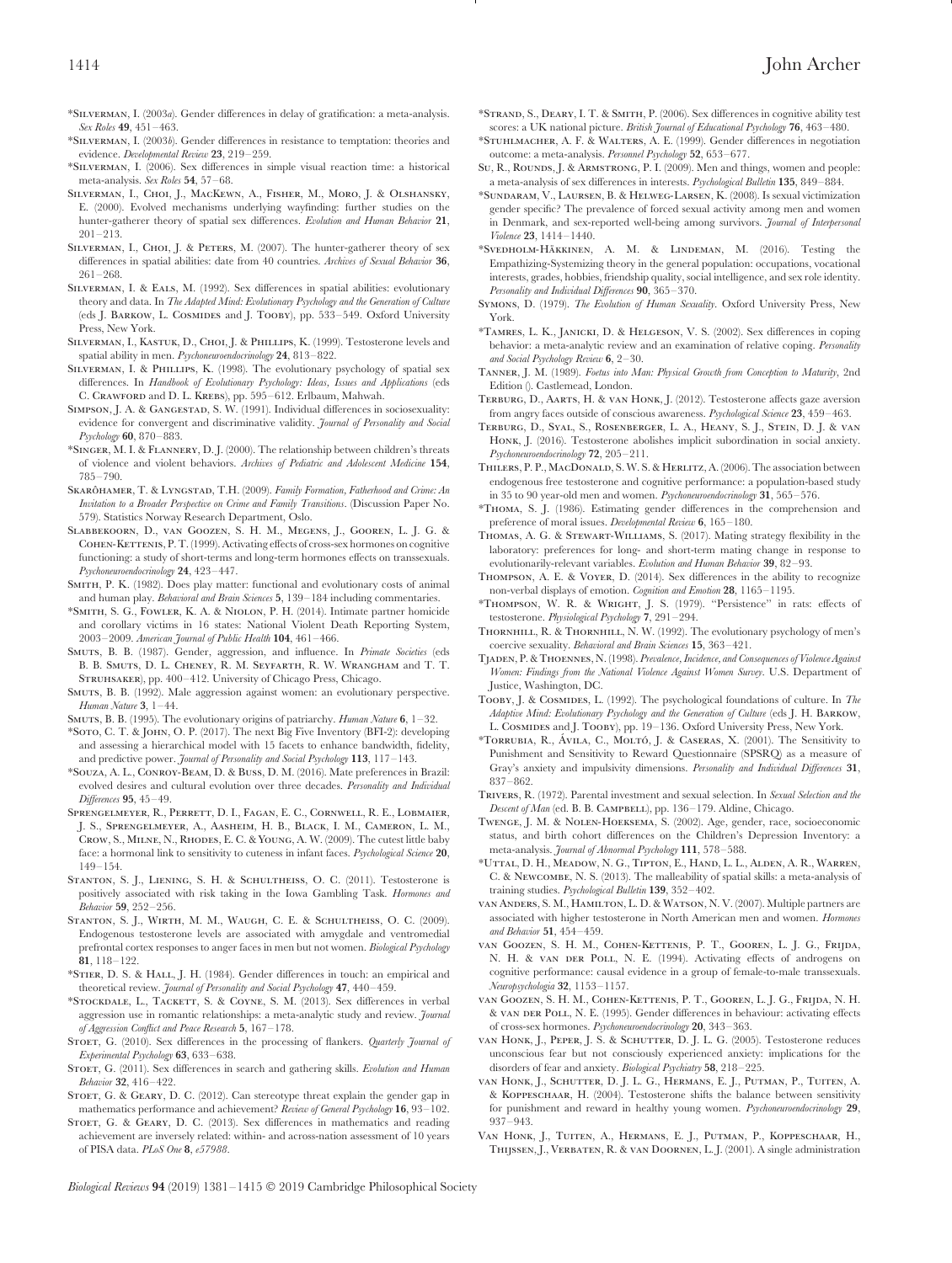*Silverman, I. (2003*a*). Gender differences in delay of gratification: a meta-analysis. *Sex Roles* **49**, 451–463.

*Silverman, I. (2003*b*). Gender differences in resistance to temptation: theories and evidence. *Developmental Review* **23**, 219–259.

*Silverman, I. (2006). Sex differences in simple visual reaction time: a historical meta-analysis. *Sex Roles* **54**, 57–68.

Silverman, I., Choi, J., MacKewn, A., Fisher, M., Moro, J. & Olshansky, E. (2000). Evolved mechanisms underlying wayfinding: further studies on the hunter-gatherer theory of spatial sex differences. *Evolution and Human Behavior* **21**, 201–213.

Silverman, I., Choi, J. & Peters, M. (2007). The hunter-gatherer theory of sex differences in spatial abilities: date from 40 countries. *Archives of Sexual Behavior* **36**, 261–268.

Silverman, I. & Eals, M. (1992). Sex differences in spatial abilities: evolutionary theory and data. In *The Adapted Mind: Evolutionary Psychology and the Generation of Culture* (eds J. Barkow, L. Cosmides and J. Tooby), pp. 533–549. Oxford University Press, New York.

Silverman, I., Kastuk, D., Choi, J. & Phillips, K. (1999). Testosterone levels and spatial ability in men. *Psychoneuroendocrinology* **24**, 813–822.

Silverman, I. & Phillips, K. (1998). The evolutionary psychology of spatial sex differences. In *Handbook of Evolutionary Psychology: Ideas, Issues and Applications* (eds C. Crawford and D. L. Krebs), pp. 595–612. Erlbaum, Mahwah.

Simpson, J. A. & Gangestad, S. W. (1991). Individual differences in sociosexuality: evidence for convergent and discriminative validity. *Journal of Personality and Social Psychology* **60**, 870–883.

*Singer, M. I. & Flannery, D. J. (2000). The relationship between children's threats of violence and violent behaviors. *Archives of Pediatric and Adolescent Medicine* **154**, 785–790.

Skarðhamer, T. & Lyngstad, T.H. (2009). *Family Formation, Fatherhood and Crime: An Invitation to a Broader Perspective on Crime and Family Transitions*. (Discussion Paper No. 579). Statistics Norway Research Department, Oslo.

Slabbekoorn, D., van Goozen, S. H. M., Megens, J., Gooren, L. J. G. & Cohen-Kettenis, P. T. (1999). Activating effects of cross-sex hormones on cognitive functioning: a study of short-terms and long-term hormones effects on transsexuals. *Psychoneuroendocrinology* **24**, 423–447.

Smith, P. K. (1982). Does play matter: functional and evolutionary costs of animal and human play. *Behavioral and Brain Sciences* **5**, 139–184 including commentaries.

*Smith, S. G., Fowler, K. A. & Niolon, P. H. (2014). Intimate partner homicide and corollary victims in 16 states: National Violent Death Reporting System, 2003–2009. *American Journal of Public Health* **104**, 461–466.

Smuts, B. B. (1987). Gender, aggression, and influence. In *Primate Societies* (eds B. B. Smuts, D. L. Cheney, R. M. Seyfarth, R. W. Wrangham and T. T. Struhsaker), pp. 400–412. University of Chicago Press, Chicago.

Smuts, B. B. (1992). Male aggression against women: an evolutionary perspective. *Human Nature* **3**, 1–44.

Smuts, B. B. (1995). The evolutionary origins of patriarchy. *Human Nature* **6**, 1–32.

*Soto, C. T. & John, O. P. (2017). The next Big Five Inventory (BFI-2): developing and assessing a hierarchical model with 15 facets to enhance bandwidth, fidelity, and predictive power. *Journal of Personality and Social Psychology* **113**, 117–143.

*Souza, A. L., Conroy-Beam, D. & Buss, D. M. (2016). Mate preferences in Brazil: evolved desires and cultural evolution over three decades. *Personality and Individual Differences* **95**, 45–49.

Sprengelmeyer, R., Perrett, D. I., Fagan, E. C., Cornwell, R. E., Lobmaier, J. S., Sprengelmeyer, A., Aasheim, H. B., Black, I. M., Cameron, L. M., Crow, S., Milne, N., Rhodes, E. C. & Young, A. W. (2009). The cutest little baby face: a hormonal link to sensitivity to cuteness in infant faces. *Psychological Science* **20**, 149–154.

Stanton, S. J., Liening, S. H. & Schultheiss, O. C. (2011). Testosterone is positively associated with risk taking in the Iowa Gambling Task. *Hormones and Behavior* **59**, 252–256.

Stanton, S. J., Wirth, M. M., Waugh, C. E. & Schultheiss, O. C. (2009). Endogenous testosterone levels are associated with amygdale and ventromedial prefrontal cortex responses to anger faces in men but not women. *Biological Psychology* **81**, 118–122.

*Stier, D. S. & Hall, J. H. (1984). Gender differences in touch: an empirical and theoretical review. *Journal of Personality and Social Psychology* **47**, 440–459.

*Stockdale, L., Tackett, S. & Coyne, S. M. (2013). Sex differences in verbal aggression use in romantic relationships: a meta-analytic study and review. *Journal of Aggression Conflict and Peace Research* **5**, 167–178.

Stoet, G. (2010). Sex differences in the processing of flankers. *Quarterly Journal of Experimental Psychology* **63**, 633–638.

Stoet, G. (2011). Sex differences in search and gathering skills. *Evolution and Human Behavior* **32**, 416–422.

Stoet, G. & Geary, D. C. (2012). Can stereotype threat explain the gender gap in mathematics performance and achievement? *Review of General Psychology* **16**, 93–102.

Stoet, G. & Geary, D. C. (2013). Sex differences in mathematics and reading achievement are inversely related: within- and across-nation assessment of 10 years of PISA data. *PLoS One* **8**, *e57988*.

*Strand, S., Deary, I. T. & Smith, P. (2006). Sex differences in cognitive ability test scores: a UK national picture. *British Journal of Educational Psychology* **76**, 463–480.

*Stuhlmacher, A. F. & Walters, A. E. (1999). Gender differences in negotiation outcome: a meta-analysis. *Personnel Psychology* **52**, 653–677.

Su, R., Rounds, J. & Armstrong, P. I. (2009). Men and things, women and people: a meta-analysis of sex differences in interests. *Psychological Bulletin* **135**, 849–884.

*Sundaram, V., Laursen, B. & Helweg-Larsen, K. (2008). Is sexual victimization gender specific? The prevalence of forced sexual activity among men and women in Denmark, and sex-reported well-being among survivors. *Journal of Interpersonal Violence* **23**, 1414–1440.

*Svedholm-Häkkinen, A. M. & Lindeman, M. (2016). Testing the Empathizing-Systemizing theory in the general population: occupations, vocational interests, grades, hobbies, friendship quality, social intelligence, and sex role identity. *Personality and Individual Differences* **90**, 365–370.

Symons, D. (1979). *The Evolution of Human Sexuality*. Oxford University Press, New York.

*Tamres, L. K., Janicki, D. & Helgeson, V. S. (2002). Sex differences in coping behavior: a meta-analytic review and an examination of relative coping. *Personality and Social Psychology Review* **6**, 2–30.

Tanner, J. M. (1989). *Foetus into Man: Physical Growth from Conception to Maturity*, 2nd Edition (). Castlemead, London.

Terburg, D., Aarts, H. & van Honk, J. (2012). Testosterone affects gaze aversion from angry faces outside of conscious awareness. *Psychological Science* **23**, 459–463.

Terburg, D., Syal, S., Rosenberger, L. A., Heany, S. J., Stein, D. J. & van Honk, J. (2016). Testosterone abolishes implicit subordination in social anxiety. *Psychoneuroendocrinology* **72**, 205–211.

Thilers, P. P., MacDonald, S. W. S. & Herlitz, A. (2006). The association between endogenous free testosterone and cognitive performance: a population-based study in 35 to 90 year-old men and women. *Psychoneuroendocrinology* **31**, 565–576.

*Thoma, S. J. (1986). Estimating gender differences in the comprehension and preference of moral issues. *Developmental Review* **6**, 165–180.

Thomas, A. G. & Stewart-Williams, S. (2017). Mating strategy flexibility in the laboratory: preferences for long- and short-term mating change in response to evolutionarily-relevant variables. *Evolution and Human Behavior* **39**, 82–93.

Thompson, A. E. & Voyer, D. (2014). Sex differences in the ability to recognize non-verbal displays of emotion. *Cognition and Emotion* **28**, 1165–1195.

*Thompson, W. R. & Wright, J. S. (1979). "Persistence" in rats: effects of testosterone. *Physiological Psychology* **7**, 291–294.

Thornhill, R. & Thornhill, N. W. (1992). The evolutionary psychology of men's coercive sexuality. *Behavioral and Brain Sciences* **15**, 363–421.

Tjaden, P. & Thoennes, N. (1998). *Prevalence, Incidence, and Consequences of Violence Against Women: Findings from the National Violence Against Women Survey*. U.S. Department of Justice, Washington, DC.

Tooby, J. & Cosmides, L. (1992). The psychological foundations of culture. In *The Adaptive Mind: Evolutionary Psychology and the Generation of Culture* (eds J. H. Barkow, L. Cosmides and J. Tooby), pp. 19–136. Oxford University Press, New York.

*Torrubia, R., Ávila, C., Moltó, J. & Caseras, X. (2001). The Sensitivity to Punishment and Sensitivity to Reward Questionnaire (SPSRQ) as a measure of Gray's anxiety and impulsivity dimensions. *Personality and Individual Differences* **31**, 837–862.

Trivers, R. (1972). Parental investment and sexual selection. In *Sexual Selection and the Descent of Man* (ed. B. B. Campbell), pp. 136–179. Aldine, Chicago.

Twenge, J. M. & Nolen-Hoeksema, S. (2002). Age, gender, race, socioeconomic status, and birth cohort differences on the Children's Depression Inventory: a meta-analysis. *Journal of Abnormal Psychology* **111**, 578–588.

*Uttal, D. H., Meadow, N. G., Tipton, E., Hand, L. L., Alden, A. R., Warren, C. & Newcombe, N. S. (2013). The malleability of spatial skills: a meta-analysis of training studies. *Psychological Bulletin* **139**, 352–402.

van Anders, S. M., Hamilton, L. D. & Watson, N. V. (2007). Multiple partners are associated with higher testosterone in North American men and women. *Hormones and Behavior* **51**, 454–459.

van Goozen, S. H. M., Cohen-Kettenis, P. T., Gooren, L. J. G., Frijda, N. H. & van der Poll, N. E. (1994). Activating effects of androgens on cognitive performance: causal evidence in a group of female-to-male transsexuals. *Neuropsychologia* **32**, 1153–1157.

van Goozen, S. H. M., Cohen-Kettenis, P. T., Gooren, L. J. G., Frijda, N. H. & van der Poll, N. E. (1995). Gender differences in behaviour: activating effects of cross-sex hormones. *Psychoneuroendocrinology* **20**, 343–363.

van Honk, J., Peper, J. S. & Schutter, D. J. L. G. (2005). Testosterone reduces unconscious fear but not consciously experienced anxiety: implications for the disorders of fear and anxiety. *Biological Psychiatry* **58**, 218–225.

van Honk, J., Schutter, D. J. L. G., Hermans, E. J., Putman, P., Tuiten, A. & Koppeschaar, H. (2004). Testosterone shifts the balance between sensitivity for punishment and reward in healthy young women. *Psychoneuroendocrinology* **29**, 937–943.

Van Honk, J., Tuiten, A., Hermans, E. J., Putman, P., Koppeschaar, H., Thijssen, J., Verbaten, R. & van Doornen, L. J. (2001). A single administration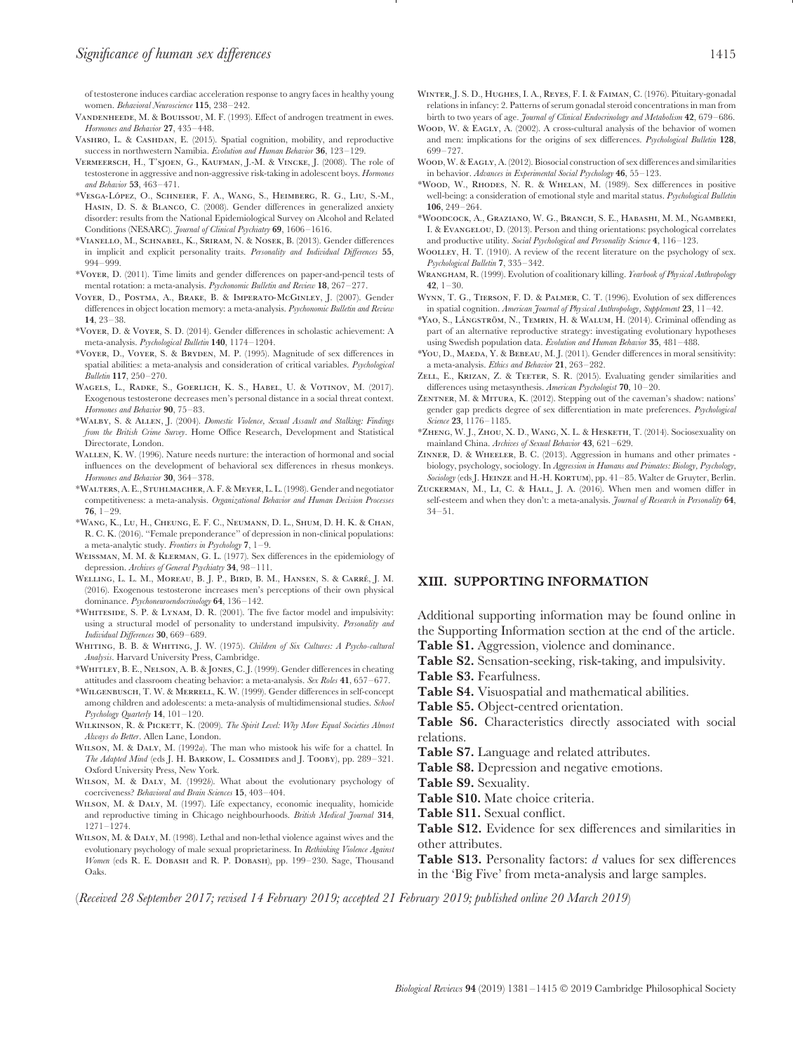of testosterone induces cardiac acceleration response to angry faces in healthy young women. *Behavioral Neuroscience* **115**, 238–242.

Vandenheede, M. & Bouissou, M. F. (1993). Effect of androgen treatment in ewes. *Hormones and Behavior* **27**, 435–448.

Vashro, L. & Cashdan, E. (2015). Spatial cognition, mobility, and reproductive success in northwestern Namibia. *Evolution and Human Behavior* **36**, 123–129.

Vermeersch, H., T'sjoen, G., Kaufman, J.-M. & Vincke, J. (2008). The role of testosterone in aggressive and non-aggressive risk-taking in adolescent boys. *Hormones and Behavior* **53**, 463–471.

*Vesga-López, O., Schneier, F. A., Wang, S., Heimberg, R. G., Liu, S.-M., Hasin, D. S. & Blanco, C. (2008). Gender differences in generalized anxiety disorder: results from the National Epidemiological Survey on Alcohol and Related Conditions (NESARC). *Journal of Clinical Psychiatry* **69**, 1606–1616.

*Vianello, M., Schnabel, K., Sriram, N. & Nosek, B. (2013). Gender differences in implicit and explicit personality traits. *Personality and Individual Differences* **55**, 994–999.

*Voyer, D. (2011). Time limits and gender differences on paper-and-pencil tests of mental rotation: a meta-analysis. *Psychonomic Bulletin and Review* **18**, 267–277.

Voyer, D., Postma, A., Brake, B. & Imperato-McGinley, J. (2007). Gender differences in object location memory: a meta-analysis. *Psychonomic Bulletin and Review* **14**, 23–38.

*Voyer, D. & Voyer, S. D. (2014). Gender differences in scholastic achievement: A meta-analysis. *Psychological Bulletin* **140**, 1174–1204.

*Voyer, D., Voyer, S. & Bryden, M. P. (1995). Magnitude of sex differences in spatial abilities: a meta-analysis and consideration of critical variables. *Psychological Bulletin* **117**, 250–270.

Wagels, L., Radke, S., Goerlich, K. S., Habel, U. & Votinov, M. (2017). Exogenous testosterone decreases men's personal distance in a social threat context. *Hormones and Behavior* **90**, 75–83.

*Walby, S. & Allen, J. (2004). *Domestic Violence, Sexual Assault and Stalking: Findings from the British Crime Survey*. Home Office Research, Development and Statistical Directorate, London.

Wallen, K. W. (1996). Nature needs nurture: the interaction of hormonal and social influences on the development of behavioral sex differences in rhesus monkeys. *Hormones and Behavior* **30**, 364–378.

*Walters, A. E., Stuhlmacher, A. F. & Meyer, L. L. (1998). Gender and negotiator competitiveness: a meta-analysis. *Organizational Behavior and Human Decision Processes* **76**, 1–29.

*Wang, K., Lu, H., Cheung, E. F. C., Neumann, D. L., Shum, D. H. K. & Chan, R. C. K. (2016). "Female preponderance" of depression in non-clinical populations: a meta-analytic study. *Frontiers in Psychology* **7**, 1–9.

Weissman, M. M. & Klerman, G. L. (1977). Sex differences in the epidemiology of depression. *Archives of General Psychiatry* **34**, 98–111.

Welling, L. L. M., Moreau, B. J. P., Bird, B. M., Hansen, S. & Carré, J. M. (2016). Exogenous testosterone increases men's perceptions of their own physical dominance. *Psychoneuroendocrinology* **64**, 136–142.

*Whiteside, S. P. & Lynam, D. R. (2001). The five factor model and impulsivity: using a structural model of personality to understand impulsivity. *Personality and Individual Differences* **30**, 669–689.

Whiting, B. B. & Whiting, J. W. (1975). *Children of Six Cultures: A Psycho-cultural Analysis*. Harvard University Press, Cambridge.

*Whitley, B. E., Nelson, A. B. & Jones, C. J. (1999). Gender differences in cheating attitudes and classroom cheating behavior: a meta-analysis. *Sex Roles* **41**, 657–677.

*Wilgenbusch, T. W. & Merrell, K. W. (1999). Gender differences in self-concept among children and adolescents: a meta-analysis of multidimensional studies. *School Psychology Quarterly* **14**, 101–120.

Wilkinson, R. & Pickett, K. (2009). *The Spirit Level: Why More Equal Societies Almost Always do Better*. Allen Lane, London.

Wilson, M. & Daly, M. (1992*a*). The man who mistook his wife for a chattel. In *The Adapted Mind* (eds J. H. Barkow, L. Cosmides and J. Tooby), pp. 289–321. Oxford University Press, New York.

Wilson, M. & Daly, M. (1992*b*). What about the evolutionary psychology of coerciveness? *Behavioral and Brain Sciences* **15**, 403–404.

Wilson, M. & Daly, M. (1997). Life expectancy, economic inequality, homicide and reproductive timing in Chicago neighbourhoods. *British Medical Journal* **314**, 1271–1274.

Wilson, M. & Daly, M. (1998). Lethal and non-lethal violence against wives and the evolutionary psychology of male sexual proprietariness. In *Rethinking Violence Against Women* (eds R. E. Dobash and R. P. Dobash), pp. 199–230. Sage, Thousand Oaks.

Winter, J. S. D., Hughes, I. A., Reyes, F. I. & Faiman, C. (1976). Pituitary-gonadal relations in infancy: 2. Patterns of serum gonadal steroid concentrations in man from birth to two years of age. *Journal of Clinical Endocrinology and Metabolism* **42**, 679–686.

Wood, W. & Eagly, A. (2002). A cross-cultural analysis of the behavior of women and men: implications for the origins of sex differences. *Psychological Bulletin* **128**, 699–727.

Wood, W. & Eagly, A. (2012). Biosocial construction of sex differences and similarities in behavior. *Advances in Experimental Social Psychology* **46**, 55–123.

*Wood, W., Rhodes, N. R. & Whelan, M. (1989). Sex differences in positive well-being: a consideration of emotional style and marital status. *Psychological Bulletin* **106**, 249–264.

*Woodcock, A., Graziano, W. G., Branch, S. E., Habashi, M. M., Ngambeki, I. & Evangelou, D. (2013). Person and thing orientations: psychological correlates and productive utility. *Social Psychological and Personality Science* **4**, 116–123.

Woolley, H. T. (1910). A review of the recent literature on the psychology of sex. *Psychological Bulletin* **7**, 335–342.

Wrangham, R. (1999). Evolution of coalitionary killing. *Yearbook of Physical Anthropology* **42**, 1–30.

Wynn, T. G., Tierson, F. D. & Palmer, C. T. (1996). Evolution of sex differences in spatial cognition. *American Journal of Physical Anthropology, Supplement* **23**, 11–42.

*Yao, S., Långström, N., Temrin, H. & Walum, H. (2014). Criminal offending as part of an alternative reproductive strategy: investigating evolutionary hypotheses using Swedish population data. *Evolution and Human Behavior* **35**, 481–488.

*You, D., Maeda, Y. & Bebeau, M. J. (2011). Gender differences in moral sensitivity: a meta-analysis. *Ethics and Behavior* **21**, 263–282.

Zell, E., Krizan, Z. & Teeter, S. R. (2015). Evaluating gender similarities and differences using metasynthesis. *American Psychologist* **70**, 10–20.

Zentner, M. & Mitura, K. (2012). Stepping out of the caveman's shadow: nations' gender gap predicts degree of sex differentiation in mate preferences. *Psychological Science* **23**, 1176–1185.

*Zheng, W. J., Zhou, X. D., Wang, X. L. & Hesketh, T. (2014). Sociosexuality on mainland China. *Archives of Sexual Behavior* **43**, 621–629.

Zinner, D. & Wheeler, B. C. (2013). Aggression in humans and other primates - biology, psychology, sociology. In *Aggression in Humans and Primates: Biology, Psychology, Sociology* (eds J. Heinze and H.-H. Kortum), pp. 41–85. Walter de Gruyter, Berlin.

Zuckerman, M., Li, C. & Hall, J. A. (2016). When men and women differ in self-esteem and when they don't: a meta-analysis. *Journal of Research in Personality* **64**, 34–51.

## XIII. SUPPORTING INFORMATION

Additional supporting information may be found online in the Supporting Information section at the end of the article.

**Table S1.** Aggression, violence and dominance.

**Table S2.** Sensation-seeking, risk-taking, and impulsivity.

**Table S3.** Fearfulness.

**Table S4.** Visuospatial and mathematical abilities.

**Table S5.** Object-centred orientation.

**Table S6.** Characteristics directly associated with social relations.

**Table S7.** Language and related attributes.

**Table S8.** Depression and negative emotions.

**Table S9.** Sexuality.

**Table S10.** Mate choice criteria.

**Table S11.** Sexual conflict.

**Table S12.** Evidence for sex differences and similarities in other attributes.

**Table S13.** Personality factors: *d* values for sex differences in the 'Big Five' from meta-analysis and large samples.

(*Received 28 September 2017; revised 14 February 2019; accepted 21 February 2019; published online 20 March 2019*)